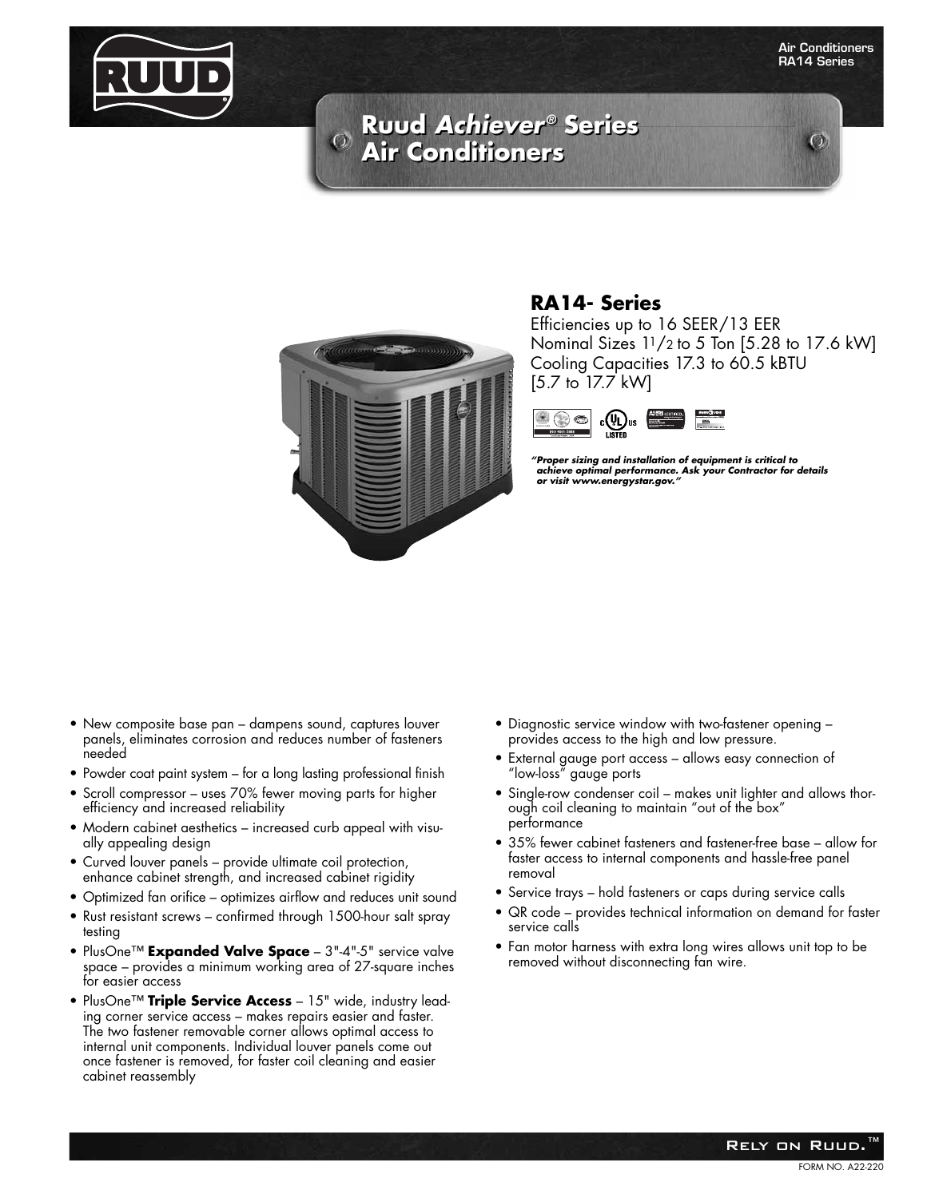# Ruud *Achiever®* Series Air Conditioners

## RA14- Series

Efficiencies up to 16 SEER/13 EER
Nominal Sizes 1 1/2 to 5 Ton [5.28 to 17.6 kW]
Cooling Capacities 17.3 to 60.5 kBTU
[5.7 to 17.7 kW]

***"Proper sizing and installation of equipment is critical to achieve optimal performance. Ask your Contractor for details or visit www.energystar.gov."***

- New composite base pan – dampens sound, captures louver panels, eliminates corrosion and reduces number of fasteners needed
- Powder coat paint system – for a long lasting professional finish
- Scroll compressor – uses 70% fewer moving parts for higher efficiency and increased reliability
- Modern cabinet aesthetics – increased curb appeal with visually appealing design
- Curved louver panels – provide ultimate coil protection, enhance cabinet strength, and increased cabinet rigidity
- Optimized fan orifice – optimizes airflow and reduces unit sound
- Rust resistant screws – confirmed through 1500-hour salt spray testing
- PlusOne™ **Expanded Valve Space** – 3"-4"-5" service valve space – provides a minimum working area of 27-square inches for easier access
- PlusOne™ **Triple Service Access** – 15" wide, industry leading corner service access – makes repairs easier and faster. The two fastener removable corner allows optimal access to internal unit components. Individual louver panels come out once fastener is removed, for faster coil cleaning and easier cabinet reassembly
- Diagnostic service window with two-fastener opening – provides access to the high and low pressure.
- External gauge port access – allows easy connection of "low-loss" gauge ports
- Single-row condenser coil – makes unit lighter and allows thorough coil cleaning to maintain "out of the box" performance
- 35% fewer cabinet fasteners and fastener-free base – allow for faster access to internal components and hassle-free panel removal
- Service trays – hold fasteners or caps during service calls
- QR code – provides technical information on demand for faster service calls
- Fan motor harness with extra long wires allows unit top to be removed without disconnecting fan wire.

RELY ON RUUD.™

FORM NO. A22-220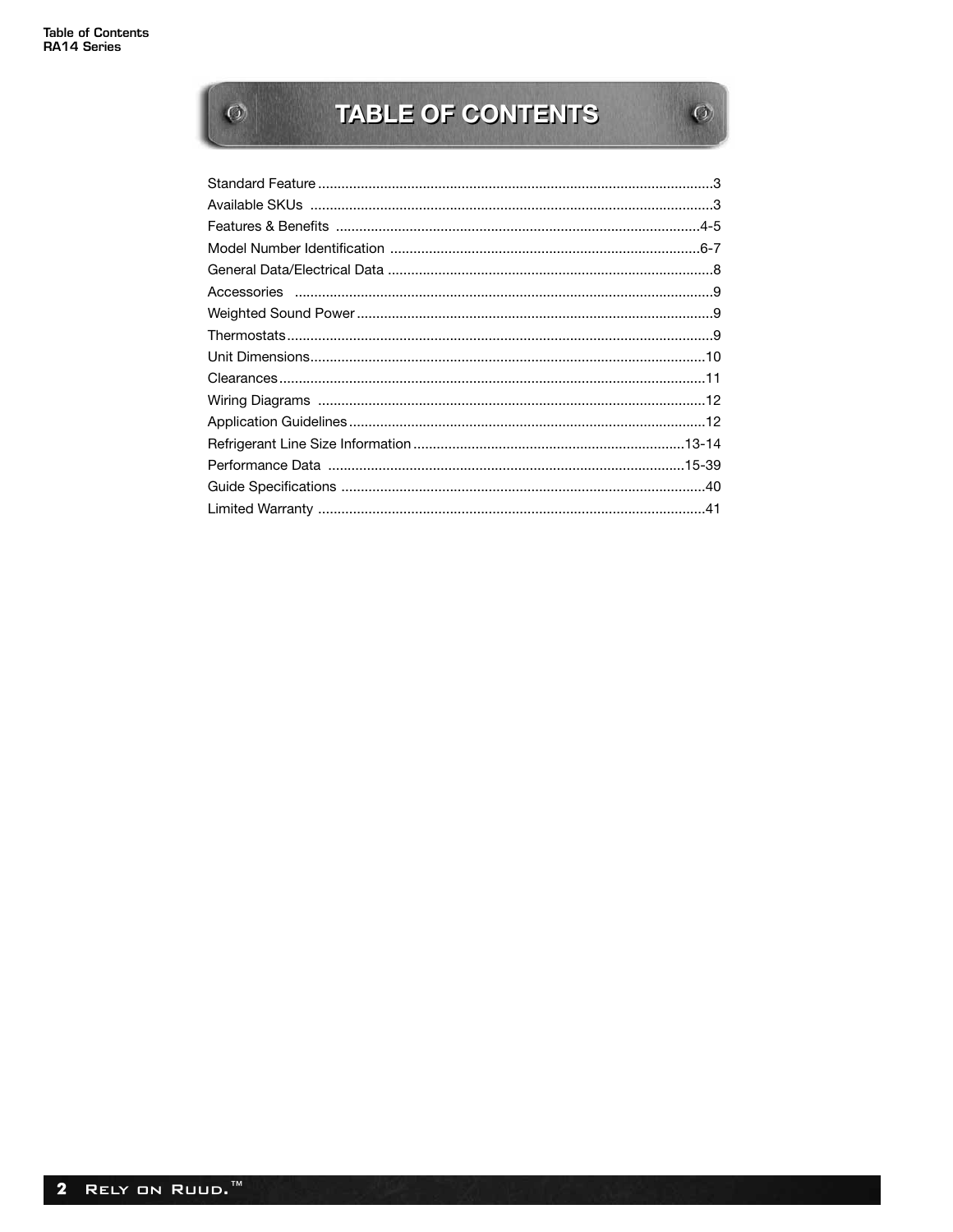# TABLE OF CONTENTS

| Section | Page |
|---|---|
| Standard Feature | 3 |
| Available SKUs | 3 |
| Features & Benefits | 4-5 |
| Model Number Identification | 6-7 |
| General Data/Electrical Data | 8 |
| Accessories | 9 |
| Weighted Sound Power | 9 |
| Thermostats | 9 |
| Unit Dimensions | 10 |
| Clearances | 11 |
| Wiring Diagrams | 12 |
| Application Guidelines | 12 |
| Refrigerant Line Size Information | 13-14 |
| Performance Data | 15-39 |
| Guide Specifications | 40 |
| Limited Warranty | 41 |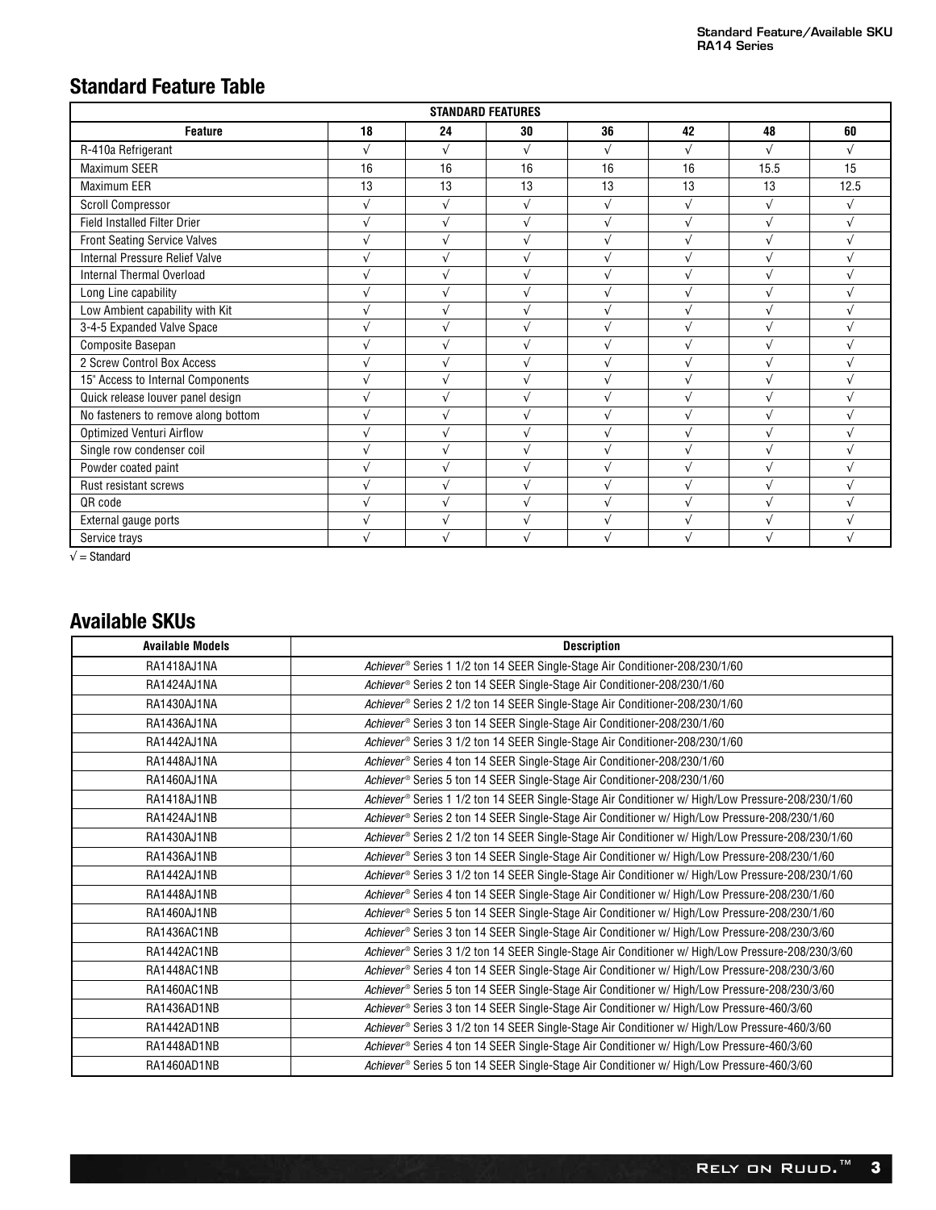## Standard Feature Table

| STANDARD FEATURES | | | | | | | |
|---|---|---|---|---|---|---|---|
| **Feature** | **18** | **24** | **30** | **36** | **42** | **48** | **60** |
| R-410a Refrigerant | √ | √ | √ | √ | √ | √ | √ |
| Maximum SEER | 16 | 16 | 16 | 16 | 16 | 15.5 | 15 |
| Maximum EER | 13 | 13 | 13 | 13 | 13 | 13 | 12.5 |
| Scroll Compressor | √ | √ | √ | √ | √ | √ | √ |
| Field Installed Filter Drier | √ | √ | √ | √ | √ | √ | √ |
| Front Seating Service Valves | √ | √ | √ | √ | √ | √ | √ |
| Internal Pressure Relief Valve | √ | √ | √ | √ | √ | √ | √ |
| Internal Thermal Overload | √ | √ | √ | √ | √ | √ | √ |
| Long Line capability | √ | √ | √ | √ | √ | √ | √ |
| Low Ambient capability with Kit | √ | √ | √ | √ | √ | √ | √ |
| 3-4-5 Expanded Valve Space | √ | √ | √ | √ | √ | √ | √ |
| Composite Basepan | √ | √ | √ | √ | √ | √ | √ |
| 2 Screw Control Box Access | √ | √ | √ | √ | √ | √ | √ |
| 15" Access to Internal Components | √ | √ | √ | √ | √ | √ | √ |
| Quick release louver panel design | √ | √ | √ | √ | √ | √ | √ |
| No fasteners to remove along bottom | √ | √ | √ | √ | √ | √ | √ |
| Optimized Venturi Airflow | √ | √ | √ | √ | √ | √ | √ |
| Single row condenser coil | √ | √ | √ | √ | √ | √ | √ |
| Powder coated paint | √ | √ | √ | √ | √ | √ | √ |
| Rust resistant screws | √ | √ | √ | √ | √ | √ | √ |
| QR code | √ | √ | √ | √ | √ | √ | √ |
| External gauge ports | √ | √ | √ | √ | √ | √ | √ |
| Service trays | √ | √ | √ | √ | √ | √ | √ |

√ = Standard

## Available SKUs

| Available Models | Description |
|---|---|
| RA1418AJ1NA | *Achiever®* Series 1 1/2 ton 14 SEER Single-Stage Air Conditioner-208/230/1/60 |
| RA1424AJ1NA | *Achiever®* Series 2 ton 14 SEER Single-Stage Air Conditioner-208/230/1/60 |
| RA1430AJ1NA | *Achiever®* Series 2 1/2 ton 14 SEER Single-Stage Air Conditioner-208/230/1/60 |
| RA1436AJ1NA | *Achiever®* Series 3 ton 14 SEER Single-Stage Air Conditioner-208/230/1/60 |
| RA1442AJ1NA | *Achiever®* Series 3 1/2 ton 14 SEER Single-Stage Air Conditioner-208/230/1/60 |
| RA1448AJ1NA | *Achiever®* Series 4 ton 14 SEER Single-Stage Air Conditioner-208/230/1/60 |
| RA1460AJ1NA | *Achiever®* Series 5 ton 14 SEER Single-Stage Air Conditioner-208/230/1/60 |
| RA1418AJ1NB | *Achiever®* Series 1 1/2 ton 14 SEER Single-Stage Air Conditioner w/ High/Low Pressure-208/230/1/60 |
| RA1424AJ1NB | *Achiever®* Series 2 ton 14 SEER Single-Stage Air Conditioner w/ High/Low Pressure-208/230/1/60 |
| RA1430AJ1NB | *Achiever®* Series 2 1/2 ton 14 SEER Single-Stage Air Conditioner w/ High/Low Pressure-208/230/1/60 |
| RA1436AJ1NB | *Achiever®* Series 3 ton 14 SEER Single-Stage Air Conditioner w/ High/Low Pressure-208/230/1/60 |
| RA1442AJ1NB | *Achiever®* Series 3 1/2 ton 14 SEER Single-Stage Air Conditioner w/ High/Low Pressure-208/230/1/60 |
| RA1448AJ1NB | *Achiever®* Series 4 ton 14 SEER Single-Stage Air Conditioner w/ High/Low Pressure-208/230/1/60 |
| RA1460AJ1NB | *Achiever®* Series 5 ton 14 SEER Single-Stage Air Conditioner w/ High/Low Pressure-208/230/1/60 |
| RA1436AC1NB | *Achiever®* Series 3 ton 14 SEER Single-Stage Air Conditioner w/ High/Low Pressure-208/230/3/60 |
| RA1442AC1NB | *Achiever®* Series 3 1/2 ton 14 SEER Single-Stage Air Conditioner w/ High/Low Pressure-208/230/3/60 |
| RA1448AC1NB | *Achiever®* Series 4 ton 14 SEER Single-Stage Air Conditioner w/ High/Low Pressure-208/230/3/60 |
| RA1460AC1NB | *Achiever®* Series 5 ton 14 SEER Single-Stage Air Conditioner w/ High/Low Pressure-208/230/3/60 |
| RA1436AD1NB | *Achiever®* Series 3 ton 14 SEER Single-Stage Air Conditioner w/ High/Low Pressure-460/3/60 |
| RA1442AD1NB | *Achiever®* Series 3 1/2 ton 14 SEER Single-Stage Air Conditioner w/ High/Low Pressure-460/3/60 |
| RA1448AD1NB | *Achiever®* Series 4 ton 14 SEER Single-Stage Air Conditioner w/ High/Low Pressure-460/3/60 |
| RA1460AD1NB | *Achiever®* Series 5 ton 14 SEER Single-Stage Air Conditioner w/ High/Low Pressure-460/3/60 |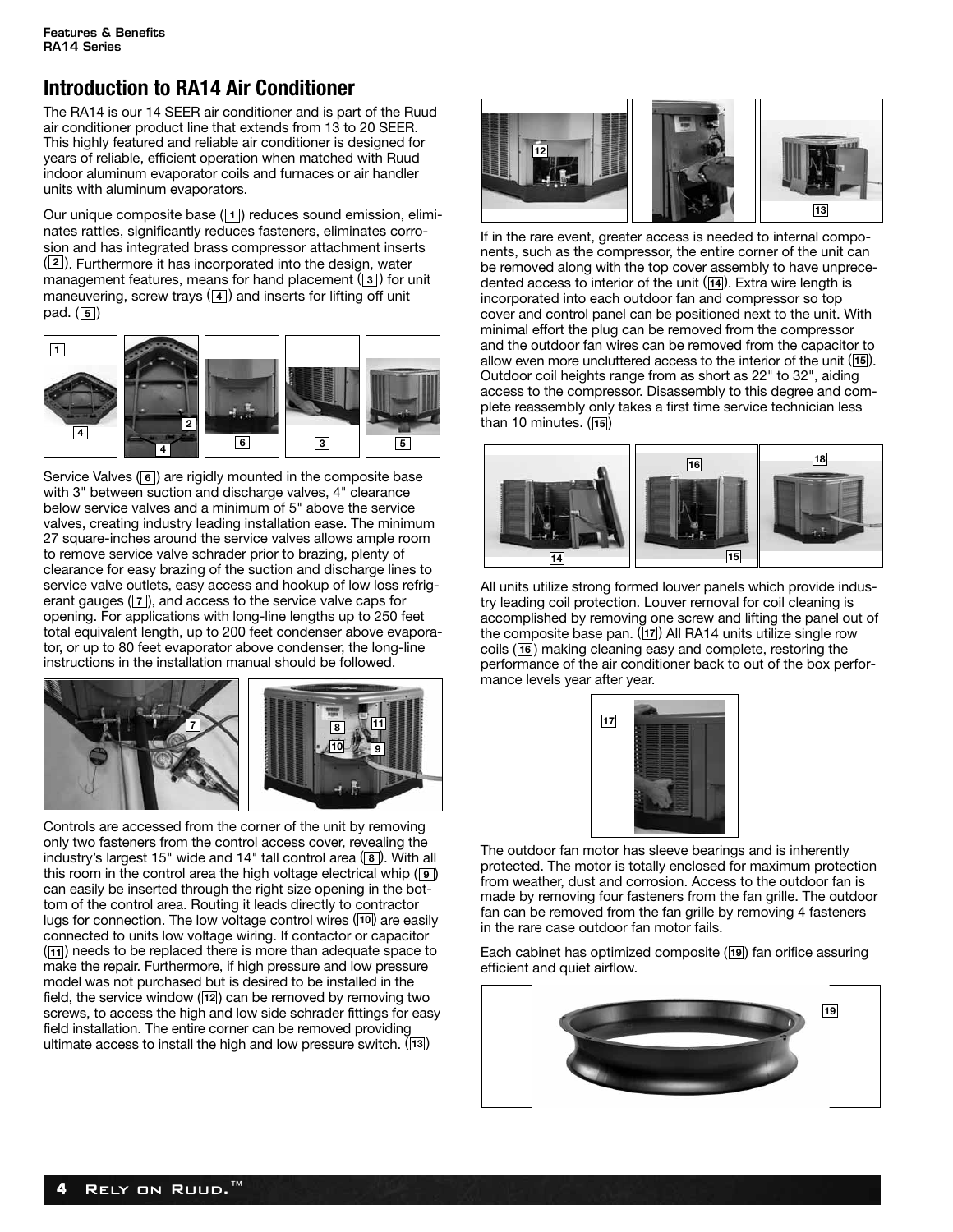## Introduction to RA14 Air Conditioner

The RA14 is our 14 SEER air conditioner and is part of the Ruud air conditioner product line that extends from 13 to 20 SEER. This highly featured and reliable air conditioner is designed for years of reliable, efficient operation when matched with Ruud indoor aluminum evaporator coils and furnaces or air handler units with aluminum evaporators.

Our unique composite base (1) reduces sound emission, eliminates rattles, significantly reduces fasteners, eliminates corrosion and has integrated brass compressor attachment inserts (2). Furthermore it has incorporated into the design, water management features, means for hand placement (3) for unit maneuvering, screw trays (4) and inserts for lifting off unit pad. (5)

Service Valves (6) are rigidly mounted in the composite base with 3" between suction and discharge valves, 4" clearance below service valves and a minimum of 5" above the service valves, creating industry leading installation ease. The minimum 27 square-inches around the service valves allows ample room to remove service valve schrader prior to brazing, plenty of clearance for easy brazing of the suction and discharge lines to service valve outlets, easy access and hookup of low loss refrigerant gauges (7), and access to the service valve caps for opening. For applications with long-line lengths up to 250 feet total equivalent length, up to 200 feet condenser above evaporator, or up to 80 feet evaporator above condenser, the long-line instructions in the installation manual should be followed.

Controls are accessed from the corner of the unit by removing only two fasteners from the control access cover, revealing the industry's largest 15" wide and 14" tall control area (8). With all this room in the control area the high voltage electrical whip (9) can easily be inserted through the right size opening in the bottom of the control area. Routing it leads directly to contractor lugs for connection. The low voltage control wires (10) are easily connected to units low voltage wiring. If contactor or capacitor (11) needs to be replaced there is more than adequate space to make the repair. Furthermore, if high pressure and low pressure model was not purchased but is desired to be installed in the field, the service window (12) can be removed by removing two screws, to access the high and low side schrader fittings for easy field installation. The entire corner can be removed providing ultimate access to install the high and low pressure switch. (13)

If in the rare event, greater access is needed to internal components, such as the compressor, the entire corner of the unit can be removed along with the top cover assembly to have unprecedented access to interior of the unit (14). Extra wire length is incorporated into each outdoor fan and compressor so top cover and control panel can be positioned next to the unit. With minimal effort the plug can be removed from the compressor and the outdoor fan wires can be removed from the capacitor to allow even more uncluttered access to the interior of the unit (15). Outdoor coil heights range from as short as 22" to 32", aiding access to the compressor. Disassembly to this degree and complete reassembly only takes a first time service technician less than 10 minutes. (15)

All units utilize strong formed louver panels which provide industry leading coil protection. Louver removal for coil cleaning is accomplished by removing one screw and lifting the panel out of the composite base pan. (17) All RA14 units utilize single row coils (16) making cleaning easy and complete, restoring the performance of the air conditioner back to out of the box performance levels year after year.

The outdoor fan motor has sleeve bearings and is inherently protected. The motor is totally enclosed for maximum protection from weather, dust and corrosion. Access to the outdoor fan is made by removing four fasteners from the fan grille. The outdoor fan can be removed from the fan grille by removing 4 fasteners in the rare case outdoor fan motor fails.

Each cabinet has optimized composite (19) fan orifice assuring efficient and quiet airflow.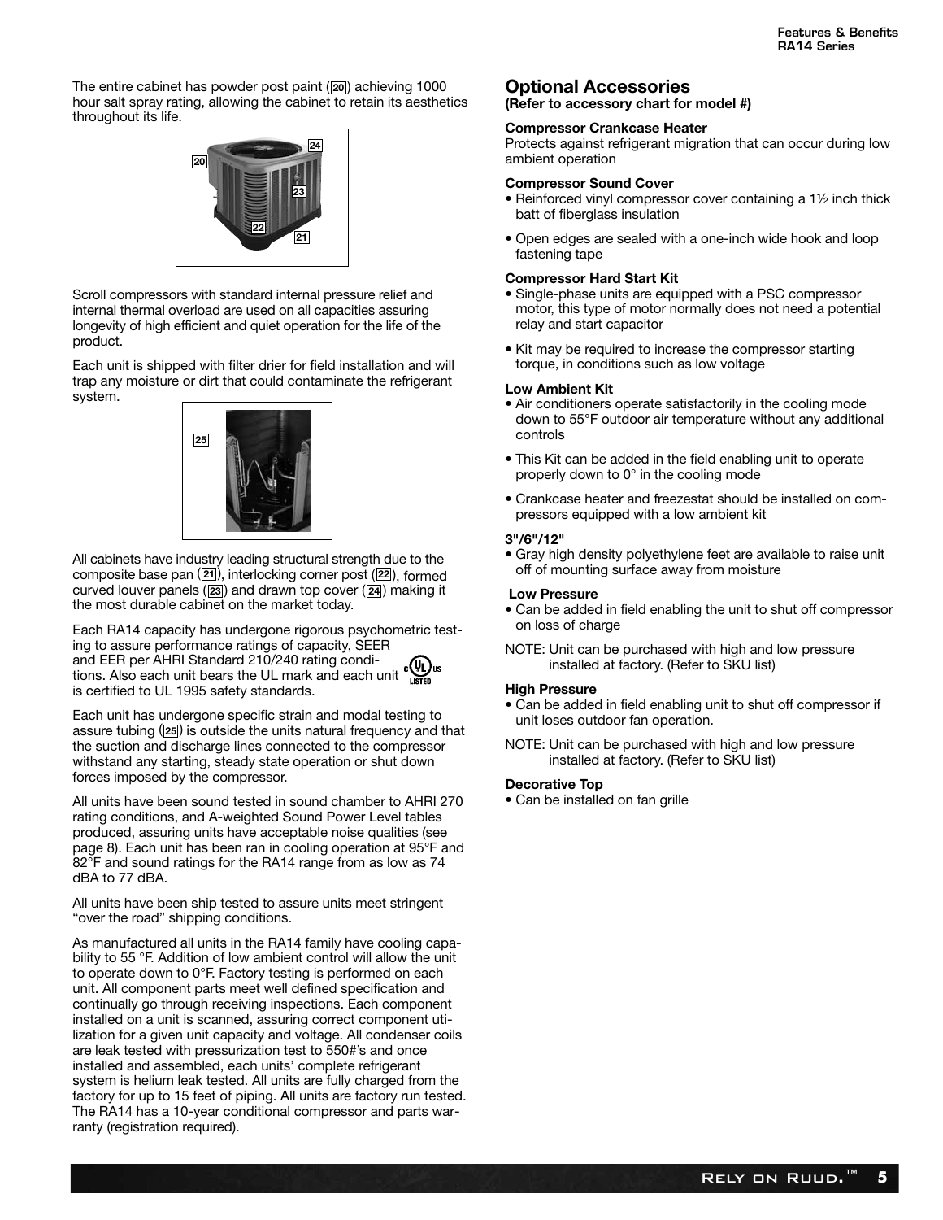The entire cabinet has powder post paint (20) achieving 1000 hour salt spray rating, allowing the cabinet to retain its aesthetics throughout its life.

Scroll compressors with standard internal pressure relief and internal thermal overload are used on all capacities assuring longevity of high efficient and quiet operation for the life of the product.

Each unit is shipped with filter drier for field installation and will trap any moisture or dirt that could contaminate the refrigerant system.

All cabinets have industry leading structural strength due to the composite base pan (21), interlocking corner post (22), formed curved louver panels (23) and drawn top cover (24) making it the most durable cabinet on the market today.

Each RA14 capacity has undergone rigorous psychometric testing to assure performance ratings of capacity, SEER and EER per AHRI Standard 210/240 rating conditions. Also each unit bears the UL mark and each unit is certified to UL 1995 safety standards.

Each unit has undergone specific strain and modal testing to assure tubing (25) is outside the units natural frequency and that the suction and discharge lines connected to the compressor withstand any starting, steady state operation or shut down forces imposed by the compressor.

All units have been sound tested in sound chamber to AHRI 270 rating conditions, and A-weighted Sound Power Level tables produced, assuring units have acceptable noise qualities (see page 8). Each unit has been ran in cooling operation at 95°F and 82°F and sound ratings for the RA14 range from as low as 74 dBA to 77 dBA.

All units have been ship tested to assure units meet stringent "over the road" shipping conditions.

As manufactured all units in the RA14 family have cooling capability to 55 °F. Addition of low ambient control will allow the unit to operate down to 0°F. Factory testing is performed on each unit. All component parts meet well defined specification and continually go through receiving inspections. Each component installed on a unit is scanned, assuring correct component utilization for a given unit capacity and voltage. All condenser coils are leak tested with pressurization test to 550#'s and once installed and assembled, each units' complete refrigerant system is helium leak tested. All units are fully charged from the factory for up to 15 feet of piping. All units are factory run tested. The RA14 has a 10-year conditional compressor and parts warranty (registration required).

## Optional Accessories

**(Refer to accessory chart for model #)**

### Compressor Crankcase Heater

Protects against refrigerant migration that can occur during low ambient operation

### Compressor Sound Cover

- Reinforced vinyl compressor cover containing a 1½ inch thick batt of fiberglass insulation
- Open edges are sealed with a one-inch wide hook and loop fastening tape

### Compressor Hard Start Kit

- Single-phase units are equipped with a PSC compressor motor, this type of motor normally does not need a potential relay and start capacitor
- Kit may be required to increase the compressor starting torque, in conditions such as low voltage

### Low Ambient Kit

- Air conditioners operate satisfactorily in the cooling mode down to 55°F outdoor air temperature without any additional controls
- This Kit can be added in the field enabling unit to operate properly down to 0° in the cooling mode
- Crankcase heater and freezestat should be installed on compressors equipped with a low ambient kit

### 3"/6"/12"

- Gray high density polyethylene feet are available to raise unit off of mounting surface away from moisture

### Low Pressure

- Can be added in field enabling the unit to shut off compressor on loss of charge

NOTE: Unit can be purchased with high and low pressure installed at factory. (Refer to SKU list)

### High Pressure

- Can be added in field enabling unit to shut off compressor if unit loses outdoor fan operation.

NOTE: Unit can be purchased with high and low pressure installed at factory. (Refer to SKU list)

### Decorative Top

- Can be installed on fan grille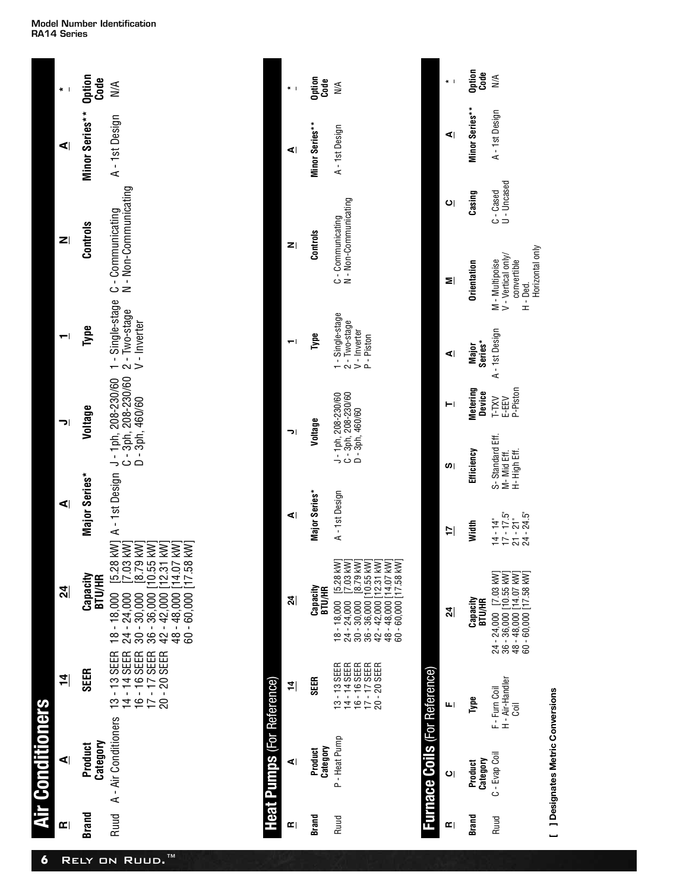## Model Number Identification
## RA14 Series

# Air Conditioners

| R | A | 14 | 24 | A | J | 1 | N | A | * |
|---|---|---|---|---|---|---|---|---|---|
| **Brand** | **Product Category** | **SEER** | **Capacity BTU/HR** | **Major Series*** | **Voltage** | **Type** | **Controls** | **Minor Series**** | **Option Code** |
| Ruud | A - Air Conditioners | 13 - 13 SEER<br>14 - 14 SEER<br>16 - 16 SEER<br>17 - 17 SEER<br>20 - 20 SEER | 18 - 18,000 [5.28 kW]<br>24 - 24,000 [7.03 kW]<br>30 - 30,000 [8.79 kW]<br>36 - 36,000 [10.55 kW]<br>42 - 42,000 [12.31 kW]<br>48 - 48,000 [14.07 kW]<br>60 - 60,000 [17.58 kW] | A - 1st Design | J - 1ph, 208-230/60<br>C - 3ph, 208-230/60<br>D - 3ph, 460/60 | 1 - Single-stage<br>2 - Two-stage<br>V - Inverter | C - Communicating<br>N - Non-Communicating | A - 1st Design | N/A |

# Heat Pumps (For Reference)

| R | A | 14 | 24 | A | J | 1 | N | A | * |
|---|---|---|---|---|---|---|---|---|---|
| **Brand** | **Product Category** | **SEER** | **Capacity BTU/HR** | **Major Series*** | **Voltage** | **Type** | **Controls** | **Minor Series**** | **Option Code** |
| Ruud | P - Heat Pump | 13 - 13 SEER<br>14 - 14 SEER<br>16 - 16 SEER<br>17 - 17 SEER<br>20 - 20 SEER | 18 - 18,000 [5.28 kW]<br>24 - 24,000 [7.03 kW]<br>30 - 30,000 [8.79 kW]<br>36 - 36,000 [10.55 kW]<br>42 - 42,000 [12.31 kW]<br>48 - 48,000 [14.07 kW]<br>60 - 60,000 [17.58 kW] | A - 1st Design | J - 1ph, 208-230/60<br>C - 3ph, 208-230/60<br>D - 3ph, 460/60 | 1 - Single-stage<br>2 - Two-stage<br>V - Inverter<br>P - Piston | C - Communicating<br>N - Non-Communicating | A - 1st Design | N/A |

# Furnace Coils (For Reference)

| R | C | F | 24 | 17 | S | T | A | M | C | A | * |
|---|---|---|---|---|---|---|---|---|---|---|---|
| **Brand** | **Product Category** | **Type** | **Capacity BTU/HR** | **Width** | **Efficiency** | **Metering Device** | **Major Series*** | **Orientation** | **Casing** | **Minor Series**** | **Option Code** |
| Ruud | C - Evap Coil | F - Furn Coil<br>H - Air-Handler Coil | 24 - 24,000 [7.03 kW]<br>36 - 36,000 [10.55 kW]<br>48 - 48,000 [14.07 kW]<br>60 - 60,000 [17.58 kW] | 14 - 14"<br>17 - 17.5"<br>21 - 21"<br>24 - 24.5" | S- Standard Eff.<br>M- Mid Eff.<br>H- High Eff. | T-TXV<br>E-EEV<br>P-Piston | A - 1st Design | M - Multipoise<br>V - Vertical only/ convertible<br>H - Ded. Horizontal only | C - Cased<br>U - Uncased | A - 1st Design | N/A |

**[ ] Designates Metric Conversions**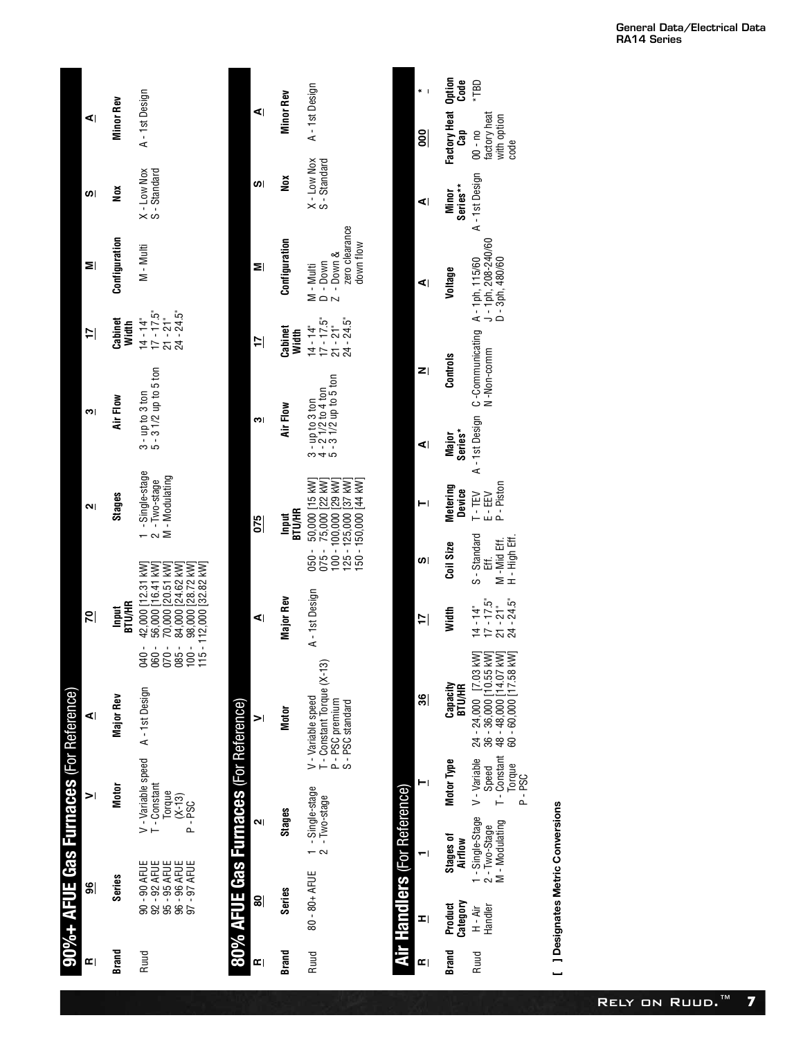## 90%+ AFUE Gas Furnaces (For Reference)

| R | 96 | V | A | 70 | 2 | 3 | 17 | M | S | A |
|---|---|---|---|---|---|---|---|---|---|---|
| **Brand** | **Series** | **Motor** | **Major Rev** | **Input BTU/HR** | **Stages** | **Air Flow** | **Cabinet Width** | **Configuration** | **Nox** | **Minor Rev** |
| Ruud | 90 - 90 AFUE<br>92 - 92 AFUE<br>95 - 95 AFUE<br>96 - 96 AFUE<br>97 - 97 AFUE | V - Variable speed<br>T - Constant Torque (X-13)<br>P - PSC | A - 1st Design | 040 - 42,000 [12.31 kW]<br>060 - 56,000 [16.41 kW]<br>070 - 70,000 [20.51 kW]<br>085 - 84,000 [24.62 kW]<br>100 - 98,000 [28.72 kW]<br>115 - 112,000 [32.82 kW] | 1 - Single-stage<br>2 - Two-stage<br>M - Modulating | 3 - up to 3 ton<br>5 - 3 1/2 up to 5 ton | 14 - 14"<br>17 - 17.5"<br>21 - 21"<br>24 - 24.5" | M - Multi | X - Low Nox<br>S - Standard | A - 1st Design |

## 80% AFUE Gas Furnaces (For Reference)

| R | 80 | 2 | V | A | 075 | 3 | 17 | M | S | A |
|---|---|---|---|---|---|---|---|---|---|---|
| **Brand** | **Series** | **Stages** | **Motor** | **Major Rev** | **Input BTU/HR** | **Air Flow** | **Cabinet Width** | **Configuration** | **Nox** | **Minor Rev** |
| Ruud | 80 - 80+ AFUE | 1 - Single-stage<br>2 - Two-stage | V - Variable speed<br>T - Constant Torque (X-13)<br>P - PSC premium<br>S - PSC standard | A - 1st Design | 050 - 50,000 [15 kW]<br>075 - 75,000 [22 kW]<br>100 - 100,000 [29 kW]<br>125 - 125,000 [37 kW]<br>150 - 150,000 [44 kW] | 3 - up to 3 ton<br>4 - 2 1/2 to 4 ton<br>5 - 3 1/2 up to 5 ton | 14 - 14"<br>17 - 17.5"<br>21 - 21"<br>24 - 24.5" | M - Multi<br>D - Down<br>Z - Down & zero clearance down flow | X - Low Nox<br>S - Standard | A - 1st Design |

## Air Handlers (For Reference)

| R | H | 1 | T | 36 | 17 | S | T | A | N | A | A | 000 | * |
|---|---|---|---|---|---|---|---|---|---|---|---|---|---|
| **Brand** | **Product Category** | **Stages of Airflow** | **Motor Type** | **Capacity BTU/HR** | **Width** | **Coil Size** | **Metering Device** | **Major Series*** | **Controls** | **Voltage** | **Minor Series**** | **Factory Heat Cap** | **Option Code** |
| Ruud | H - Air Handler | 1 - Single-Stage<br>2 - Two-Stage<br>M - Modulating | V - Variable Speed<br>T - Constant Torque<br>P - PSC | 24 - 24,000 [7.03 kW]<br>36 - 36,000 [10.55 kW]<br>48 - 48,000 [14.07 kW]<br>60 - 60,000 [17.58 kW] | 14 - 14"<br>17 - 17.5"<br>21 - 21"<br>24 - 24.5" | S - Standard Eff.<br>M - Mid Eff.<br>H - High Eff. | T - TEV<br>E - EEV<br>P - Piston | A - 1st Design | C - Communicating<br>N - Non-comm | A - 1ph, 115/60<br>J - 1ph, 208-240/60<br>D - 3ph, 480/60 | A - 1st Design | 00 - no factory heat with option code | *TBD |

**[ ] Designates Metric Conversions**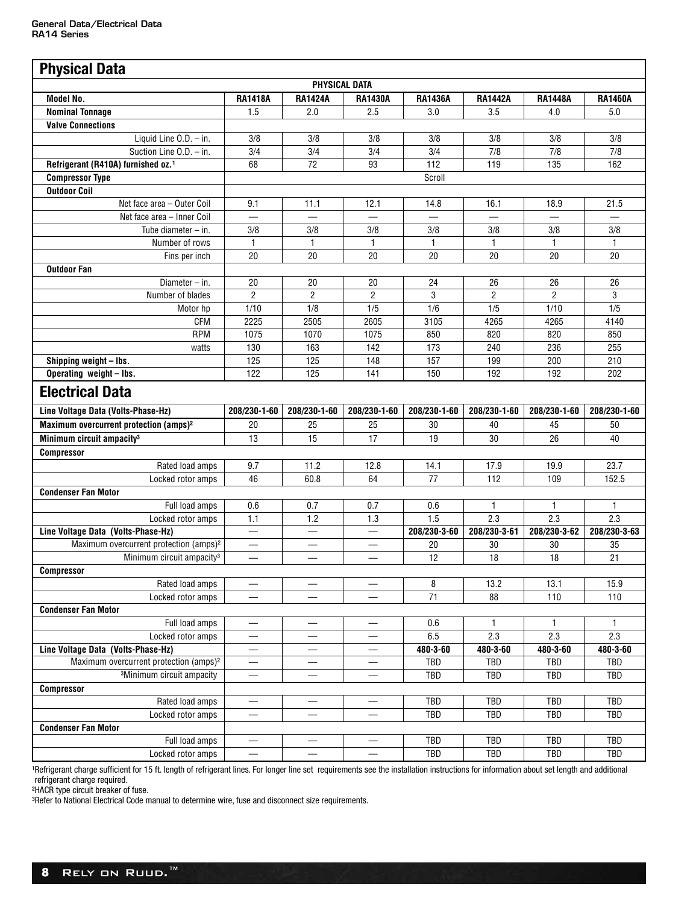## Physical Data

| PHYSICAL DATA | | | | | | | |
|---|---|---|---|---|---|---|---|
| **Model No.** | **RA1418A** | **RA1424A** | **RA1430A** | **RA1436A** | **RA1442A** | **RA1448A** | **RA1460A** |
| **Nominal Tonnage** | 1.5 | 2.0 | 2.5 | 3.0 | 3.5 | 4.0 | 5.0 |
| **Valve Connections** | | | | | | | |
| Liquid Line O.D. – in. | 3/8 | 3/8 | 3/8 | 3/8 | 3/8 | 3/8 | 3/8 |
| Suction Line O.D. – in. | 3/4 | 3/4 | 3/4 | 3/4 | 7/8 | 7/8 | 7/8 |
| **Refrigerant (R410A) furnished oz.[1]** | 68 | 72 | 93 | 112 | 119 | 135 | 162 |
| **Compressor Type** | Scroll | | | | | | |
| **Outdoor Coil** | | | | | | | |
| Net face area – Outer Coil | 9.1 | 11.1 | 12.1 | 14.8 | 16.1 | 18.9 | 21.5 |
| Net face area – Inner Coil | — | — | — | — | — | — | — |
| Tube diameter – in. | 3/8 | 3/8 | 3/8 | 3/8 | 3/8 | 3/8 | 3/8 |
| Number of rows | 1 | 1 | 1 | 1 | 1 | 1 | 1 |
| Fins per inch | 20 | 20 | 20 | 20 | 20 | 20 | 20 |
| **Outdoor Fan** | | | | | | | |
| Diameter – in. | 20 | 20 | 20 | 24 | 26 | 26 | 26 |
| Number of blades | 2 | 2 | 2 | 3 | 2 | 2 | 3 |
| Motor hp | 1/10 | 1/8 | 1/5 | 1/6 | 1/5 | 1/10 | 1/5 |
| CFM | 2225 | 2505 | 2605 | 3105 | 4265 | 4265 | 4140 |
| RPM | 1075 | 1070 | 1075 | 850 | 820 | 820 | 850 |
| watts | 130 | 163 | 142 | 173 | 240 | 236 | 255 |
| **Shipping weight – lbs.** | 125 | 125 | 148 | 157 | 199 | 200 | 210 |
| **Operating weight – lbs.** | 122 | 125 | 141 | 150 | 192 | 192 | 202 |

## Electrical Data

| | | | | | | | |
|---|---|---|---|---|---|---|---|
| **Line Voltage Data (Volts-Phase-Hz)** | **208/230-1-60** | **208/230-1-60** | **208/230-1-60** | **208/230-1-60** | **208/230-1-60** | **208/230-1-60** | **208/230-1-60** |
| **Maximum overcurrent protection (amps)[2]** | 20 | 25 | 25 | 30 | 40 | 45 | 50 |
| **Minimum circuit ampacity[3]** | 13 | 15 | 17 | 19 | 30 | 26 | 40 |
| **Compressor** | | | | | | | |
| Rated load amps | 9.7 | 11.2 | 12.8 | 14.1 | 17.9 | 19.9 | 23.7 |
| Locked rotor amps | 46 | 60.8 | 64 | 77 | 112 | 109 | 152.5 |
| **Condenser Fan Motor** | | | | | | | |
| Full load amps | 0.6 | 0.7 | 0.7 | 0.6 | 1 | 1 | 1 |
| Locked rotor amps | 1.1 | 1.2 | 1.3 | 1.5 | 2.3 | 2.3 | 2.3 |
| **Line Voltage Data (Volts-Phase-Hz)** | — | — | — | **208/230-3-60** | **208/230-3-61** | **208/230-3-62** | **208/230-3-63** |
| Maximum overcurrent protection (amps)[2] | — | — | — | 20 | 30 | 30 | 35 |
| Minimum circuit ampacity[3] | — | — | — | 12 | 18 | 18 | 21 |
| **Compressor** | | | | | | | |
| Rated load amps | — | — | — | 8 | 13.2 | 13.1 | 15.9 |
| Locked rotor amps | — | — | — | 71 | 88 | 110 | 110 |
| **Condenser Fan Motor** | | | | | | | |
| Full load amps | — | — | — | 0.6 | 1 | 1 | 1 |
| Locked rotor amps | — | — | — | 6.5 | 2.3 | 2.3 | 2.3 |
| **Line Voltage Data (Volts-Phase-Hz)** | — | — | — | **480-3-60** | **480-3-60** | **480-3-60** | **480-3-60** |
| Maximum overcurrent protection (amps)[2] | — | — | — | TBD | TBD | TBD | TBD |
| [3]Minimum circuit ampacity | — | — | — | TBD | TBD | TBD | TBD |
| **Compressor** | | | | | | | |
| Rated load amps | — | — | — | TBD | TBD | TBD | TBD |
| Locked rotor amps | — | — | — | TBD | TBD | TBD | TBD |
| **Condenser Fan Motor** | | | | | | | |
| Full load amps | — | — | — | TBD | TBD | TBD | TBD |
| Locked rotor amps | — | — | — | TBD | TBD | TBD | TBD |

[1]Refrigerant charge sufficient for 15 ft. length of refrigerant lines. For longer line set requirements see the installation instructions for information about set length and additional refrigerant charge required.

[2]HACR type circuit breaker of fuse.

[3]Refer to National Electrical Code manual to determine wire, fuse and disconnect size requirements.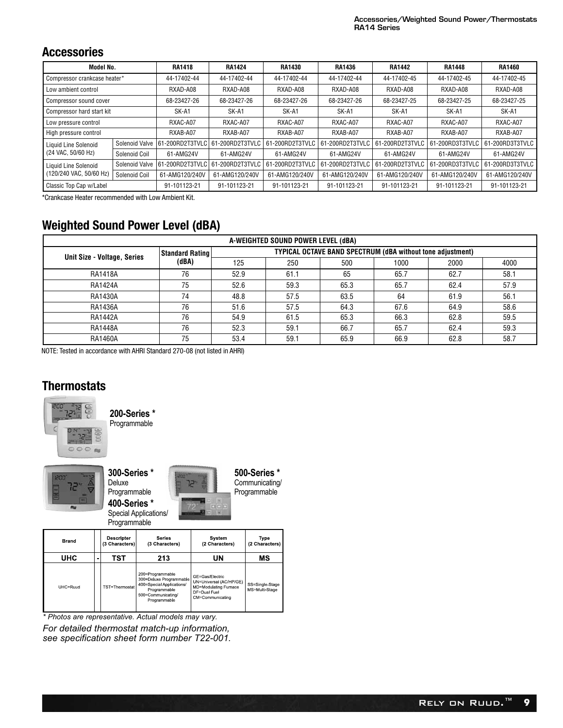## Accessories

| Model No. | | RA1418 | RA1424 | RA1430 | RA1436 | RA1442 | RA1448 | RA1460 |
|---|---|---|---|---|---|---|---|---|
| Compressor crankcase heater* | | 44-17402-44 | 44-17402-44 | 44-17402-44 | 44-17402-44 | 44-17402-45 | 44-17402-45 | 44-17402-45 |
| Low ambient control | | RXAD-A08 | RXAD-A08 | RXAD-A08 | RXAD-A08 | RXAD-A08 | RXAD-A08 | RXAD-A08 |
| Compressor sound cover | | 68-23427-26 | 68-23427-26 | 68-23427-26 | 68-23427-26 | 68-23427-25 | 68-23427-25 | 68-23427-25 |
| Compressor hard start kit | | SK-A1 | SK-A1 | SK-A1 | SK-A1 | SK-A1 | SK-A1 | SK-A1 |
| Low pressure control | | RXAC-A07 | RXAC-A07 | RXAC-A07 | RXAC-A07 | RXAC-A07 | RXAC-A07 | RXAC-A07 |
| High pressure control | | RXAB-A07 | RXAB-A07 | RXAB-A07 | RXAB-A07 | RXAB-A07 | RXAB-A07 | RXAB-A07 |
| Liquid Line Solenoid (24 VAC, 50/60 Hz) | Solenoid Valve | 61-200RD2T3TVLC | 61-200RD2T3TVLC | 61-200RD2T3TVLC | 61-200RD2T3TVLC | 61-200RD2T3TVLC | 61-200RD3T3TVLC | 61-200RD3T3TVLC |
| | Solenoid Coil | 61-AMG24V | 61-AMG24V | 61-AMG24V | 61-AMG24V | 61-AMG24V | 61-AMG24V | 61-AMG24V |
| Liquid Line Solenoid (120/240 VAC, 50/60 Hz) | Solenoid Valve | 61-200RD2T3TVLC | 61-200RD2T3TVLC | 61-200RD2T3TVLC | 61-200RD2T3TVLC | 61-200RD2T3TVLC | 61-200RD3T3TVLC | 61-200RD3T3TVLC |
| | Solenoid Coil | 61-AMG120/240V | 61-AMG120/240V | 61-AMG120/240V | 61-AMG120/240V | 61-AMG120/240V | 61-AMG120/240V | 61-AMG120/240V |
| Classic Top Cap w/Label | | 91-101123-21 | 91-101123-21 | 91-101123-21 | 91-101123-21 | 91-101123-21 | 91-101123-21 | 91-101123-21 |

*Crankcase Heater recommended with Low Ambient Kit.

## Weighted Sound Power Level (dBA)

| A-WEIGHTED SOUND POWER LEVEL (dBA) | | | | | | | |
|---|---|---|---|---|---|---|---|
| Unit Size - Voltage, Series | Standard Rating (dBA) | TYPICAL OCTAVE BAND SPECTRUM (dBA without tone adjustment) | | | | | |
| | | 125 | 250 | 500 | 1000 | 2000 | 4000 |
| RA1418A | 76 | 52.9 | 61.1 | 65 | 65.7 | 62.7 | 58.1 |
| RA1424A | 75 | 52.6 | 59.3 | 65.3 | 65.7 | 62.4 | 57.9 |
| RA1430A | 74 | 48.8 | 57.5 | 63.5 | 64 | 61.9 | 56.1 |
| RA1436A | 76 | 51.6 | 57.5 | 64.3 | 67.6 | 64.9 | 58.6 |
| RA1442A | 76 | 54.9 | 61.5 | 65.3 | 66.3 | 62.8 | 59.5 |
| RA1448A | 76 | 52.3 | 59.1 | 66.7 | 65.7 | 62.4 | 59.3 |
| RA1460A | 75 | 53.4 | 59.1 | 65.9 | 66.9 | 62.8 | 58.7 |

NOTE: Tested in accordance with AHRI Standard 270-08 (not listed in AHRI)

## Thermostats

**200-Series *** Programmable

**300-Series *** Deluxe Programmable

**400-Series *** Special Applications/ Programmable

**500-Series *** Communicating/ Programmable

| Brand | | Descripter (3 Characters) | Series (3 Characters) | System (2 Characters) | Type (2 Characters) |
|---|---|---|---|---|---|
| UHC | - | TST | 213 | UN | MS |
| UHC=Ruud | | TST=Thermostat | 200=Programmable<br>300=Deluxe Programmable<br>400=Special Applications/ Programmable<br>500=Communicating/ Programmable | GE=Gas/Electric<br>UN=Universal (AC/HP/GE)<br>MD=Modulating Furnace<br>DF=Dual Fuel<br>CM=Communicating | SS=Single-Stage<br>MS=Multi-Stage |

*\* Photos are representative. Actual models may vary.*

*For detailed thermostat match-up information, see specification sheet form number T22-001.*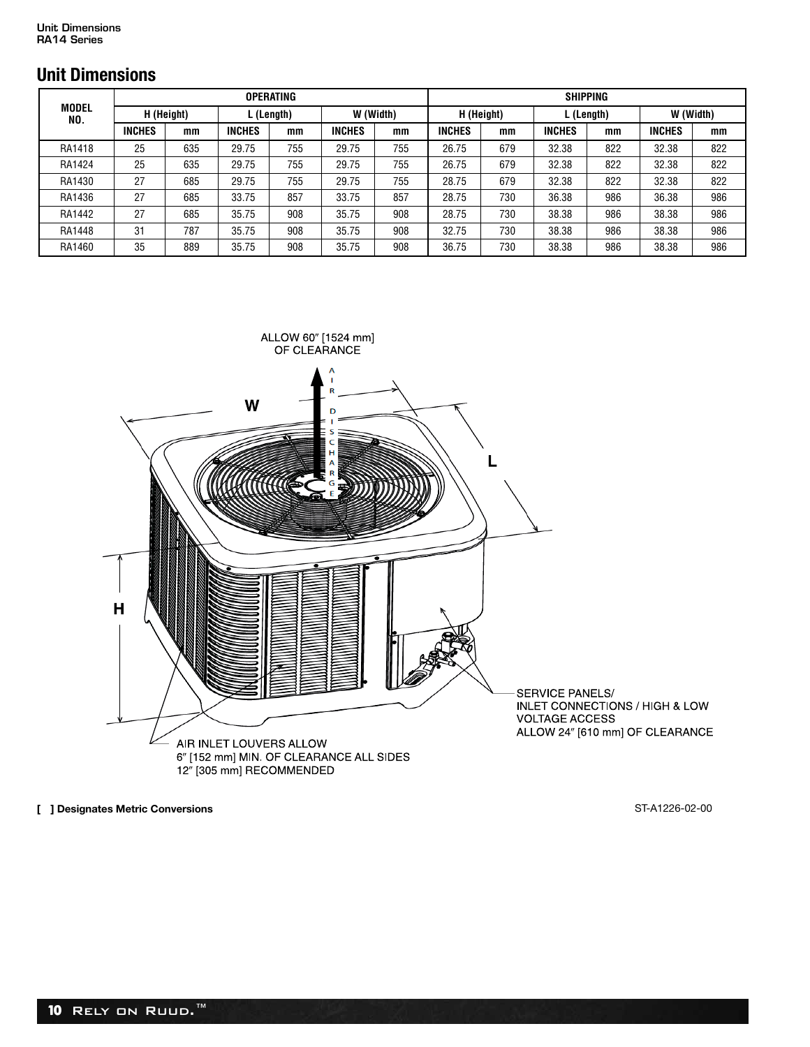## Unit Dimensions

| MODEL NO. | OPERATING | | | | | | SHIPPING | | | | | |
|---|---|---|---|---|---|---|---|---|---|---|---|---|
| | H (Height) | | L (Length) | | W (Width) | | H (Height) | | L (Length) | | W (Width) | |
| | INCHES | mm | INCHES | mm | INCHES | mm | INCHES | mm | INCHES | mm | INCHES | mm |
| RA1418 | 25 | 635 | 29.75 | 755 | 29.75 | 755 | 26.75 | 679 | 32.38 | 822 | 32.38 | 822 |
| RA1424 | 25 | 635 | 29.75 | 755 | 29.75 | 755 | 26.75 | 679 | 32.38 | 822 | 32.38 | 822 |
| RA1430 | 27 | 685 | 29.75 | 755 | 29.75 | 755 | 28.75 | 679 | 32.38 | 822 | 32.38 | 822 |
| RA1436 | 27 | 685 | 33.75 | 857 | 33.75 | 857 | 28.75 | 730 | 36.38 | 986 | 36.38 | 986 |
| RA1442 | 27 | 685 | 35.75 | 908 | 35.75 | 908 | 28.75 | 730 | 38.38 | 986 | 38.38 | 986 |
| RA1448 | 31 | 787 | 35.75 | 908 | 35.75 | 908 | 32.75 | 730 | 38.38 | 986 | 38.38 | 986 |
| RA1460 | 35 | 889 | 35.75 | 908 | 35.75 | 908 | 36.75 | 730 | 38.38 | 986 | 38.38 | 986 |

ALLOW 60″ [1524 mm] OF CLEARANCE

AIR DISCHARGE

W

L

H

SERVICE PANELS/
INLET CONNECTIONS / HIGH & LOW VOLTAGE ACCESS
ALLOW 24″ [610 mm] OF CLEARANCE

AIR INLET LOUVERS ALLOW
6″ [152 mm] MIN. OF CLEARANCE ALL SIDES
12″ [305 mm] RECOMMENDED

**[ ] Designates Metric Conversions**

ST-A1226-02-00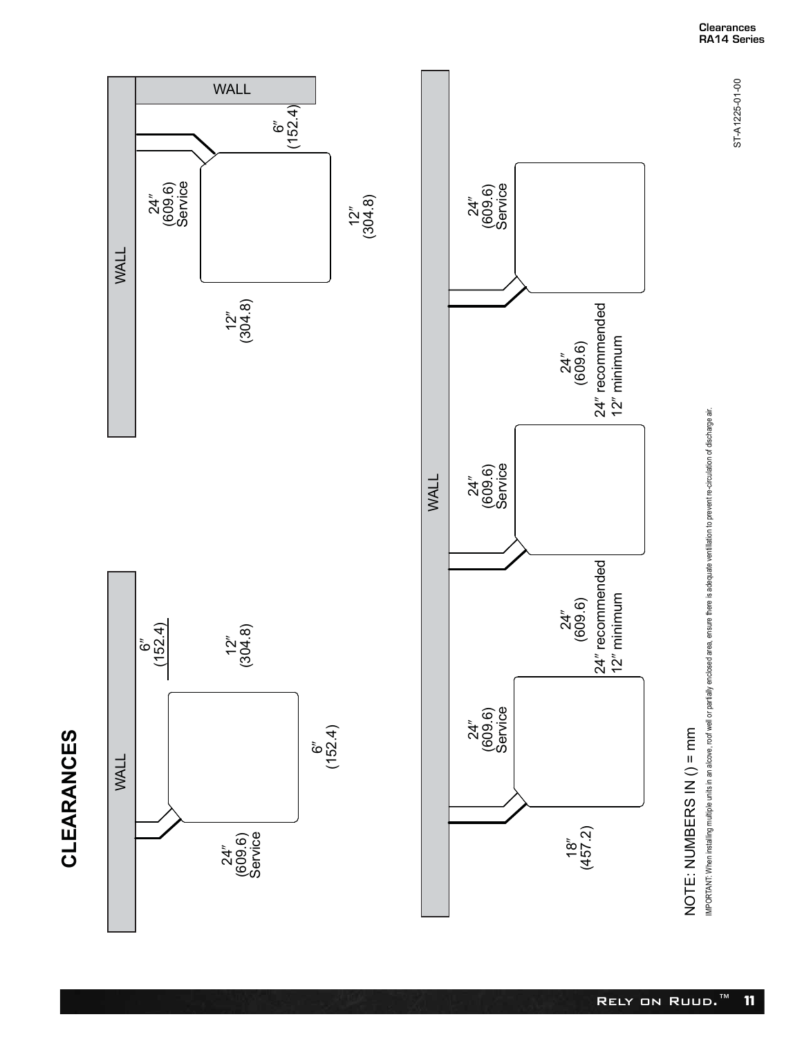# CLEARANCES

WALL

24″
(609.6)
Service

6″
(152.4)

12″
(304.8)

6″
(152.4)

WALL

WALL

24″
(609.6)
Service

6″
(152.4)

12″
(304.8)

12″
(304.8)

WALL

18″
(457.2)

24″
(609.6)
Service

24″
(609.6)
24″ recommended
12″ minimum

24″
(609.6)
Service

24″
(609.6)
24″ recommended
12″ minimum

24″
(609.6)
Service

NOTE: NUMBERS IN () = mm

IMPORTANT: When installing multiple units in an alcove, roof well or partially enclosed area, ensure there is adequate ventilation to prevent re-circulation of discharge air.

ST-A1225-01-00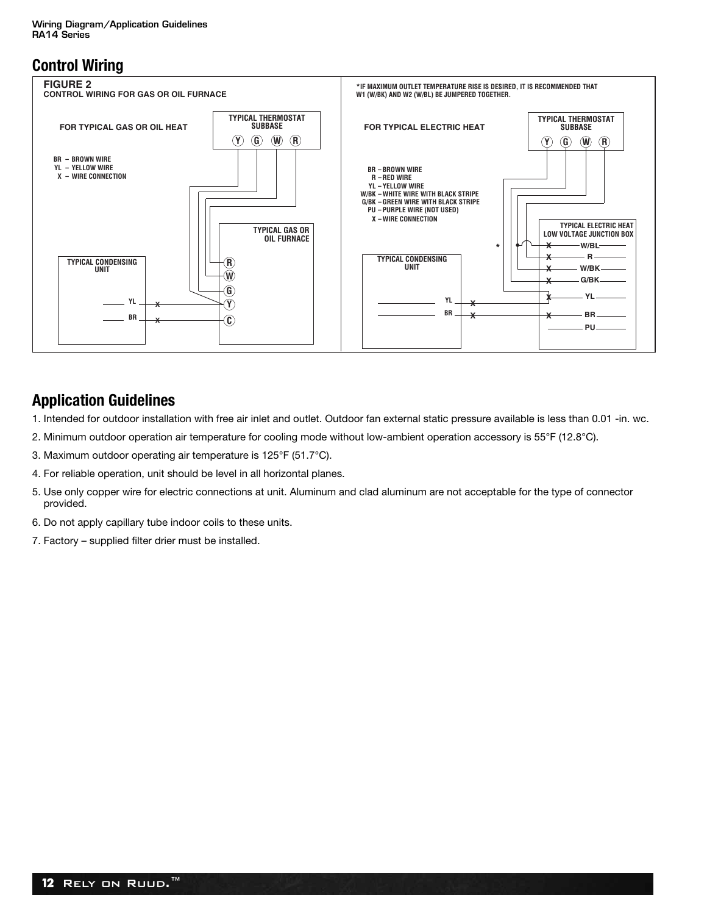## Control Wiring

**FIGURE 2**
**CONTROL WIRING FOR GAS OR OIL FURNACE**

FOR TYPICAL GAS OR OIL HEAT

TYPICAL THERMOSTAT SUBBASE

Y G W R

BR – BROWN WIRE
YL – YELLOW WIRE
X – WIRE CONNECTION

TYPICAL GAS OR OIL FURNACE

R
W
G
Y
C

TYPICAL CONDENSING UNIT

YL
BR

*IF MAXIMUM OUTLET TEMPERATURE RISE IS DESIRED, IT IS RECOMMENDED THAT W1 (W/BK) AND W2 (W/BL) BE JUMPERED TOGETHER.

FOR TYPICAL ELECTRIC HEAT

TYPICAL THERMOSTAT SUBBASE

Y G W R

BR – BROWN WIRE
R – RED WIRE
YL – YELLOW WIRE
W/BK – WHITE WIRE WITH BLACK STRIPE
G/BK – GREEN WIRE WITH BLACK STRIPE
PU – PURPLE WIRE (NOT USED)
X – WIRE CONNECTION

TYPICAL ELECTRIC HEAT LOW VOLTAGE JUNCTION BOX

W/BL
R
W/BK
G/BK
YL
BR
PU

TYPICAL CONDENSING UNIT

YL
BR

## Application Guidelines

1. Intended for outdoor installation with free air inlet and outlet. Outdoor fan external static pressure available is less than 0.01 -in. wc.
2. Minimum outdoor operation air temperature for cooling mode without low-ambient operation accessory is 55°F (12.8°C).
3. Maximum outdoor operating air temperature is 125°F (51.7°C).
4. For reliable operation, unit should be level in all horizontal planes.
5. Use only copper wire for electric connections at unit. Aluminum and clad aluminum are not acceptable for the type of connector provided.
6. Do not apply capillary tube indoor coils to these units.
7. Factory – supplied filter drier must be installed.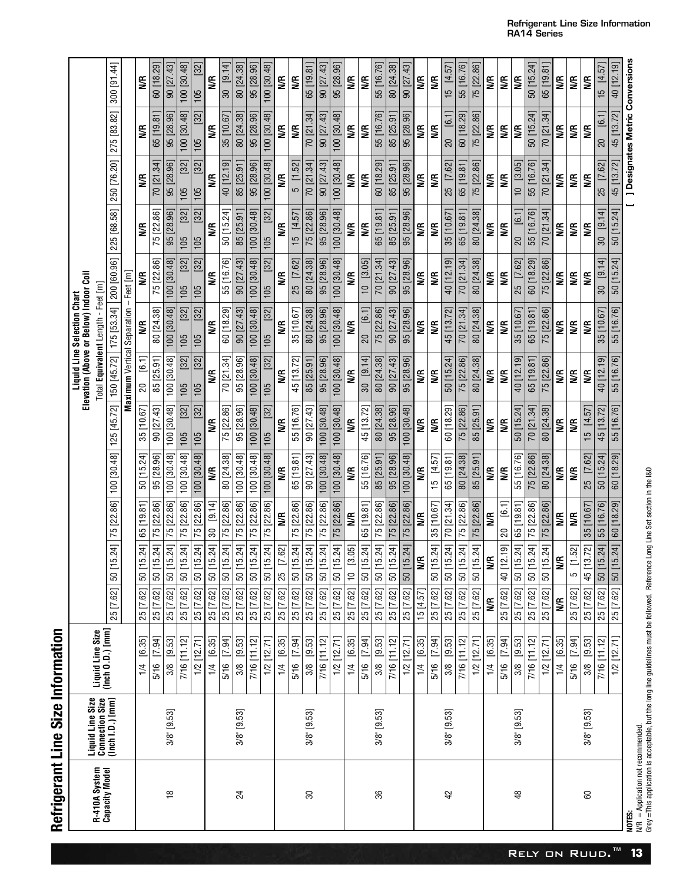# Refrigerant Line Size Information

**Liquid Line Selection Chart — Elevation (Above or Below) Indoor Coil**

Total **Equivalent** Length - Feet [m]; **Maximum** Vertical Separation – Feet [m]

| R-410A System Capacity Model | Liquid Line Size Connection Size (Inch I.D.) [mm] | Liquid Line Size (Inch O.D.) [mm] | 25 [7.62] | 50 [15.24] | 75 [22.86] | 100 [30.48] | 125 [45.72] | 150 [45.72] | 175 [53.34] | 200 [60.96] | 225 [68.58] | 250 [76.20] | 275 [83.82] | 300 [91.44] |
|---|---|---|---|---|---|---|---|---|---|---|---|---|---|---|
| 18 | 3/8" [9.53] | 1/4 [6.35] | 25 [7.62] | 50 [15.24] | 65 [19.81] | 50 [15.24] | 35 [10.67] | 20 [6.1] | N/R | N/R | N/R | N/R | N/R | N/R |
| | | 5/16 [7.94] | 25 [7.62] | 50 [15.24] | 75 [22.86] | 95 [28.96] | 90 [27.43] | 85 [25.91] | 80 [24.38] | 75 [22.86] | 75 [22.86] | 70 [21.34] | 65 [19.81] | 60 [18.29] |
| | | 3/8 [9.53] | 25 [7.62] | 50 [15.24] | 75 [22.86] | 100 [30.48] | 100 [30.48] | 100 [30.48] | 100 [30.48] | 100 [30.48] | 95 [28.96] | 95 [28.96] | 95 [28.96] | 90 [27.43] |
| | | 7/16 [11.12] | 25 [7.62] | 50 [15.24] | 75 [22.86] | 100 [30.48] | 105 [32] | 105 [32] | 105 [32] | 105 [32] | 105 [32] | 105 [32] | 100 [30.48] | 100 [30.48] |
| | | 1/2 [12.71] | 25 [7.62] | 50 [15.24] | 75 [22.86] | 100 [30.48] | 105 [32] | 105 [32] | 105 [32] | 105 [32] | 105 [32] | 105 [32] | 105 [32] | 105 [32] |
| 24 | 3/8" [9.53] | 1/4 [6.35] | 25 [7.62] | 50 [15.24] | 30 [9.14] | N/R | N/R | N/R | N/R | N/R | N/R | N/R | N/R | N/R |
| | | 5/16 [7.94] | 25 [7.62] | 50 [15.24] | 75 [22.86] | 80 [24.38] | 75 [22.86] | 70 [21.34] | 60 [18.29] | 55 [16.76] | 50 [15.24] | 40 [12.19] | 35 [10.67] | 30 [9.14] |
| | | 3/8 [9.53] | 25 [7.62] | 50 [15.24] | 75 [22.86] | 100 [30.48] | 95 [28.96] | 95 [28.96] | 90 [27.43] | 90 [27.43] | 85 [25.91] | 85 [25.91] | 80 [24.38] | 80 [24.38] |
| | | 7/16 [11.12] | 25 [7.62] | 50 [15.24] | 75 [22.86] | 100 [30.48] | 100 [30.48] | 100 [30.48] | 100 [30.48] | 100 [30.48] | 100 [30.48] | 95 [28.96] | 95 [28.96] | 95 [28.96] |
| | | 1/2 [12.71] | 25 [7.62] | 50 [15.24] | 75 [22.86] | 100 [30.48] | 105 [32] | 105 [32] | 105 [32] | 105 [32] | 105 [32] | 100 [30.48] | 100 [30.48] | 100 [30.48] |
| 30 | 3/8" [9.53] | 1/4 [6.35] | 25 [7.62] | 25 [7.62] | N/R | N/R | N/R | N/R | N/R | N/R | N/R | N/R | N/R | N/R |
| | | 5/16 [7.94] | 25 [7.62] | 50 [15.24] | 75 [22.86] | 65 [19.81] | 55 [16.76] | 45 [13.72] | 35 [10.67] | 25 [7.62] | 15 [4.57] | 5 [1.52] | N/R | N/R |
| | | 3/8 [9.53] | 25 [7.62] | 50 [15.24] | 75 [22.86] | 90 [27.43] | 90 [27.43] | 85 [25.91] | 80 [24.38] | 80 [24.38] | 75 [22.86] | 70 [21.34] | 70 [21.34] | 65 [19.81] |
| | | 7/16 [11.12] | 25 [7.62] | 50 [15.24] | 75 [22.86] | 100 [30.48] | 100 [30.48] | 95 [28.96] | 95 [28.96] | 95 [28.96] | 95 [28.96] | 90 [27.43] | 90 [27.43] | 90 [27.43] |
| | | 1/2 [12.71] | 25 [7.62] | 50 [15.24] | 75 [22.86] | 100 [30.48] | 100 [30.48] | 100 [30.48] | 100 [30.48] | 100 [30.48] | 100 [30.48] | 100 [30.48] | 100 [30.48] | 95 [28.96] |
| 36 | 3/8" [9.53] | 1/4 [6.35] | 25 [7.62] | 10 [3.05] | N/R | N/R | N/R | N/R | N/R | N/R | N/R | N/R | N/R | N/R |
| | | 5/16 [7.94] | 25 [7.62] | 50 [15.24] | 65 [19.81] | 55 [16.76] | 45 [13.72] | 30 [9.14] | 20 [6.1] | 10 [3.05] | N/R | N/R | N/R | N/R |
| | | 3/8 [9.53] | 25 [7.62] | 50 [15.24] | 75 [22.86] | 85 [25.91] | 80 [24.38] | 80 [24.38] | 75 [22.86] | 70 [21.34] | 65 [19.81] | 60 [18.29] | 55 [16.76] | 55 [16.76] |
| | | 7/16 [11.12] | 25 [7.62] | 50 [15.24] | 75 [22.86] | 95 [28.96] | 95 [28.96] | 90 [27.43] | 90 [27.43] | 90 [27.43] | 85 [25.91] | 85 [25.91] | 85 [25.91] | 80 [24.38] |
| | | 1/2 [12.71] | 25 [7.62] | 50 [15.24] | 75 [22.86] | 100 [30.48] | 100 [30.48] | 95 [28.96] | 95 [28.96] | 95 [28.96] | 95 [28.96] | 95 [28.96] | 95 [28.96] | 90 [27.43] |
| 42 | 3/8" [9.53] | 1/4 [6.35] | 15 [4.57] | N/R | N/R | N/R | N/R | N/R | N/R | N/R | N/R | N/R | N/R | N/R |
| | | 5/16 [7.94] | 25 [7.62] | 50 [15.24] | 35 [10.67] | 15 [4.57] | N/R | N/R | N/R | N/R | N/R | N/R | N/R | N/R |
| | | 3/8 [9.53] | 25 [7.62] | 50 [15.24] | 70 [21.34] | 65 [19.81] | 60 [18.29] | 50 [15.24] | 45 [13.72] | 40 [12.19] | 35 [10.67] | 25 [7.62] | 20 [6.1] | 15 [4.57] |
| | | 7/16 [11.12] | 25 [7.62] | 50 [15.24] | 75 [22.86] | 80 [24.38] | 75 [22.86] | 75 [22.86] | 70 [21.34] | 70 [21.34] | 65 [19.81] | 65 [19.81] | 60 [18.29] | 55 [16.76] |
| | | 1/2 [12.71] | 25 [7.62] | 50 [15.24] | 75 [22.86] | 85 [25.91] | 85 [25.91] | 80 [24.38] | 80 [24.38] | 80 [24.38] | 80 [24.38] | 75 [22.86] | 75 [22.86] | 75 [22.86] |
| 48 | 3/8" [9.53] | 1/4 [6.35] | N/R | N/R | N/R | N/R | N/R | N/R | N/R | N/R | N/R | N/R | N/R | N/R |
| | | 5/16 [7.94] | 25 [7.62] | 40 [12.19] | 20 [6.1] | N/R | N/R | N/R | N/R | N/R | N/R | N/R | N/R | N/R |
| | | 3/8 [9.53] | 25 [7.62] | 50 [15.24] | 65 [19.81] | 55 [16.76] | 50 [15.24] | 40 [12.19] | 35 [10.67] | 25 [7.62] | 20 [6.1] | 10 [3.05] | N/R | N/R |
| | | 7/16 [11.12] | 25 [7.62] | 50 [15.24] | 75 [22.86] | 75 [22.86] | 70 [21.34] | 65 [19.81] | 65 [19.81] | 60 [18.29] | 55 [16.76] | 55 [16.76] | 50 [15.24] | 50 [15.24] |
| | | 1/2 [12.71] | 25 [7.62] | 50 [15.24] | 75 [22.86] | 80 [24.38] | 80 [24.38] | 75 [22.86] | 75 [22.86] | 75 [22.86] | 70 [21.34] | 70 [21.34] | 70 [21.34] | 65 [19.81] |
| 60 | 3/8" [9.53] | 1/4 [6.35] | N/R | N/R | N/R | N/R | N/R | N/R | N/R | N/R | N/R | N/R | N/R | N/R |
| | | 5/16 [7.94] | 25 [7.62] | 5 [1.52] | N/R | N/R | N/R | N/R | N/R | N/R | N/R | N/R | N/R | N/R |
| | | 3/8 [9.53] | 25 [7.62] | 45 [13.72] | 35 [10.67] | 25 [7.62] | 15 [4.57] | N/R | N/R | N/R | N/R | N/R | N/R | N/R |
| | | 7/16 [11.12] | 25 [7.62] | 50 [15.24] | 55 [16.76] | 50 [15.24] | 45 [13.72] | 40 [12.19] | 35 [10.67] | 30 [9.14] | 30 [9.14] | 25 [7.62] | 20 [6.1] | 15 [4.57] |
| | | 1/2 [12.71] | 25 [7.62] | 50 [15.24] | 60 [18.29] | 60 [18.29] | 55 [16.76] | 55 [16.76] | 55 [16.76] | 50 [15.24] | 50 [15.24] | 45 [13.72] | 45 [13.72] | 40 [12.19] |

[ ] Designates Metric Conversions

**NOTES:**
N/R = Application not recommended.
Grey = This application is acceptable, but the long line guidelines must be followed. Reference Long Line Set section in the I&O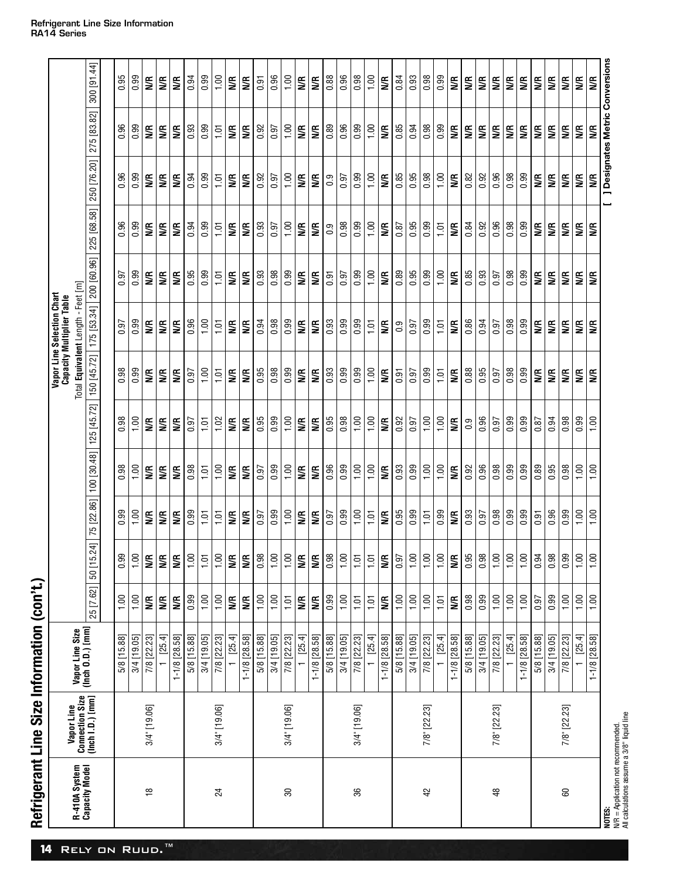# Refrigerant Line Size Information (con't.)

**Vapor Line Selection Chart**
**Capacity Multiplier Table**

| R-410A System Capacity Model | Vapor Line Connection Size (Inch I.D.) [mm] | Vapor Line Size (Inch O.D.) [mm] | Total Equivalent Length - Feet [m] | | | | | | | | | | | |
|---|---|---|---|---|---|---|---|---|---|---|---|---|---|---|
| | | | 25 [7.62] | 50 [15.24] | 75 [22.86] | 100 [30.48] | 125 [45.72] | 150 [45.72] | 175 [53.34] | 200 [60.96] | 225 [68.58] | 250 [76.20] | 275 [83.82] | 300 [91.44] |
| 18 | 3/4" [19.06] | 5/8 [15.88] | 1.00 | 0.99 | 0.99 | 0.98 | 0.98 | 0.98 | 0.97 | 0.97 | 0.96 | 0.96 | 0.96 | 0.95 |
| | | 3/4 [19.05] | 1.00 | 1.00 | 1.00 | 1.00 | 1.00 | 0.99 | 0.99 | 0.99 | 0.99 | 0.99 | 0.99 | 0.99 |
| | | 7/8 [22.23] | N/R | N/R | N/R | N/R | N/R | N/R | N/R | N/R | N/R | N/R | N/R | N/R |
| | | 1 [25.4] | N/R | N/R | N/R | N/R | N/R | N/R | N/R | N/R | N/R | N/R | N/R | N/R |
| | | 1-1/8 [28.58] | N/R | N/R | N/R | N/R | N/R | N/R | N/R | N/R | N/R | N/R | N/R | N/R |
| 24 | 3/4" [19.06] | 5/8 [15.88] | 0.99 | 1.00 | 0.99 | 0.98 | 0.97 | 0.97 | 0.96 | 0.95 | 0.94 | 0.94 | 0.93 | 0.94 |
| | | 3/4 [19.05] | 1.00 | 1.01 | 1.01 | 1.01 | 1.01 | 1.00 | 1.00 | 0.99 | 0.99 | 0.99 | 0.99 | 0.99 |
| | | 7/8 [22.23] | 1.00 | 1.00 | 1.01 | 1.00 | 1.02 | 1.01 | 1.01 | 1.01 | 1.01 | 1.01 | 1.01 | 1.00 |
| | | 1 [25.4] | N/R | N/R | N/R | N/R | N/R | N/R | N/R | N/R | N/R | N/R | N/R | N/R |
| | | 1-1/8 [28.58] | N/R | N/R | N/R | N/R | N/R | N/R | N/R | N/R | N/R | N/R | N/R | N/R |
| 30 | 3/4" [19.06] | 5/8 [15.88] | 1.00 | 0.98 | 0.97 | 0.97 | 0.95 | 0.95 | 0.94 | 0.93 | 0.93 | 0.92 | 0.92 | 0.91 |
| | | 3/4 [19.05] | 1.00 | 1.00 | 0.99 | 0.99 | 0.99 | 0.98 | 0.98 | 0.98 | 0.97 | 0.97 | 0.97 | 0.96 |
| | | 7/8 [22.23] | 1.01 | 1.00 | 1.00 | 1.00 | 1.00 | 0.99 | 0.99 | 0.99 | 1.00 | 1.00 | 1.00 | 1.00 |
| | | 1 [25.4] | N/R | N/R | N/R | N/R | N/R | N/R | N/R | N/R | N/R | N/R | N/R | N/R |
| | | 1-1/8 [28.58] | N/R | N/R | N/R | N/R | N/R | N/R | N/R | N/R | N/R | N/R | N/R | N/R |
| 36 | 3/4" [19.06] | 5/8 [15.88] | 0.99 | 0.98 | 0.97 | 0.96 | 0.95 | 0.93 | 0.93 | 0.91 | 0.9 | 0.9 | 0.89 | 0.88 |
| | | 3/4 [19.05] | 1.00 | 1.00 | 0.99 | 0.99 | 0.98 | 0.99 | 0.99 | 0.97 | 0.98 | 0.97 | 0.96 | 0.96 |
| | | 7/8 [22.23] | 1.01 | 1.01 | 1.00 | 1.00 | 1.00 | 0.99 | 0.99 | 0.99 | 0.99 | 0.99 | 0.99 | 0.98 |
| | | 1 [25.4] | 1.01 | 1.01 | 1.01 | 1.00 | 1.00 | 1.00 | 1.01 | 1.00 | 1.00 | 1.00 | 1.00 | 1.00 |
| | | 1-1/8 [28.58] | N/R | N/R | N/R | N/R | N/R | N/R | N/R | N/R | N/R | N/R | N/R | N/R |
| 42 | 7/8" [22.23] | 5/8 [15.88] | 1.00 | 0.97 | 0.95 | 0.93 | 0.92 | 0.91 | 0.9 | 0.89 | 0.87 | 0.85 | 0.85 | 0.84 |
| | | 3/4 [19.05] | 1.00 | 1.00 | 0.99 | 0.99 | 0.97 | 0.97 | 0.97 | 0.95 | 0.95 | 0.95 | 0.94 | 0.93 |
| | | 7/8 [22.23] | 1.00 | 1.00 | 1.01 | 1.00 | 1.00 | 0.99 | 0.99 | 0.99 | 0.99 | 0.98 | 0.98 | 0.98 |
| | | 1 [25.4] | 1.01 | 1.00 | 0.99 | 1.00 | 1.00 | 1.01 | 1.01 | 1.00 | 1.01 | 1.00 | 0.99 | 0.99 |
| | | 1-1/8 [28.58] | N/R | N/R | N/R | N/R | N/R | N/R | N/R | N/R | N/R | N/R | N/R | N/R |
| 48 | 7/8" [22.23] | 5/8 [15.88] | 0.98 | 0.95 | 0.93 | 0.92 | 0.9 | 0.88 | 0.86 | 0.85 | 0.84 | 0.82 | N/R | N/R |
| | | 3/4 [19.05] | 0.99 | 0.98 | 0.97 | 0.96 | 0.96 | 0.95 | 0.94 | 0.93 | 0.92 | 0.92 | N/R | N/R |
| | | 7/8 [22.23] | 1.00 | 1.00 | 0.98 | 0.98 | 0.97 | 0.97 | 0.97 | 0.97 | 0.96 | 0.96 | N/R | N/R |
| | | 1 [25.4] | 1.00 | 1.00 | 0.99 | 0.99 | 0.99 | 0.98 | 0.98 | 0.98 | 0.98 | 0.98 | N/R | N/R |
| | | 1-1/8 [28.58] | 1.00 | 1.00 | 0.99 | 0.99 | 0.99 | 0.99 | 0.99 | 0.99 | 0.99 | 0.99 | N/R | N/R |
| 60 | 7/8" [22.23] | 5/8 [15.88] | 0.97 | 0.94 | 0.91 | 0.89 | 0.87 | N/R | N/R | N/R | N/R | N/R | N/R | N/R |
| | | 3/4 [19.05] | 0.99 | 0.98 | 0.96 | 0.95 | 0.94 | N/R | N/R | N/R | N/R | N/R | N/R | N/R |
| | | 7/8 [22.23] | 1.00 | 0.99 | 0.99 | 0.98 | 0.98 | N/R | N/R | N/R | N/R | N/R | N/R | N/R |
| | | 1 [25.4] | 1.00 | 1.00 | 1.00 | 1.00 | 0.99 | N/R | N/R | N/R | N/R | N/R | N/R | N/R |
| | | 1-1/8 [28.58] | 1.00 | 1.00 | 1.00 | 1.00 | 1.00 | N/R | N/R | N/R | N/R | N/R | N/R | N/R |

**NOTES:**
N/R = Application not recommended.
All calculations assume a 3/8" liquid line

**[ ] Designates Metric Conversions**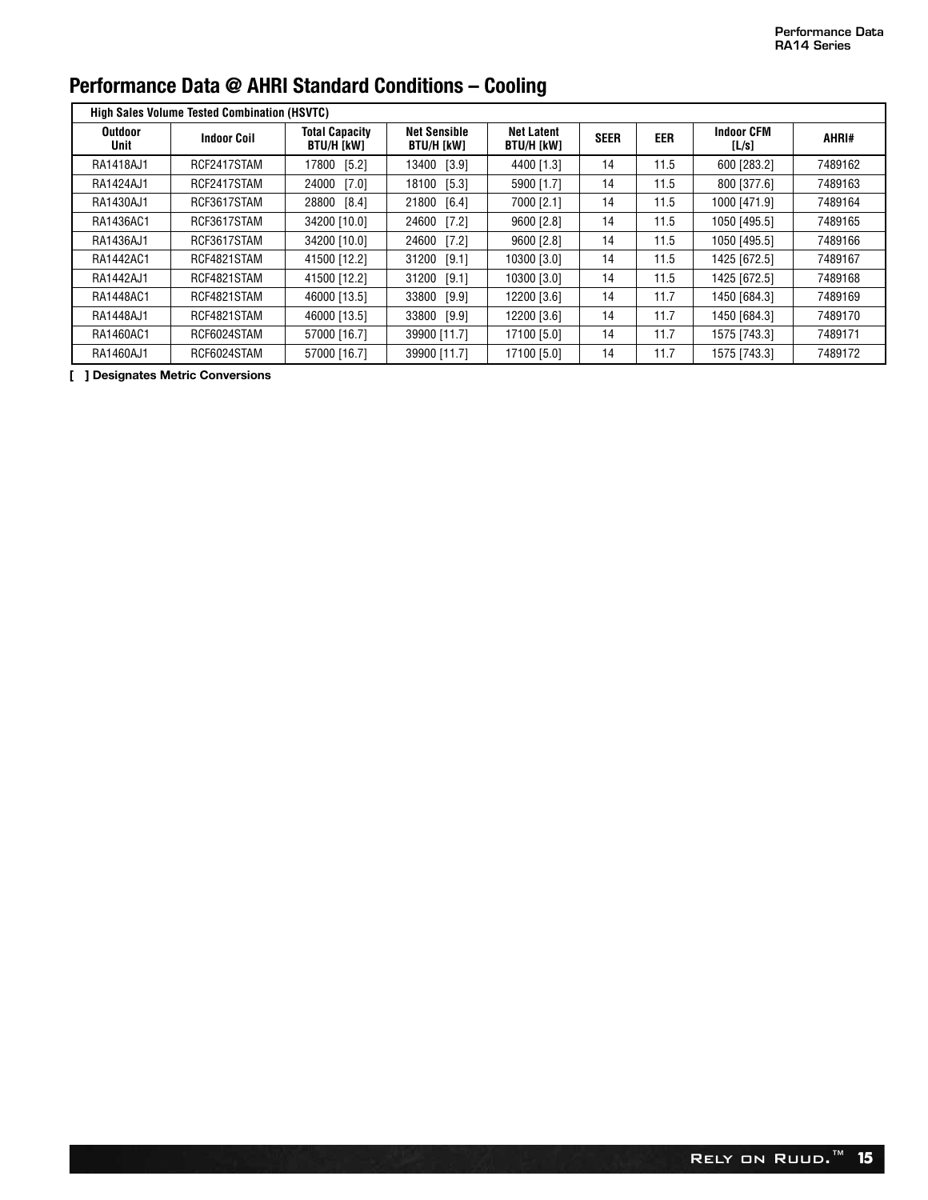# Performance Data @ AHRI Standard Conditions – Cooling

| High Sales Volume Tested Combination (HSVTC) | | | | | | | | |
|---|---|---|---|---|---|---|---|---|
| Outdoor Unit | Indoor Coil | Total Capacity BTU/H [kW] | Net Sensible BTU/H [kW] | Net Latent BTU/H [kW] | SEER | EER | Indoor CFM [L/s] | AHRI# |
| RA1418AJ1 | RCF2417STAM | 17800 [5.2] | 13400 [3.9] | 4400 [1.3] | 14 | 11.5 | 600 [283.2] | 7489162 |
| RA1424AJ1 | RCF2417STAM | 24000 [7.0] | 18100 [5.3] | 5900 [1.7] | 14 | 11.5 | 800 [377.6] | 7489163 |
| RA1430AJ1 | RCF3617STAM | 28800 [8.4] | 21800 [6.4] | 7000 [2.1] | 14 | 11.5 | 1000 [471.9] | 7489164 |
| RA1436AC1 | RCF3617STAM | 34200 [10.0] | 24600 [7.2] | 9600 [2.8] | 14 | 11.5 | 1050 [495.5] | 7489165 |
| RA1436AJ1 | RCF3617STAM | 34200 [10.0] | 24600 [7.2] | 9600 [2.8] | 14 | 11.5 | 1050 [495.5] | 7489166 |
| RA1442AC1 | RCF4821STAM | 41500 [12.2] | 31200 [9.1] | 10300 [3.0] | 14 | 11.5 | 1425 [672.5] | 7489167 |
| RA1442AJ1 | RCF4821STAM | 41500 [12.2] | 31200 [9.1] | 10300 [3.0] | 14 | 11.5 | 1425 [672.5] | 7489168 |
| RA1448AC1 | RCF4821STAM | 46000 [13.5] | 33800 [9.9] | 12200 [3.6] | 14 | 11.7 | 1450 [684.3] | 7489169 |
| RA1448AJ1 | RCF4821STAM | 46000 [13.5] | 33800 [9.9] | 12200 [3.6] | 14 | 11.7 | 1450 [684.3] | 7489170 |
| RA1460AC1 | RCF6024STAM | 57000 [16.7] | 39900 [11.7] | 17100 [5.0] | 14 | 11.7 | 1575 [743.3] | 7489171 |
| RA1460AJ1 | RCF6024STAM | 57000 [16.7] | 39900 [11.7] | 17100 [5.0] | 14 | 11.7 | 1575 [743.3] | 7489172 |

**[ ] Designates Metric Conversions**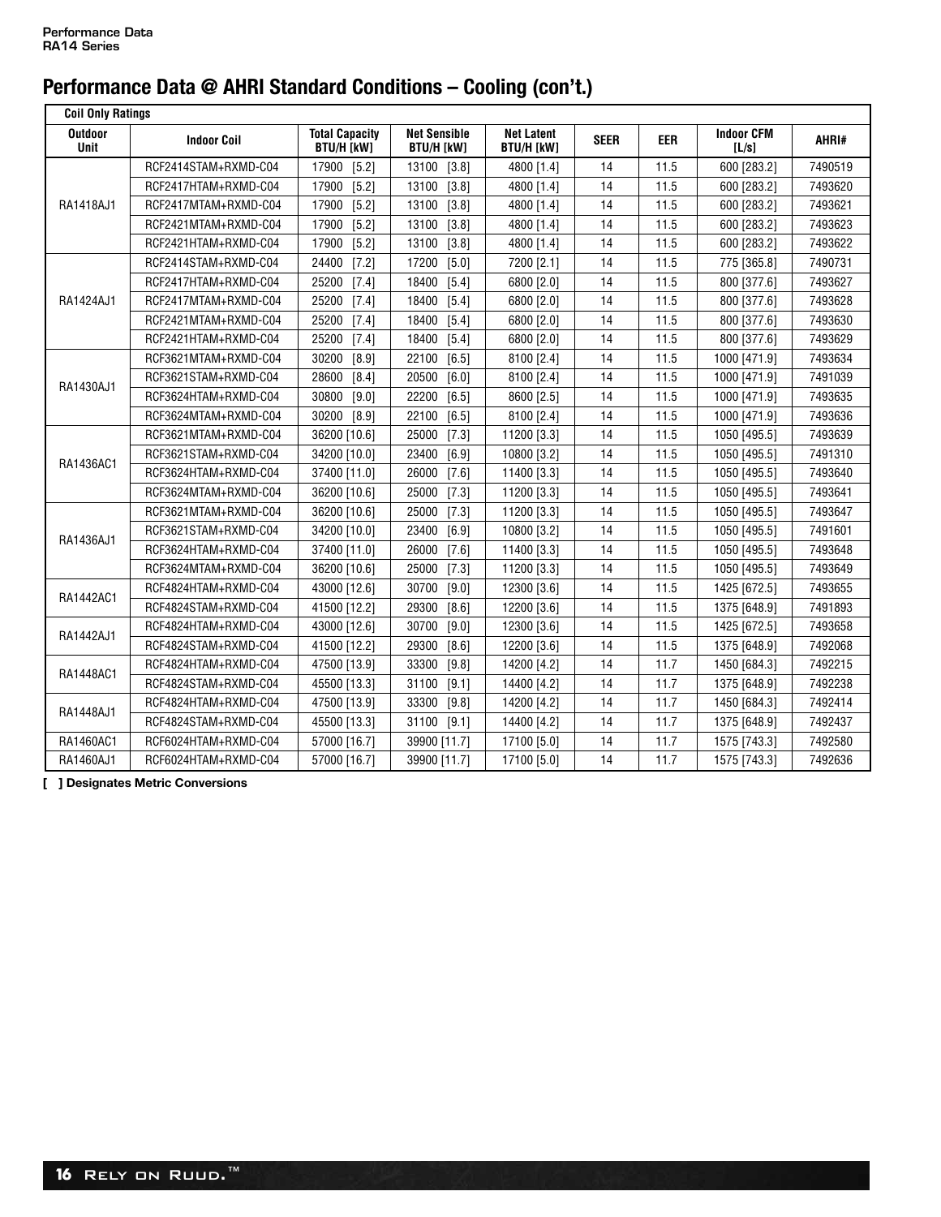## Performance Data @ AHRI Standard Conditions – Cooling (con't.)

| Coil Only Ratings | | | | | | | | |
|---|---|---|---|---|---|---|---|---|
| Outdoor Unit | Indoor Coil | Total Capacity BTU/H [kW] | Net Sensible BTU/H [kW] | Net Latent BTU/H [kW] | SEER | EER | Indoor CFM [L/s] | AHRI# |
| RA1418AJ1 | RCF2414STAM+RXMD-C04 | 17900 [5.2] | 13100 [3.8] | 4800 [1.4] | 14 | 11.5 | 600 [283.2] | 7490519 |
| | RCF2417HTAM+RXMD-C04 | 17900 [5.2] | 13100 [3.8] | 4800 [1.4] | 14 | 11.5 | 600 [283.2] | 7493620 |
| | RCF2417MTAM+RXMD-C04 | 17900 [5.2] | 13100 [3.8] | 4800 [1.4] | 14 | 11.5 | 600 [283.2] | 7493621 |
| | RCF2421MTAM+RXMD-C04 | 17900 [5.2] | 13100 [3.8] | 4800 [1.4] | 14 | 11.5 | 600 [283.2] | 7493623 |
| | RCF2421HTAM+RXMD-C04 | 17900 [5.2] | 13100 [3.8] | 4800 [1.4] | 14 | 11.5 | 600 [283.2] | 7493622 |
| RA1424AJ1 | RCF2414STAM+RXMD-C04 | 24400 [7.2] | 17200 [5.0] | 7200 [2.1] | 14 | 11.5 | 775 [365.8] | 7490731 |
| | RCF2417HTAM+RXMD-C04 | 25200 [7.4] | 18400 [5.4] | 6800 [2.0] | 14 | 11.5 | 800 [377.6] | 7493627 |
| | RCF2417MTAM+RXMD-C04 | 25200 [7.4] | 18400 [5.4] | 6800 [2.0] | 14 | 11.5 | 800 [377.6] | 7493628 |
| | RCF2421MTAM+RXMD-C04 | 25200 [7.4] | 18400 [5.4] | 6800 [2.0] | 14 | 11.5 | 800 [377.6] | 7493630 |
| | RCF2421HTAM+RXMD-C04 | 25200 [7.4] | 18400 [5.4] | 6800 [2.0] | 14 | 11.5 | 800 [377.6] | 7493629 |
| RA1430AJ1 | RCF3621MTAM+RXMD-C04 | 30200 [8.9] | 22100 [6.5] | 8100 [2.4] | 14 | 11.5 | 1000 [471.9] | 7493634 |
| | RCF3621STAM+RXMD-C04 | 28600 [8.4] | 20500 [6.0] | 8100 [2.4] | 14 | 11.5 | 1000 [471.9] | 7491039 |
| | RCF3624HTAM+RXMD-C04 | 30800 [9.0] | 22200 [6.5] | 8600 [2.5] | 14 | 11.5 | 1000 [471.9] | 7493635 |
| | RCF3624MTAM+RXMD-C04 | 30200 [8.9] | 22100 [6.5] | 8100 [2.4] | 14 | 11.5 | 1000 [471.9] | 7493636 |
| RA1436AC1 | RCF3621MTAM+RXMD-C04 | 36200 [10.6] | 25000 [7.3] | 11200 [3.3] | 14 | 11.5 | 1050 [495.5] | 7493639 |
| | RCF3621STAM+RXMD-C04 | 34200 [10.0] | 23400 [6.9] | 10800 [3.2] | 14 | 11.5 | 1050 [495.5] | 7491310 |
| | RCF3624HTAM+RXMD-C04 | 37400 [11.0] | 26000 [7.6] | 11400 [3.3] | 14 | 11.5 | 1050 [495.5] | 7493640 |
| | RCF3624MTAM+RXMD-C04 | 36200 [10.6] | 25000 [7.3] | 11200 [3.3] | 14 | 11.5 | 1050 [495.5] | 7493641 |
| RA1436AJ1 | RCF3621MTAM+RXMD-C04 | 36200 [10.6] | 25000 [7.3] | 11200 [3.3] | 14 | 11.5 | 1050 [495.5] | 7493647 |
| | RCF3621STAM+RXMD-C04 | 34200 [10.0] | 23400 [6.9] | 10800 [3.2] | 14 | 11.5 | 1050 [495.5] | 7491601 |
| | RCF3624HTAM+RXMD-C04 | 37400 [11.0] | 26000 [7.6] | 11400 [3.3] | 14 | 11.5 | 1050 [495.5] | 7493648 |
| | RCF3624MTAM+RXMD-C04 | 36200 [10.6] | 25000 [7.3] | 11200 [3.3] | 14 | 11.5 | 1050 [495.5] | 7493649 |
| RA1442AC1 | RCF4824HTAM+RXMD-C04 | 43000 [12.6] | 30700 [9.0] | 12300 [3.6] | 14 | 11.5 | 1425 [672.5] | 7493655 |
| | RCF4824STAM+RXMD-C04 | 41500 [12.2] | 29300 [8.6] | 12200 [3.6] | 14 | 11.5 | 1375 [648.9] | 7491893 |
| RA1442AJ1 | RCF4824HTAM+RXMD-C04 | 43000 [12.6] | 30700 [9.0] | 12300 [3.6] | 14 | 11.5 | 1425 [672.5] | 7493658 |
| | RCF4824STAM+RXMD-C04 | 41500 [12.2] | 29300 [8.6] | 12200 [3.6] | 14 | 11.5 | 1375 [648.9] | 7492068 |
| RA1448AC1 | RCF4824HTAM+RXMD-C04 | 47500 [13.9] | 33300 [9.8] | 14200 [4.2] | 14 | 11.7 | 1450 [684.3] | 7492215 |
| | RCF4824STAM+RXMD-C04 | 45500 [13.3] | 31100 [9.1] | 14400 [4.2] | 14 | 11.7 | 1375 [648.9] | 7492238 |
| RA1448AJ1 | RCF4824HTAM+RXMD-C04 | 47500 [13.9] | 33300 [9.8] | 14200 [4.2] | 14 | 11.7 | 1450 [684.3] | 7492414 |
| | RCF4824STAM+RXMD-C04 | 45500 [13.3] | 31100 [9.1] | 14400 [4.2] | 14 | 11.7 | 1375 [648.9] | 7492437 |
| RA1460AC1 | RCF6024HTAM+RXMD-C04 | 57000 [16.7] | 39900 [11.7] | 17100 [5.0] | 14 | 11.7 | 1575 [743.3] | 7492580 |
| RA1460AJ1 | RCF6024HTAM+RXMD-C04 | 57000 [16.7] | 39900 [11.7] | 17100 [5.0] | 14 | 11.7 | 1575 [743.3] | 7492636 |

**[ ] Designates Metric Conversions**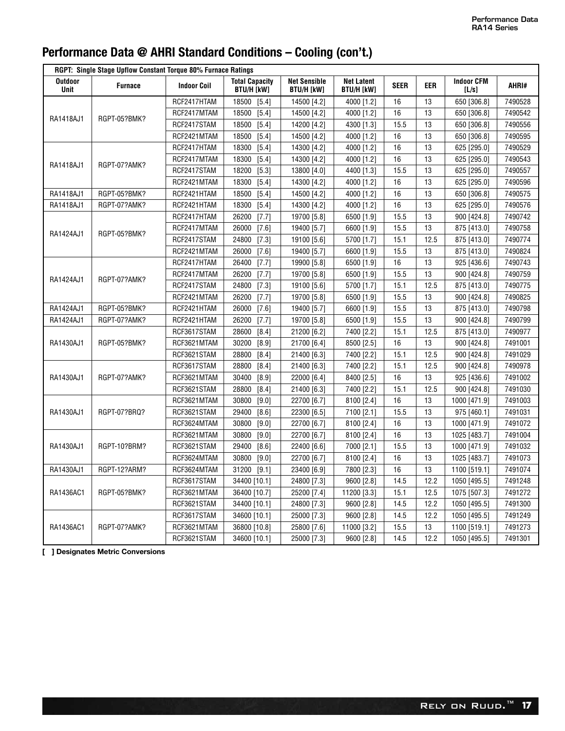## Performance Data @ AHRI Standard Conditions – Cooling (con't.)

| RGPT: Single Stage Upflow Constant Torque 80% Furnace Ratings | | | | | | | | | |
|---|---|---|---|---|---|---|---|---|---|
| Outdoor Unit | Furnace | Indoor Coil | Total Capacity BTU/H [kW] | Net Sensible BTU/H [kW] | Net Latent BTU/H [kW] | SEER | EER | Indoor CFM [L/s] | AHRI# |
| RA1418AJ1 | RGPT-05?BMK? | RCF2417HTAM | 18500 [5.4] | 14500 [4.2] | 4000 [1.2] | 16 | 13 | 650 [306.8] | 7490528 |
| | | RCF2417MTAM | 18500 [5.4] | 14500 [4.2] | 4000 [1.2] | 16 | 13 | 650 [306.8] | 7490542 |
| | | RCF2417STAM | 18500 [5.4] | 14200 [4.2] | 4300 [1.3] | 15.5 | 13 | 650 [306.8] | 7490556 |
| | | RCF2421MTAM | 18500 [5.4] | 14500 [4.2] | 4000 [1.2] | 16 | 13 | 650 [306.8] | 7490595 |
| RA1418AJ1 | RGPT-07?AMK? | RCF2417HTAM | 18300 [5.4] | 14300 [4.2] | 4000 [1.2] | 16 | 13 | 625 [295.0] | 7490529 |
| | | RCF2417MTAM | 18300 [5.4] | 14300 [4.2] | 4000 [1.2] | 16 | 13 | 625 [295.0] | 7490543 |
| | | RCF2417STAM | 18200 [5.3] | 13800 [4.0] | 4400 [1.3] | 15.5 | 13 | 625 [295.0] | 7490557 |
| | | RCF2421MTAM | 18300 [5.4] | 14300 [4.2] | 4000 [1.2] | 16 | 13 | 625 [295.0] | 7490596 |
| RA1418AJ1 | RGPT-05?BMK? | RCF2421HTAM | 18500 [5.4] | 14500 [4.2] | 4000 [1.2] | 16 | 13 | 650 [306.8] | 7490575 |
| RA1418AJ1 | RGPT-07?AMK? | RCF2421HTAM | 18300 [5.4] | 14300 [4.2] | 4000 [1.2] | 16 | 13 | 625 [295.0] | 7490576 |
| RA1424AJ1 | RGPT-05?BMK? | RCF2417HTAM | 26200 [7.7] | 19700 [5.8] | 6500 [1.9] | 15.5 | 13 | 900 [424.8] | 7490742 |
| | | RCF2417MTAM | 26000 [7.6] | 19400 [5.7] | 6600 [1.9] | 15.5 | 13 | 875 [413.0] | 7490758 |
| | | RCF2417STAM | 24800 [7.3] | 19100 [5.6] | 5700 [1.7] | 15.1 | 12.5 | 875 [413.0] | 7490774 |
| | | RCF2421MTAM | 26000 [7.6] | 19400 [5.7] | 6600 [1.9] | 15.5 | 13 | 875 [413.0] | 7490824 |
| RA1424AJ1 | RGPT-07?AMK? | RCF2417HTAM | 26400 [7.7] | 19900 [5.8] | 6500 [1.9] | 16 | 13 | 925 [436.6] | 7490743 |
| | | RCF2417MTAM | 26200 [7.7] | 19700 [5.8] | 6500 [1.9] | 15.5 | 13 | 900 [424.8] | 7490759 |
| | | RCF2417STAM | 24800 [7.3] | 19100 [5.6] | 5700 [1.7] | 15.1 | 12.5 | 875 [413.0] | 7490775 |
| | | RCF2421MTAM | 26200 [7.7] | 19700 [5.8] | 6500 [1.9] | 15.5 | 13 | 900 [424.8] | 7490825 |
| RA1424AJ1 | RGPT-05?BMK? | RCF2421HTAM | 26000 [7.6] | 19400 [5.7] | 6600 [1.9] | 15.5 | 13 | 875 [413.0] | 7490798 |
| RA1424AJ1 | RGPT-07?AMK? | RCF2421HTAM | 26200 [7.7] | 19700 [5.8] | 6500 [1.9] | 15.5 | 13 | 900 [424.8] | 7490799 |
| RA1430AJ1 | RGPT-05?BMK? | RCF3617STAM | 28600 [8.4] | 21200 [6.2] | 7400 [2.2] | 15.1 | 12.5 | 875 [413.0] | 7490977 |
| | | RCF3621MTAM | 30200 [8.9] | 21700 [6.4] | 8500 [2.5] | 16 | 13 | 900 [424.8] | 7491001 |
| | | RCF3621STAM | 28800 [8.4] | 21400 [6.3] | 7400 [2.2] | 15.1 | 12.5 | 900 [424.8] | 7491029 |
| RA1430AJ1 | RGPT-07?AMK? | RCF3617STAM | 28800 [8.4] | 21400 [6.3] | 7400 [2.2] | 15.1 | 12.5 | 900 [424.8] | 7490978 |
| | | RCF3621MTAM | 30400 [8.9] | 22000 [6.4] | 8400 [2.5] | 16 | 13 | 925 [436.6] | 7491002 |
| | | RCF3621STAM | 28800 [8.4] | 21400 [6.3] | 7400 [2.2] | 15.1 | 12.5 | 900 [424.8] | 7491030 |
| RA1430AJ1 | RGPT-07?BRQ? | RCF3621MTAM | 30800 [9.0] | 22700 [6.7] | 8100 [2.4] | 16 | 13 | 1000 [471.9] | 7491003 |
| | | RCF3621STAM | 29400 [8.6] | 22300 [6.5] | 7100 [2.1] | 15.5 | 13 | 975 [460.1] | 7491031 |
| | | RCF3624MTAM | 30800 [9.0] | 22700 [6.7] | 8100 [2.4] | 16 | 13 | 1000 [471.9] | 7491072 |
| RA1430AJ1 | RGPT-10?BRM? | RCF3621MTAM | 30800 [9.0] | 22700 [6.7] | 8100 [2.4] | 16 | 13 | 1025 [483.7] | 7491004 |
| | | RCF3621STAM | 29400 [8.6] | 22400 [6.6] | 7000 [2.1] | 15.5 | 13 | 1000 [471.9] | 7491032 |
| | | RCF3624MTAM | 30800 [9.0] | 22700 [6.7] | 8100 [2.4] | 16 | 13 | 1025 [483.7] | 7491073 |
| RA1430AJ1 | RGPT-12?ARM? | RCF3624MTAM | 31200 [9.1] | 23400 [6.9] | 7800 [2.3] | 16 | 13 | 1100 [519.1] | 7491074 |
| RA1436AC1 | RGPT-05?BMK? | RCF3617STAM | 34400 [10.1] | 24800 [7.3] | 9600 [2.8] | 14.5 | 12.2 | 1050 [495.5] | 7491248 |
| | | RCF3621MTAM | 36400 [10.7] | 25200 [7.4] | 11200 [3.3] | 15.1 | 12.5 | 1075 [507.3] | 7491272 |
| | | RCF3621STAM | 34400 [10.1] | 24800 [7.3] | 9600 [2.8] | 14.5 | 12.2 | 1050 [495.5] | 7491300 |
| RA1436AC1 | RGPT-07?AMK? | RCF3617STAM | 34600 [10.1] | 25000 [7.3] | 9600 [2.8] | 14.5 | 12.2 | 1050 [495.5] | 7491249 |
| | | RCF3621MTAM | 36800 [10.8] | 25800 [7.6] | 11000 [3.2] | 15.5 | 13 | 1100 [519.1] | 7491273 |
| | | RCF3621STAM | 34600 [10.1] | 25000 [7.3] | 9600 [2.8] | 14.5 | 12.2 | 1050 [495.5] | 7491301 |

**[ ] Designates Metric Conversions**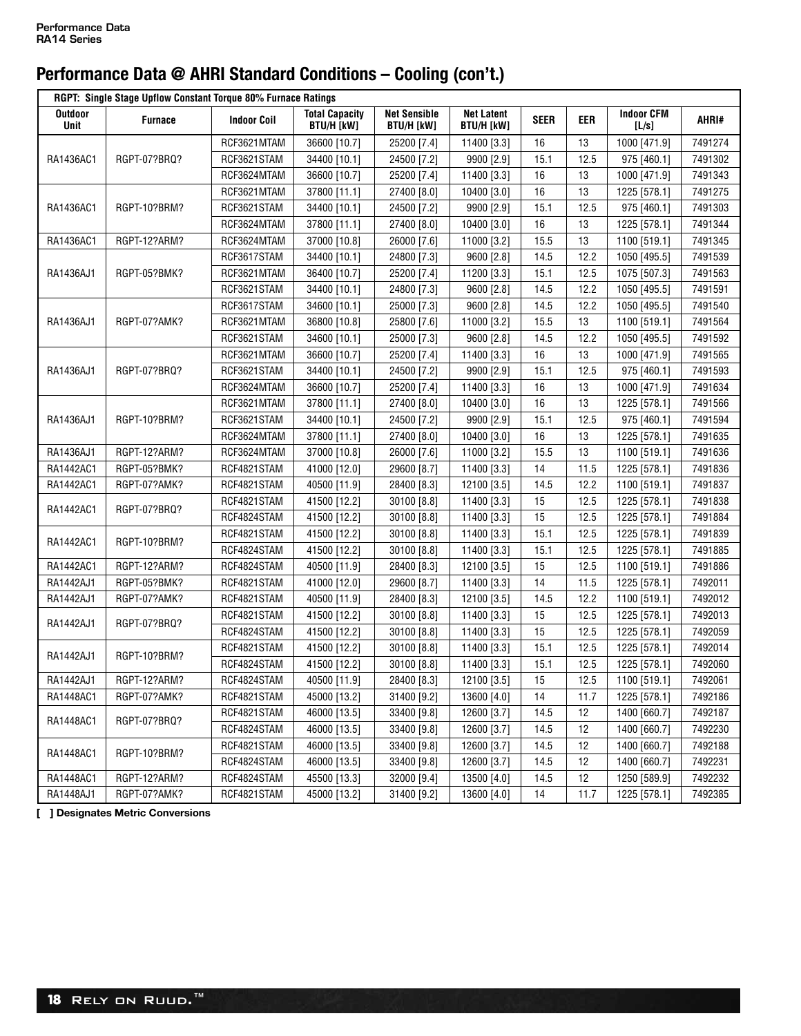## Performance Data @ AHRI Standard Conditions – Cooling (con't.)

| RGPT: Single Stage Upflow Constant Torque 80% Furnace Ratings | | | | | | | | | |
|---|---|---|---|---|---|---|---|---|---|
| Outdoor Unit | Furnace | Indoor Coil | Total Capacity BTU/H [kW] | Net Sensible BTU/H [kW] | Net Latent BTU/H [kW] | SEER | EER | Indoor CFM [L/s] | AHRI# |
| RA1436AC1 | RGPT-07?BRQ? | RCF3621MTAM | 36600 [10.7] | 25200 [7.4] | 11400 [3.3] | 16 | 13 | 1000 [471.9] | 7491274 |
| | | RCF3621STAM | 34400 [10.1] | 24500 [7.2] | 9900 [2.9] | 15.1 | 12.5 | 975 [460.1] | 7491302 |
| | | RCF3624MTAM | 36600 [10.7] | 25200 [7.4] | 11400 [3.3] | 16 | 13 | 1000 [471.9] | 7491343 |
| RA1436AC1 | RGPT-10?BRM? | RCF3621MTAM | 37800 [11.1] | 27400 [8.0] | 10400 [3.0] | 16 | 13 | 1225 [578.1] | 7491275 |
| | | RCF3621STAM | 34400 [10.1] | 24500 [7.2] | 9900 [2.9] | 15.1 | 12.5 | 975 [460.1] | 7491303 |
| | | RCF3624MTAM | 37800 [11.1] | 27400 [8.0] | 10400 [3.0] | 16 | 13 | 1225 [578.1] | 7491344 |
| RA1436AC1 | RGPT-12?ARM? | RCF3624MTAM | 37000 [10.8] | 26000 [7.6] | 11000 [3.2] | 15.5 | 13 | 1100 [519.1] | 7491345 |
| RA1436AJ1 | RGPT-05?BMK? | RCF3617STAM | 34400 [10.1] | 24800 [7.3] | 9600 [2.8] | 14.5 | 12.2 | 1050 [495.5] | 7491539 |
| | | RCF3621MTAM | 36400 [10.7] | 25200 [7.4] | 11200 [3.3] | 15.1 | 12.5 | 1075 [507.3] | 7491563 |
| | | RCF3621STAM | 34400 [10.1] | 24800 [7.3] | 9600 [2.8] | 14.5 | 12.2 | 1050 [495.5] | 7491591 |
| RA1436AJ1 | RGPT-07?AMK? | RCF3617STAM | 34600 [10.1] | 25000 [7.3] | 9600 [2.8] | 14.5 | 12.2 | 1050 [495.5] | 7491540 |
| | | RCF3621MTAM | 36800 [10.8] | 25800 [7.6] | 11000 [3.2] | 15.5 | 13 | 1100 [519.1] | 7491564 |
| | | RCF3621STAM | 34600 [10.1] | 25000 [7.3] | 9600 [2.8] | 14.5 | 12.2 | 1050 [495.5] | 7491592 |
| RA1436AJ1 | RGPT-07?BRQ? | RCF3621MTAM | 36600 [10.7] | 25200 [7.4] | 11400 [3.3] | 16 | 13 | 1000 [471.9] | 7491565 |
| | | RCF3621STAM | 34400 [10.1] | 24500 [7.2] | 9900 [2.9] | 15.1 | 12.5 | 975 [460.1] | 7491593 |
| | | RCF3624MTAM | 36600 [10.7] | 25200 [7.4] | 11400 [3.3] | 16 | 13 | 1000 [471.9] | 7491634 |
| RA1436AJ1 | RGPT-10?BRM? | RCF3621MTAM | 37800 [11.1] | 27400 [8.0] | 10400 [3.0] | 16 | 13 | 1225 [578.1] | 7491566 |
| | | RCF3621STAM | 34400 [10.1] | 24500 [7.2] | 9900 [2.9] | 15.1 | 12.5 | 975 [460.1] | 7491594 |
| | | RCF3624MTAM | 37800 [11.1] | 27400 [8.0] | 10400 [3.0] | 16 | 13 | 1225 [578.1] | 7491635 |
| RA1436AJ1 | RGPT-12?ARM? | RCF3624MTAM | 37000 [10.8] | 26000 [7.6] | 11000 [3.2] | 15.5 | 13 | 1100 [519.1] | 7491636 |
| RA1442AC1 | RGPT-05?BMK? | RCF4821STAM | 41000 [12.0] | 29600 [8.7] | 11400 [3.3] | 14 | 11.5 | 1225 [578.1] | 7491836 |
| RA1442AC1 | RGPT-07?AMK? | RCF4821STAM | 40500 [11.9] | 28400 [8.3] | 12100 [3.5] | 14.5 | 12.2 | 1100 [519.1] | 7491837 |
| RA1442AC1 | RGPT-07?BRQ? | RCF4821STAM | 41500 [12.2] | 30100 [8.8] | 11400 [3.3] | 15 | 12.5 | 1225 [578.1] | 7491838 |
| | | RCF4824STAM | 41500 [12.2] | 30100 [8.8] | 11400 [3.3] | 15 | 12.5 | 1225 [578.1] | 7491884 |
| RA1442AC1 | RGPT-10?BRM? | RCF4821STAM | 41500 [12.2] | 30100 [8.8] | 11400 [3.3] | 15.1 | 12.5 | 1225 [578.1] | 7491839 |
| | | RCF4824STAM | 41500 [12.2] | 30100 [8.8] | 11400 [3.3] | 15.1 | 12.5 | 1225 [578.1] | 7491885 |
| RA1442AC1 | RGPT-12?ARM? | RCF4824STAM | 40500 [11.9] | 28400 [8.3] | 12100 [3.5] | 15 | 12.5 | 1100 [519.1] | 7491886 |
| RA1442AJ1 | RGPT-05?BMK? | RCF4821STAM | 41000 [12.0] | 29600 [8.7] | 11400 [3.3] | 14 | 11.5 | 1225 [578.1] | 7492011 |
| RA1442AJ1 | RGPT-07?AMK? | RCF4821STAM | 40500 [11.9] | 28400 [8.3] | 12100 [3.5] | 14.5 | 12.2 | 1100 [519.1] | 7492012 |
| RA1442AJ1 | RGPT-07?BRQ? | RCF4821STAM | 41500 [12.2] | 30100 [8.8] | 11400 [3.3] | 15 | 12.5 | 1225 [578.1] | 7492013 |
| | | RCF4824STAM | 41500 [12.2] | 30100 [8.8] | 11400 [3.3] | 15 | 12.5 | 1225 [578.1] | 7492059 |
| RA1442AJ1 | RGPT-10?BRM? | RCF4821STAM | 41500 [12.2] | 30100 [8.8] | 11400 [3.3] | 15.1 | 12.5 | 1225 [578.1] | 7492014 |
| | | RCF4824STAM | 41500 [12.2] | 30100 [8.8] | 11400 [3.3] | 15.1 | 12.5 | 1225 [578.1] | 7492060 |
| RA1442AJ1 | RGPT-12?ARM? | RCF4824STAM | 40500 [11.9] | 28400 [8.3] | 12100 [3.5] | 15 | 12.5 | 1100 [519.1] | 7492061 |
| RA1448AC1 | RGPT-07?AMK? | RCF4821STAM | 45000 [13.2] | 31400 [9.2] | 13600 [4.0] | 14 | 11.7 | 1225 [578.1] | 7492186 |
| RA1448AC1 | RGPT-07?BRQ? | RCF4821STAM | 46000 [13.5] | 33400 [9.8] | 12600 [3.7] | 14.5 | 12 | 1400 [660.7] | 7492187 |
| | | RCF4824STAM | 46000 [13.5] | 33400 [9.8] | 12600 [3.7] | 14.5 | 12 | 1400 [660.7] | 7492230 |
| RA1448AC1 | RGPT-10?BRM? | RCF4821STAM | 46000 [13.5] | 33400 [9.8] | 12600 [3.7] | 14.5 | 12 | 1400 [660.7] | 7492188 |
| | | RCF4824STAM | 46000 [13.5] | 33400 [9.8] | 12600 [3.7] | 14.5 | 12 | 1400 [660.7] | 7492231 |
| RA1448AC1 | RGPT-12?ARM? | RCF4824STAM | 45500 [13.3] | 32000 [9.4] | 13500 [4.0] | 14.5 | 12 | 1250 [589.9] | 7492232 |
| RA1448AJ1 | RGPT-07?AMK? | RCF4821STAM | 45000 [13.2] | 31400 [9.2] | 13600 [4.0] | 14 | 11.7 | 1225 [578.1] | 7492385 |

**[ ] Designates Metric Conversions**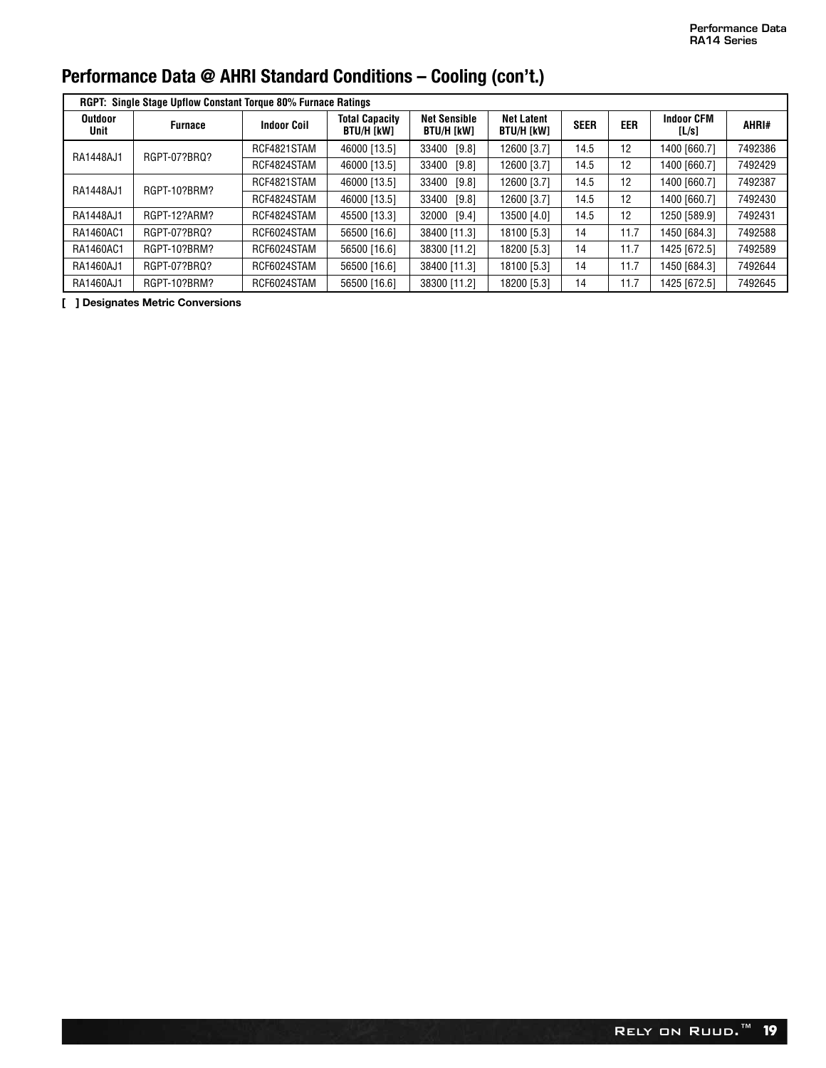# Performance Data @ AHRI Standard Conditions – Cooling (con't.)

| RGPT: Single Stage Upflow Constant Torque 80% Furnace Ratings | | | | | | | | | |
|---|---|---|---|---|---|---|---|---|---|
| **Outdoor Unit** | **Furnace** | **Indoor Coil** | **Total Capacity BTU/H [kW]** | **Net Sensible BTU/H [kW]** | **Net Latent BTU/H [kW]** | **SEER** | **EER** | **Indoor CFM [L/s]** | **AHRI#** |
| RA1448AJ1 | RGPT-07?BRQ? | RCF4821STAM | 46000 [13.5] | 33400 [9.8] | 12600 [3.7] | 14.5 | 12 | 1400 [660.7] | 7492386 |
| | | RCF4824STAM | 46000 [13.5] | 33400 [9.8] | 12600 [3.7] | 14.5 | 12 | 1400 [660.7] | 7492429 |
| RA1448AJ1 | RGPT-10?BRM? | RCF4821STAM | 46000 [13.5] | 33400 [9.8] | 12600 [3.7] | 14.5 | 12 | 1400 [660.7] | 7492387 |
| | | RCF4824STAM | 46000 [13.5] | 33400 [9.8] | 12600 [3.7] | 14.5 | 12 | 1400 [660.7] | 7492430 |
| RA1448AJ1 | RGPT-12?ARM? | RCF4824STAM | 45500 [13.3] | 32000 [9.4] | 13500 [4.0] | 14.5 | 12 | 1250 [589.9] | 7492431 |
| RA1460AC1 | RGPT-07?BRQ? | RCF6024STAM | 56500 [16.6] | 38400 [11.3] | 18100 [5.3] | 14 | 11.7 | 1450 [684.3] | 7492588 |
| RA1460AC1 | RGPT-10?BRM? | RCF6024STAM | 56500 [16.6] | 38300 [11.2] | 18200 [5.3] | 14 | 11.7 | 1425 [672.5] | 7492589 |
| RA1460AJ1 | RGPT-07?BRQ? | RCF6024STAM | 56500 [16.6] | 38400 [11.3] | 18100 [5.3] | 14 | 11.7 | 1450 [684.3] | 7492644 |
| RA1460AJ1 | RGPT-10?BRM? | RCF6024STAM | 56500 [16.6] | 38300 [11.2] | 18200 [5.3] | 14 | 11.7 | 1425 [672.5] | 7492645 |

**[ ] Designates Metric Conversions**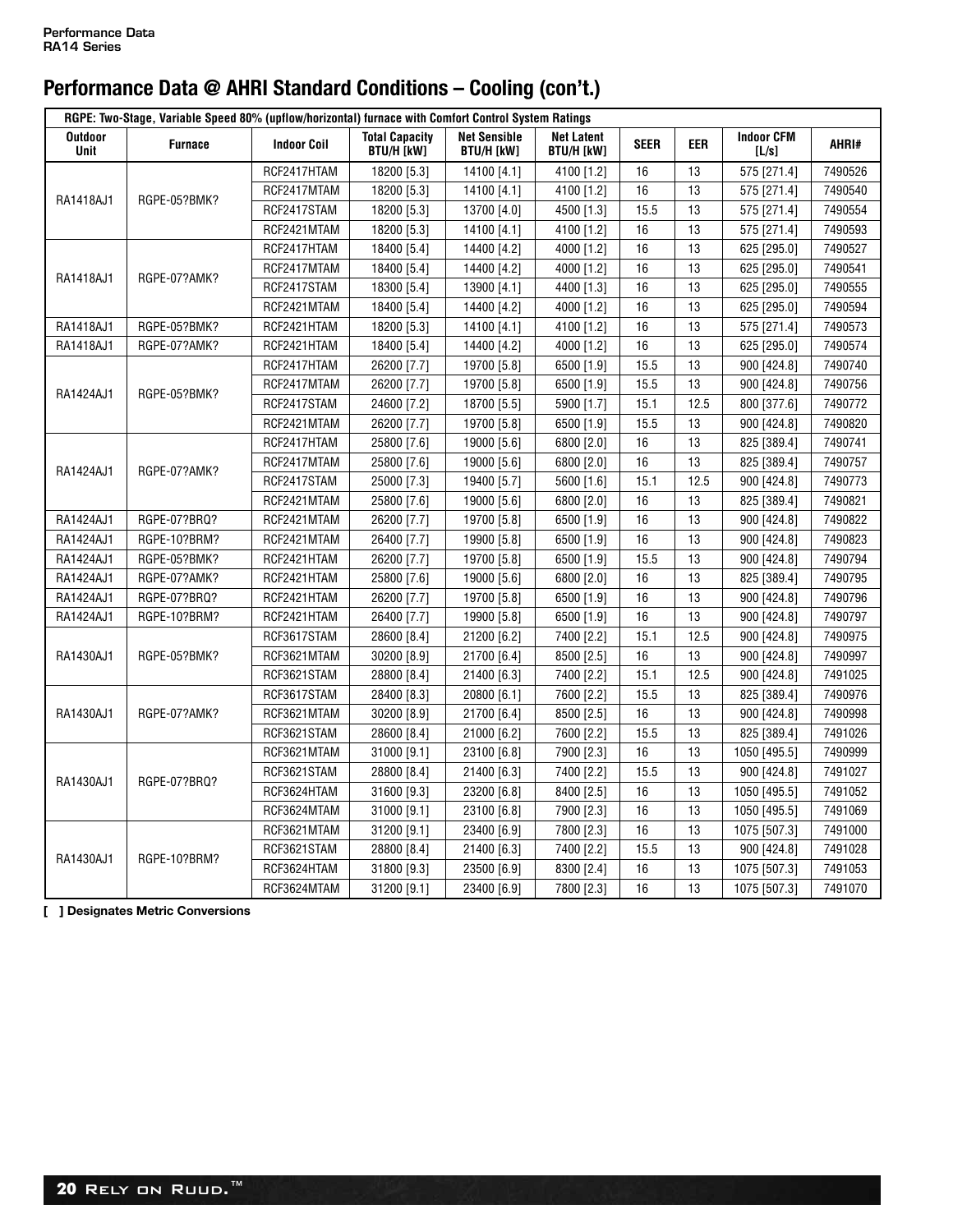## Performance Data @ AHRI Standard Conditions – Cooling (con't.)

| RGPE: Two-Stage, Variable Speed 80% (upflow/horizontal) furnace with Comfort Control System Ratings | | | | | | | | | |
|---|---|---|---|---|---|---|---|---|---|
| Outdoor Unit | Furnace | Indoor Coil | Total Capacity BTU/H [kW] | Net Sensible BTU/H [kW] | Net Latent BTU/H [kW] | SEER | EER | Indoor CFM [L/s] | AHRI# |
| RA1418AJ1 | RGPE-05?BMK? | RCF2417HTAM | 18200 [5.3] | 14100 [4.1] | 4100 [1.2] | 16 | 13 | 575 [271.4] | 7490526 |
| | | RCF2417MTAM | 18200 [5.3] | 14100 [4.1] | 4100 [1.2] | 16 | 13 | 575 [271.4] | 7490540 |
| | | RCF2417STAM | 18200 [5.3] | 13700 [4.0] | 4500 [1.3] | 15.5 | 13 | 575 [271.4] | 7490554 |
| | | RCF2421MTAM | 18200 [5.3] | 14100 [4.1] | 4100 [1.2] | 16 | 13 | 575 [271.4] | 7490593 |
| RA1418AJ1 | RGPE-07?AMK? | RCF2417HTAM | 18400 [5.4] | 14400 [4.2] | 4000 [1.2] | 16 | 13 | 625 [295.0] | 7490527 |
| | | RCF2417MTAM | 18400 [5.4] | 14400 [4.2] | 4000 [1.2] | 16 | 13 | 625 [295.0] | 7490541 |
| | | RCF2417STAM | 18300 [5.4] | 13900 [4.1] | 4400 [1.3] | 16 | 13 | 625 [295.0] | 7490555 |
| | | RCF2421MTAM | 18400 [5.4] | 14400 [4.2] | 4000 [1.2] | 16 | 13 | 625 [295.0] | 7490594 |
| RA1418AJ1 | RGPE-05?BMK? | RCF2421HTAM | 18200 [5.3] | 14100 [4.1] | 4100 [1.2] | 16 | 13 | 575 [271.4] | 7490573 |
| RA1418AJ1 | RGPE-07?AMK? | RCF2421HTAM | 18400 [5.4] | 14400 [4.2] | 4000 [1.2] | 16 | 13 | 625 [295.0] | 7490574 |
| RA1424AJ1 | RGPE-05?BMK? | RCF2417HTAM | 26200 [7.7] | 19700 [5.8] | 6500 [1.9] | 15.5 | 13 | 900 [424.8] | 7490740 |
| | | RCF2417MTAM | 26200 [7.7] | 19700 [5.8] | 6500 [1.9] | 15.5 | 13 | 900 [424.8] | 7490756 |
| | | RCF2417STAM | 24600 [7.2] | 18700 [5.5] | 5900 [1.7] | 15.1 | 12.5 | 800 [377.6] | 7490772 |
| | | RCF2421MTAM | 26200 [7.7] | 19700 [5.8] | 6500 [1.9] | 15.5 | 13 | 900 [424.8] | 7490820 |
| RA1424AJ1 | RGPE-07?AMK? | RCF2417HTAM | 25800 [7.6] | 19000 [5.6] | 6800 [2.0] | 16 | 13 | 825 [389.4] | 7490741 |
| | | RCF2417MTAM | 25800 [7.6] | 19000 [5.6] | 6800 [2.0] | 16 | 13 | 825 [389.4] | 7490757 |
| | | RCF2417STAM | 25000 [7.3] | 19400 [5.7] | 5600 [1.6] | 15.1 | 12.5 | 900 [424.8] | 7490773 |
| | | RCF2421MTAM | 25800 [7.6] | 19000 [5.6] | 6800 [2.0] | 16 | 13 | 825 [389.4] | 7490821 |
| RA1424AJ1 | RGPE-07?BRQ? | RCF2421MTAM | 26200 [7.7] | 19700 [5.8] | 6500 [1.9] | 16 | 13 | 900 [424.8] | 7490822 |
| RA1424AJ1 | RGPE-10?BRM? | RCF2421MTAM | 26400 [7.7] | 19900 [5.8] | 6500 [1.9] | 16 | 13 | 900 [424.8] | 7490823 |
| RA1424AJ1 | RGPE-05?BMK? | RCF2421HTAM | 26200 [7.7] | 19700 [5.8] | 6500 [1.9] | 15.5 | 13 | 900 [424.8] | 7490794 |
| RA1424AJ1 | RGPE-07?AMK? | RCF2421HTAM | 25800 [7.6] | 19000 [5.6] | 6800 [2.0] | 16 | 13 | 825 [389.4] | 7490795 |
| RA1424AJ1 | RGPE-07?BRQ? | RCF2421HTAM | 26200 [7.7] | 19700 [5.8] | 6500 [1.9] | 16 | 13 | 900 [424.8] | 7490796 |
| RA1424AJ1 | RGPE-10?BRM? | RCF2421HTAM | 26400 [7.7] | 19900 [5.8] | 6500 [1.9] | 16 | 13 | 900 [424.8] | 7490797 |
| RA1430AJ1 | RGPE-05?BMK? | RCF3617STAM | 28600 [8.4] | 21200 [6.2] | 7400 [2.2] | 15.1 | 12.5 | 900 [424.8] | 7490975 |
| | | RCF3621MTAM | 30200 [8.9] | 21700 [6.4] | 8500 [2.5] | 16 | 13 | 900 [424.8] | 7490997 |
| | | RCF3621STAM | 28800 [8.4] | 21400 [6.3] | 7400 [2.2] | 15.1 | 12.5 | 900 [424.8] | 7491025 |
| RA1430AJ1 | RGPE-07?AMK? | RCF3617STAM | 28400 [8.3] | 20800 [6.1] | 7600 [2.2] | 15.5 | 13 | 825 [389.4] | 7490976 |
| | | RCF3621MTAM | 30200 [8.9] | 21700 [6.4] | 8500 [2.5] | 16 | 13 | 900 [424.8] | 7490998 |
| | | RCF3621STAM | 28600 [8.4] | 21000 [6.2] | 7600 [2.2] | 15.5 | 13 | 825 [389.4] | 7491026 |
| RA1430AJ1 | RGPE-07?BRQ? | RCF3621MTAM | 31000 [9.1] | 23100 [6.8] | 7900 [2.3] | 16 | 13 | 1050 [495.5] | 7490999 |
| | | RCF3621STAM | 28800 [8.4] | 21400 [6.3] | 7400 [2.2] | 15.5 | 13 | 900 [424.8] | 7491027 |
| | | RCF3624HTAM | 31600 [9.3] | 23200 [6.8] | 8400 [2.5] | 16 | 13 | 1050 [495.5] | 7491052 |
| | | RCF3624MTAM | 31000 [9.1] | 23100 [6.8] | 7900 [2.3] | 16 | 13 | 1050 [495.5] | 7491069 |
| RA1430AJ1 | RGPE-10?BRM? | RCF3621MTAM | 31200 [9.1] | 23400 [6.9] | 7800 [2.3] | 16 | 13 | 1075 [507.3] | 7491000 |
| | | RCF3621STAM | 28800 [8.4] | 21400 [6.3] | 7400 [2.2] | 15.5 | 13 | 900 [424.8] | 7491028 |
| | | RCF3624HTAM | 31800 [9.3] | 23500 [6.9] | 8300 [2.4] | 16 | 13 | 1075 [507.3] | 7491053 |
| | | RCF3624MTAM | 31200 [9.1] | 23400 [6.9] | 7800 [2.3] | 16 | 13 | 1075 [507.3] | 7491070 |

**[ ] Designates Metric Conversions**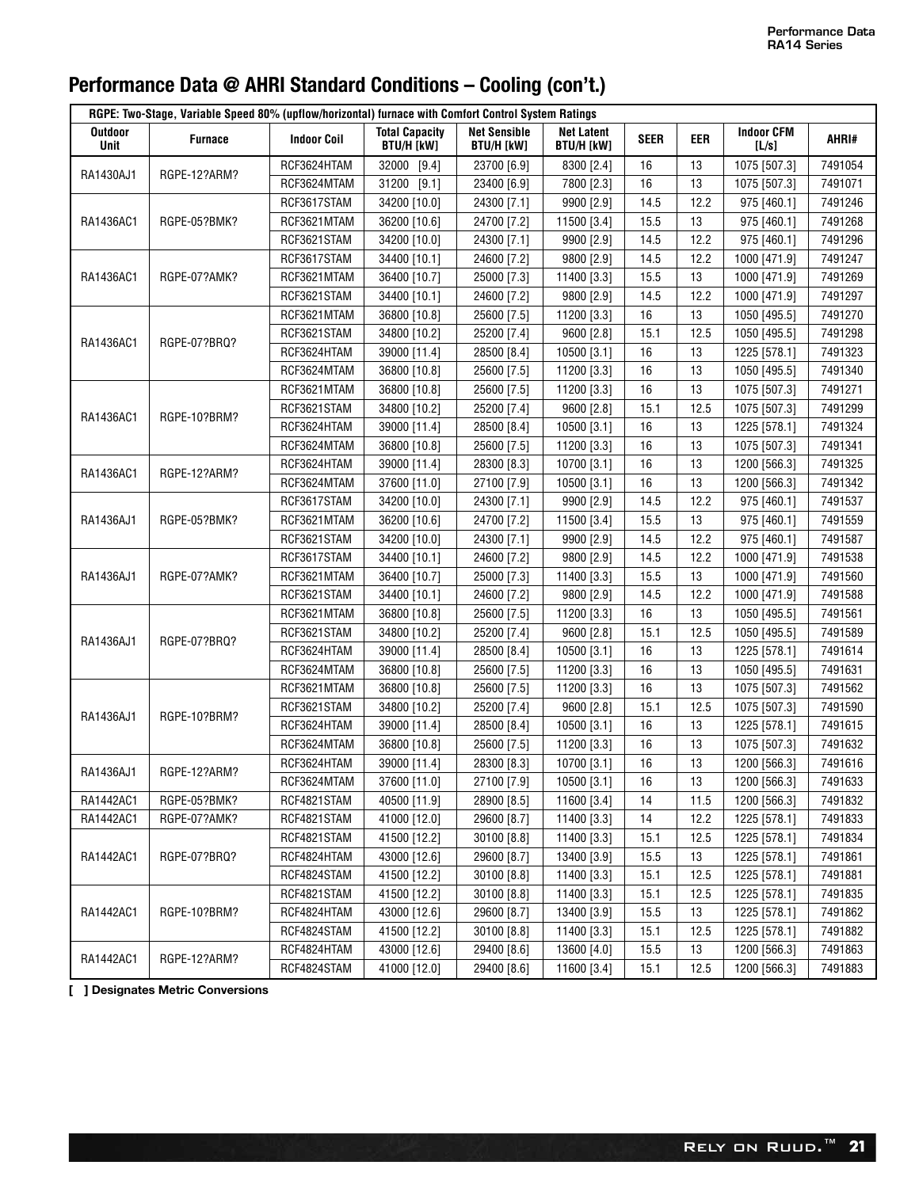# Performance Data @ AHRI Standard Conditions – Cooling (con't.)

| RGPE: Two-Stage, Variable Speed 80% (upflow/horizontal) furnace with Comfort Control System Ratings | | | | | | | | | |
|---|---|---|---|---|---|---|---|---|---|
| Outdoor Unit | Furnace | Indoor Coil | Total Capacity BTU/H [kW] | Net Sensible BTU/H [kW] | Net Latent BTU/H [kW] | SEER | EER | Indoor CFM [L/s] | AHRI# |
| RA1430AJ1 | RGPE-12?ARM? | RCF3624HTAM | 32000 [9.4] | 23700 [6.9] | 8300 [2.4] | 16 | 13 | 1075 [507.3] | 7491054 |
| | | RCF3624MTAM | 31200 [9.1] | 23400 [6.9] | 7800 [2.3] | 16 | 13 | 1075 [507.3] | 7491071 |
| RA1436AC1 | RGPE-05?BMK? | RCF3617STAM | 34200 [10.0] | 24300 [7.1] | 9900 [2.9] | 14.5 | 12.2 | 975 [460.1] | 7491246 |
| | | RCF3621MTAM | 36200 [10.6] | 24700 [7.2] | 11500 [3.4] | 15.5 | 13 | 975 [460.1] | 7491268 |
| | | RCF3621STAM | 34200 [10.0] | 24300 [7.1] | 9900 [2.9] | 14.5 | 12.2 | 975 [460.1] | 7491296 |
| RA1436AC1 | RGPE-07?AMK? | RCF3617STAM | 34400 [10.1] | 24600 [7.2] | 9800 [2.9] | 14.5 | 12.2 | 1000 [471.9] | 7491247 |
| | | RCF3621MTAM | 36400 [10.7] | 25000 [7.3] | 11400 [3.3] | 15.5 | 13 | 1000 [471.9] | 7491269 |
| | | RCF3621STAM | 34400 [10.1] | 24600 [7.2] | 9800 [2.9] | 14.5 | 12.2 | 1000 [471.9] | 7491297 |
| RA1436AC1 | RGPE-07?BRQ? | RCF3621MTAM | 36800 [10.8] | 25600 [7.5] | 11200 [3.3] | 16 | 13 | 1050 [495.5] | 7491270 |
| | | RCF3621STAM | 34800 [10.2] | 25200 [7.4] | 9600 [2.8] | 15.1 | 12.5 | 1050 [495.5] | 7491298 |
| | | RCF3624HTAM | 39000 [11.4] | 28500 [8.4] | 10500 [3.1] | 16 | 13 | 1225 [578.1] | 7491323 |
| | | RCF3624MTAM | 36800 [10.8] | 25600 [7.5] | 11200 [3.3] | 16 | 13 | 1050 [495.5] | 7491340 |
| RA1436AC1 | RGPE-10?BRM? | RCF3621MTAM | 36800 [10.8] | 25600 [7.5] | 11200 [3.3] | 16 | 13 | 1075 [507.3] | 7491271 |
| | | RCF3621STAM | 34800 [10.2] | 25200 [7.4] | 9600 [2.8] | 15.1 | 12.5 | 1075 [507.3] | 7491299 |
| | | RCF3624HTAM | 39000 [11.4] | 28500 [8.4] | 10500 [3.1] | 16 | 13 | 1225 [578.1] | 7491324 |
| | | RCF3624MTAM | 36800 [10.8] | 25600 [7.5] | 11200 [3.3] | 16 | 13 | 1075 [507.3] | 7491341 |
| RA1436AC1 | RGPE-12?ARM? | RCF3624HTAM | 39000 [11.4] | 28300 [8.3] | 10700 [3.1] | 16 | 13 | 1200 [566.3] | 7491325 |
| | | RCF3624MTAM | 37600 [11.0] | 27100 [7.9] | 10500 [3.1] | 16 | 13 | 1200 [566.3] | 7491342 |
| RA1436AJ1 | RGPE-05?BMK? | RCF3617STAM | 34200 [10.0] | 24300 [7.1] | 9900 [2.9] | 14.5 | 12.2 | 975 [460.1] | 7491537 |
| | | RCF3621MTAM | 36200 [10.6] | 24700 [7.2] | 11500 [3.4] | 15.5 | 13 | 975 [460.1] | 7491559 |
| | | RCF3621STAM | 34200 [10.0] | 24300 [7.1] | 9900 [2.9] | 14.5 | 12.2 | 975 [460.1] | 7491587 |
| RA1436AJ1 | RGPE-07?AMK? | RCF3617STAM | 34400 [10.1] | 24600 [7.2] | 9800 [2.9] | 14.5 | 12.2 | 1000 [471.9] | 7491538 |
| | | RCF3621MTAM | 36400 [10.7] | 25000 [7.3] | 11400 [3.3] | 15.5 | 13 | 1000 [471.9] | 7491560 |
| | | RCF3621STAM | 34400 [10.1] | 24600 [7.2] | 9800 [2.9] | 14.5 | 12.2 | 1000 [471.9] | 7491588 |
| RA1436AJ1 | RGPE-07?BRQ? | RCF3621MTAM | 36800 [10.8] | 25600 [7.5] | 11200 [3.3] | 16 | 13 | 1050 [495.5] | 7491561 |
| | | RCF3621STAM | 34800 [10.2] | 25200 [7.4] | 9600 [2.8] | 15.1 | 12.5 | 1050 [495.5] | 7491589 |
| | | RCF3624HTAM | 39000 [11.4] | 28500 [8.4] | 10500 [3.1] | 16 | 13 | 1225 [578.1] | 7491614 |
| | | RCF3624MTAM | 36800 [10.8] | 25600 [7.5] | 11200 [3.3] | 16 | 13 | 1050 [495.5] | 7491631 |
| RA1436AJ1 | RGPE-10?BRM? | RCF3621MTAM | 36800 [10.8] | 25600 [7.5] | 11200 [3.3] | 16 | 13 | 1075 [507.3] | 7491562 |
| | | RCF3621STAM | 34800 [10.2] | 25200 [7.4] | 9600 [2.8] | 15.1 | 12.5 | 1075 [507.3] | 7491590 |
| | | RCF3624HTAM | 39000 [11.4] | 28500 [8.4] | 10500 [3.1] | 16 | 13 | 1225 [578.1] | 7491615 |
| | | RCF3624MTAM | 36800 [10.8] | 25600 [7.5] | 11200 [3.3] | 16 | 13 | 1075 [507.3] | 7491632 |
| RA1436AJ1 | RGPE-12?ARM? | RCF3624HTAM | 39000 [11.4] | 28300 [8.3] | 10700 [3.1] | 16 | 13 | 1200 [566.3] | 7491616 |
| | | RCF3624MTAM | 37600 [11.0] | 27100 [7.9] | 10500 [3.1] | 16 | 13 | 1200 [566.3] | 7491633 |
| RA1442AC1 | RGPE-05?BMK? | RCF4821STAM | 40500 [11.9] | 28900 [8.5] | 11600 [3.4] | 14 | 11.5 | 1200 [566.3] | 7491832 |
| RA1442AC1 | RGPE-07?AMK? | RCF4821STAM | 41000 [12.0] | 29600 [8.7] | 11400 [3.3] | 14 | 12.2 | 1225 [578.1] | 7491833 |
| RA1442AC1 | RGPE-07?BRQ? | RCF4821STAM | 41500 [12.2] | 30100 [8.8] | 11400 [3.3] | 15.1 | 12.5 | 1225 [578.1] | 7491834 |
| | | RCF4824HTAM | 43000 [12.6] | 29600 [8.7] | 13400 [3.9] | 15.5 | 13 | 1225 [578.1] | 7491861 |
| | | RCF4824STAM | 41500 [12.2] | 30100 [8.8] | 11400 [3.3] | 15.1 | 12.5 | 1225 [578.1] | 7491881 |
| RA1442AC1 | RGPE-10?BRM? | RCF4821STAM | 41500 [12.2] | 30100 [8.8] | 11400 [3.3] | 15.1 | 12.5 | 1225 [578.1] | 7491835 |
| | | RCF4824HTAM | 43000 [12.6] | 29600 [8.7] | 13400 [3.9] | 15.5 | 13 | 1225 [578.1] | 7491862 |
| | | RCF4824STAM | 41500 [12.2] | 30100 [8.8] | 11400 [3.3] | 15.1 | 12.5 | 1225 [578.1] | 7491882 |
| RA1442AC1 | RGPE-12?ARM? | RCF4824HTAM | 43000 [12.6] | 29400 [8.6] | 13600 [4.0] | 15.5 | 13 | 1200 [566.3] | 7491863 |
| | | RCF4824STAM | 41000 [12.0] | 29400 [8.6] | 11600 [3.4] | 15.1 | 12.5 | 1200 [566.3] | 7491883 |

**[ ] Designates Metric Conversions**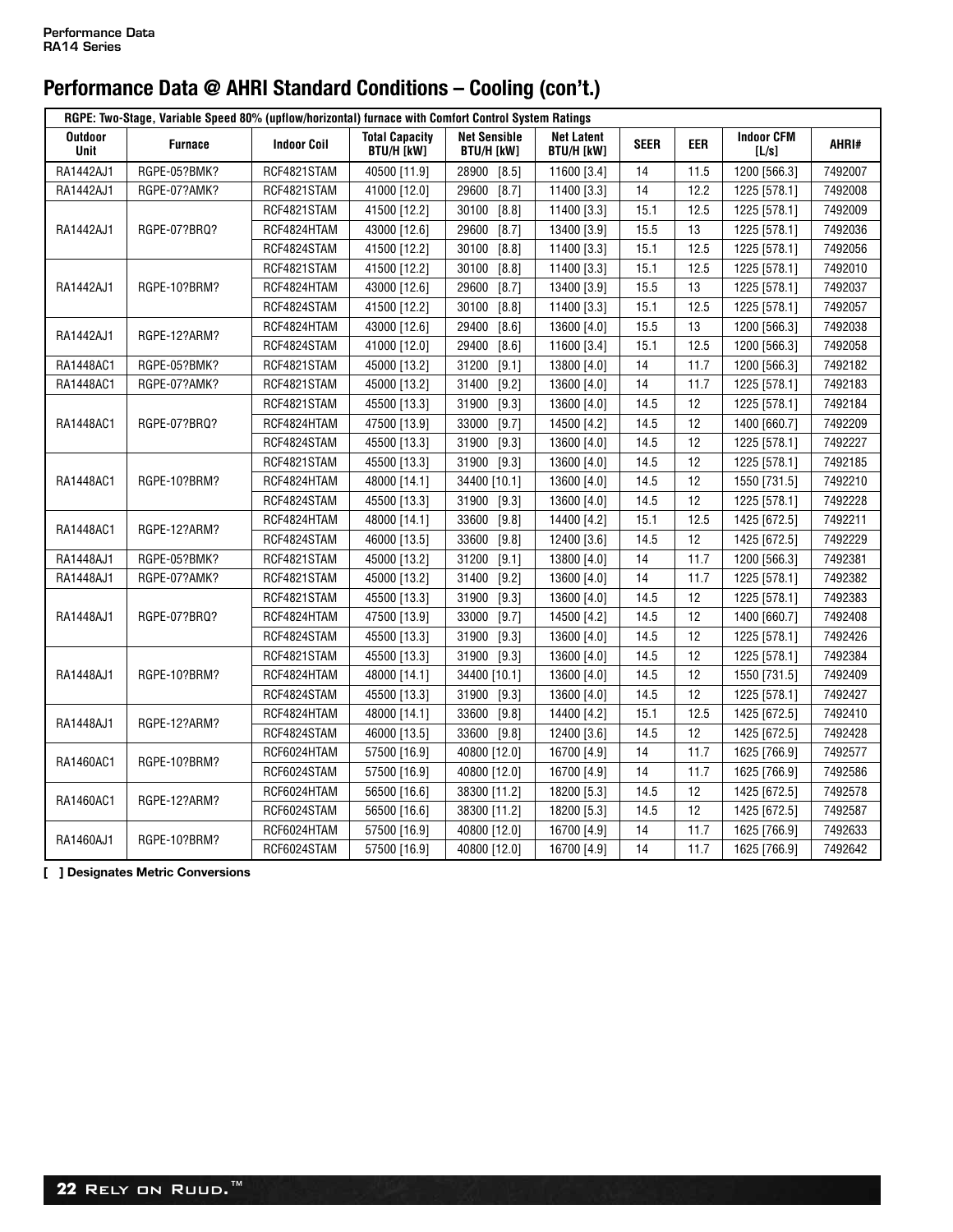# Performance Data @ AHRI Standard Conditions – Cooling (con't.)

| RGPE: Two-Stage, Variable Speed 80% (upflow/horizontal) furnace with Comfort Control System Ratings | | | | | | | | | |
|---|---|---|---|---|---|---|---|---|---|
| Outdoor Unit | Furnace | Indoor Coil | Total Capacity BTU/H [kW] | Net Sensible BTU/H [kW] | Net Latent BTU/H [kW] | SEER | EER | Indoor CFM [L/s] | AHRI# |
| RA1442AJ1 | RGPE-05?BMK? | RCF4821STAM | 40500 [11.9] | 28900 [8.5] | 11600 [3.4] | 14 | 11.5 | 1200 [566.3] | 7492007 |
| RA1442AJ1 | RGPE-07?AMK? | RCF4821STAM | 41000 [12.0] | 29600 [8.7] | 11400 [3.3] | 14 | 12.2 | 1225 [578.1] | 7492008 |
| RA1442AJ1 | RGPE-07?BRQ? | RCF4821STAM | 41500 [12.2] | 30100 [8.8] | 11400 [3.3] | 15.1 | 12.5 | 1225 [578.1] | 7492009 |
| | | RCF4824HTAM | 43000 [12.6] | 29600 [8.7] | 13400 [3.9] | 15.5 | 13 | 1225 [578.1] | 7492036 |
| | | RCF4824STAM | 41500 [12.2] | 30100 [8.8] | 11400 [3.3] | 15.1 | 12.5 | 1225 [578.1] | 7492056 |
| RA1442AJ1 | RGPE-10?BRM? | RCF4821STAM | 41500 [12.2] | 30100 [8.8] | 11400 [3.3] | 15.1 | 12.5 | 1225 [578.1] | 7492010 |
| | | RCF4824HTAM | 43000 [12.6] | 29600 [8.7] | 13400 [3.9] | 15.5 | 13 | 1225 [578.1] | 7492037 |
| | | RCF4824STAM | 41500 [12.2] | 30100 [8.8] | 11400 [3.3] | 15.1 | 12.5 | 1225 [578.1] | 7492057 |
| RA1442AJ1 | RGPE-12?ARM? | RCF4824HTAM | 43000 [12.6] | 29400 [8.6] | 13600 [4.0] | 15.5 | 13 | 1200 [566.3] | 7492038 |
| | | RCF4824STAM | 41000 [12.0] | 29400 [8.6] | 11600 [3.4] | 15.1 | 12.5 | 1200 [566.3] | 7492058 |
| RA1448AC1 | RGPE-05?BMK? | RCF4821STAM | 45000 [13.2] | 31200 [9.1] | 13800 [4.0] | 14 | 11.7 | 1200 [566.3] | 7492182 |
| RA1448AC1 | RGPE-07?AMK? | RCF4821STAM | 45000 [13.2] | 31400 [9.2] | 13600 [4.0] | 14 | 11.7 | 1225 [578.1] | 7492183 |
| RA1448AC1 | RGPE-07?BRQ? | RCF4821STAM | 45500 [13.3] | 31900 [9.3] | 13600 [4.0] | 14.5 | 12 | 1225 [578.1] | 7492184 |
| | | RCF4824HTAM | 47500 [13.9] | 33000 [9.7] | 14500 [4.2] | 14.5 | 12 | 1400 [660.7] | 7492209 |
| | | RCF4824STAM | 45500 [13.3] | 31900 [9.3] | 13600 [4.0] | 14.5 | 12 | 1225 [578.1] | 7492227 |
| RA1448AC1 | RGPE-10?BRM? | RCF4821STAM | 45500 [13.3] | 31900 [9.3] | 13600 [4.0] | 14.5 | 12 | 1225 [578.1] | 7492185 |
| | | RCF4824HTAM | 48000 [14.1] | 34400 [10.1] | 13600 [4.0] | 14.5 | 12 | 1550 [731.5] | 7492210 |
| | | RCF4824STAM | 45500 [13.3] | 31900 [9.3] | 13600 [4.0] | 14.5 | 12 | 1225 [578.1] | 7492228 |
| RA1448AC1 | RGPE-12?ARM? | RCF4824HTAM | 48000 [14.1] | 33600 [9.8] | 14400 [4.2] | 15.1 | 12.5 | 1425 [672.5] | 7492211 |
| | | RCF4824STAM | 46000 [13.5] | 33600 [9.8] | 12400 [3.6] | 14.5 | 12 | 1425 [672.5] | 7492229 |
| RA1448AJ1 | RGPE-05?BMK? | RCF4821STAM | 45000 [13.2] | 31200 [9.1] | 13800 [4.0] | 14 | 11.7 | 1200 [566.3] | 7492381 |
| RA1448AJ1 | RGPE-07?AMK? | RCF4821STAM | 45000 [13.2] | 31400 [9.2] | 13600 [4.0] | 14 | 11.7 | 1225 [578.1] | 7492382 |
| RA1448AJ1 | RGPE-07?BRQ? | RCF4821STAM | 45500 [13.3] | 31900 [9.3] | 13600 [4.0] | 14.5 | 12 | 1225 [578.1] | 7492383 |
| | | RCF4824HTAM | 47500 [13.9] | 33000 [9.7] | 14500 [4.2] | 14.5 | 12 | 1400 [660.7] | 7492408 |
| | | RCF4824STAM | 45500 [13.3] | 31900 [9.3] | 13600 [4.0] | 14.5 | 12 | 1225 [578.1] | 7492426 |
| RA1448AJ1 | RGPE-10?BRM? | RCF4821STAM | 45500 [13.3] | 31900 [9.3] | 13600 [4.0] | 14.5 | 12 | 1225 [578.1] | 7492384 |
| | | RCF4824HTAM | 48000 [14.1] | 34400 [10.1] | 13600 [4.0] | 14.5 | 12 | 1550 [731.5] | 7492409 |
| | | RCF4824STAM | 45500 [13.3] | 31900 [9.3] | 13600 [4.0] | 14.5 | 12 | 1225 [578.1] | 7492427 |
| RA1448AJ1 | RGPE-12?ARM? | RCF4824HTAM | 48000 [14.1] | 33600 [9.8] | 14400 [4.2] | 15.1 | 12.5 | 1425 [672.5] | 7492410 |
| | | RCF4824STAM | 46000 [13.5] | 33600 [9.8] | 12400 [3.6] | 14.5 | 12 | 1425 [672.5] | 7492428 |
| RA1460AC1 | RGPE-10?BRM? | RCF6024HTAM | 57500 [16.9] | 40800 [12.0] | 16700 [4.9] | 14 | 11.7 | 1625 [766.9] | 7492577 |
| | | RCF6024STAM | 57500 [16.9] | 40800 [12.0] | 16700 [4.9] | 14 | 11.7 | 1625 [766.9] | 7492586 |
| RA1460AC1 | RGPE-12?ARM? | RCF6024HTAM | 56500 [16.6] | 38300 [11.2] | 18200 [5.3] | 14.5 | 12 | 1425 [672.5] | 7492578 |
| | | RCF6024STAM | 56500 [16.6] | 38300 [11.2] | 18200 [5.3] | 14.5 | 12 | 1425 [672.5] | 7492587 |
| RA1460AJ1 | RGPE-10?BRM? | RCF6024HTAM | 57500 [16.9] | 40800 [12.0] | 16700 [4.9] | 14 | 11.7 | 1625 [766.9] | 7492633 |
| | | RCF6024STAM | 57500 [16.9] | 40800 [12.0] | 16700 [4.9] | 14 | 11.7 | 1625 [766.9] | 7492642 |

**[ ] Designates Metric Conversions**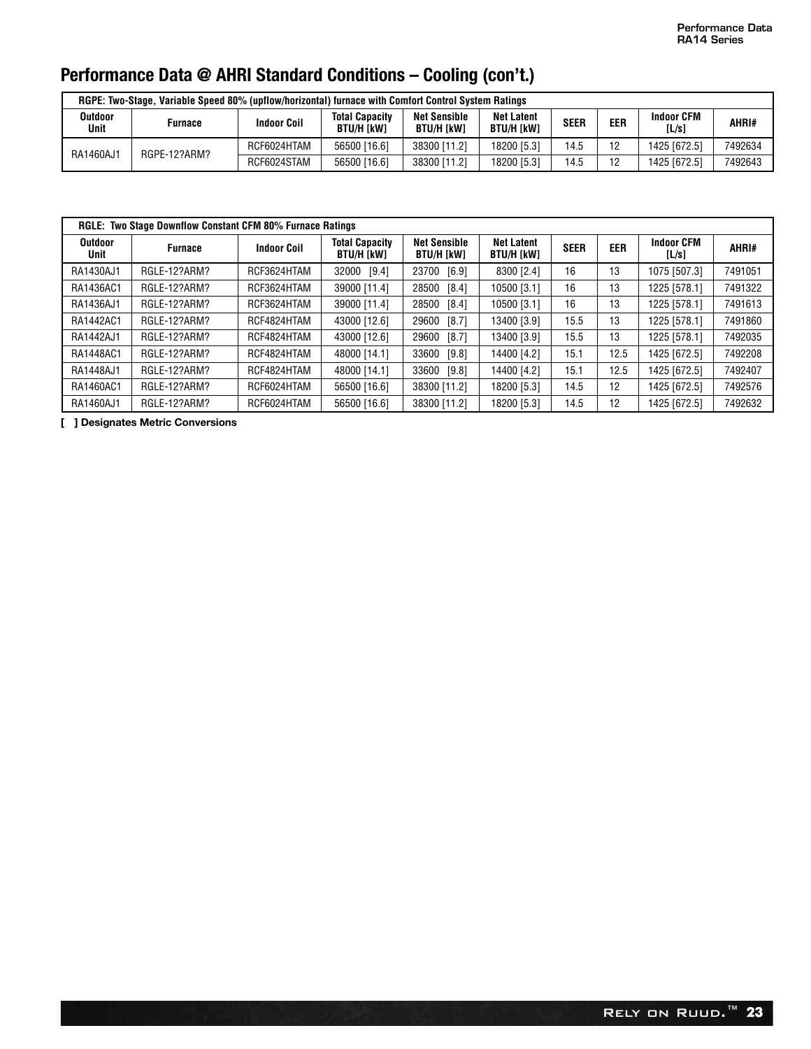## Performance Data @ AHRI Standard Conditions – Cooling (con't.)

| RGPE: Two-Stage, Variable Speed 80% (upflow/horizontal) furnace with Comfort Control System Ratings | | | | | | | | | |
|---|---|---|---|---|---|---|---|---|---|
| Outdoor Unit | Furnace | Indoor Coil | Total Capacity BTU/H [kW] | Net Sensible BTU/H [kW] | Net Latent BTU/H [kW] | SEER | EER | Indoor CFM [L/s] | AHRI# |
| RA1460AJ1 | RGPE-12?ARM? | RCF6024HTAM | 56500 [16.6] | 38300 [11.2] | 18200 [5.3] | 14.5 | 12 | 1425 [672.5] | 7492634 |
| | | RCF6024STAM | 56500 [16.6] | 38300 [11.2] | 18200 [5.3] | 14.5 | 12 | 1425 [672.5] | 7492643 |

| RGLE: Two Stage Downflow Constant CFM 80% Furnace Ratings | | | | | | | | | |
|---|---|---|---|---|---|---|---|---|---|
| Outdoor Unit | Furnace | Indoor Coil | Total Capacity BTU/H [kW] | Net Sensible BTU/H [kW] | Net Latent BTU/H [kW] | SEER | EER | Indoor CFM [L/s] | AHRI# |
| RA1430AJ1 | RGLE-12?ARM? | RCF3624HTAM | 32000 [9.4] | 23700 [6.9] | 8300 [2.4] | 16 | 13 | 1075 [507.3] | 7491051 |
| RA1436AC1 | RGLE-12?ARM? | RCF3624HTAM | 39000 [11.4] | 28500 [8.4] | 10500 [3.1] | 16 | 13 | 1225 [578.1] | 7491322 |
| RA1436AJ1 | RGLE-12?ARM? | RCF3624HTAM | 39000 [11.4] | 28500 [8.4] | 10500 [3.1] | 16 | 13 | 1225 [578.1] | 7491613 |
| RA1442AC1 | RGLE-12?ARM? | RCF4824HTAM | 43000 [12.6] | 29600 [8.7] | 13400 [3.9] | 15.5 | 13 | 1225 [578.1] | 7491860 |
| RA1442AJ1 | RGLE-12?ARM? | RCF4824HTAM | 43000 [12.6] | 29600 [8.7] | 13400 [3.9] | 15.5 | 13 | 1225 [578.1] | 7492035 |
| RA1448AC1 | RGLE-12?ARM? | RCF4824HTAM | 48000 [14.1] | 33600 [9.8] | 14400 [4.2] | 15.1 | 12.5 | 1425 [672.5] | 7492208 |
| RA1448AJ1 | RGLE-12?ARM? | RCF4824HTAM | 48000 [14.1] | 33600 [9.8] | 14400 [4.2] | 15.1 | 12.5 | 1425 [672.5] | 7492407 |
| RA1460AC1 | RGLE-12?ARM? | RCF6024HTAM | 56500 [16.6] | 38300 [11.2] | 18200 [5.3] | 14.5 | 12 | 1425 [672.5] | 7492576 |
| RA1460AJ1 | RGLE-12?ARM? | RCF6024HTAM | 56500 [16.6] | 38300 [11.2] | 18200 [5.3] | 14.5 | 12 | 1425 [672.5] | 7492632 |

**[ ] Designates Metric Conversions**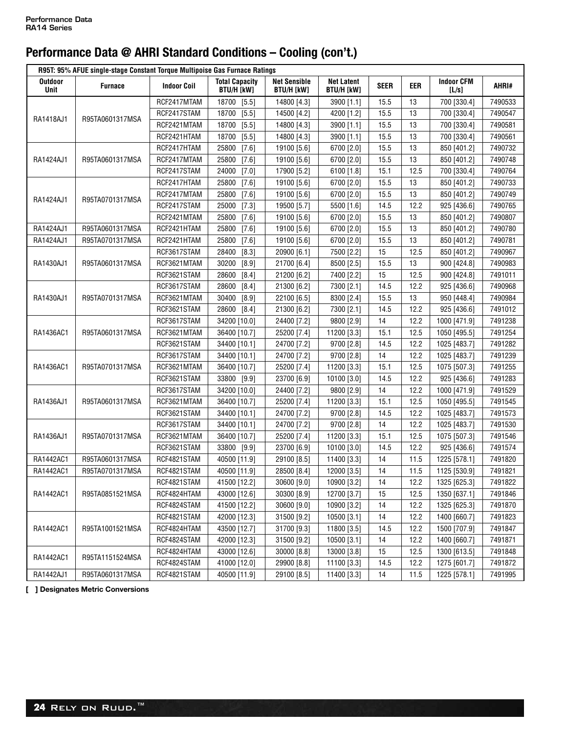# Performance Data @ AHRI Standard Conditions – Cooling (con't.)

| R95T: 95% AFUE single-stage Constant Torque Multipoise Gas Furnace Ratings | | | | | | | | | |
|---|---|---|---|---|---|---|---|---|---|
| Outdoor Unit | Furnace | Indoor Coil | Total Capacity BTU/H [kW] | Net Sensible BTU/H [kW] | Net Latent BTU/H [kW] | SEER | EER | Indoor CFM [L/s] | AHRI# |
| RA1418AJ1 | R95TA0601317MSA | RCF2417MTAM | 18700 [5.5] | 14800 [4.3] | 3900 [1.1] | 15.5 | 13 | 700 [330.4] | 7490533 |
| | | RCF2417STAM | 18700 [5.5] | 14500 [4.2] | 4200 [1.2] | 15.5 | 13 | 700 [330.4] | 7490547 |
| | | RCF2421MTAM | 18700 [5.5] | 14800 [4.3] | 3900 [1.1] | 15.5 | 13 | 700 [330.4] | 7490581 |
| | | RCF2421HTAM | 18700 [5.5] | 14800 [4.3] | 3900 [1.1] | 15.5 | 13 | 700 [330.4] | 7490561 |
| RA1424AJ1 | R95TA0601317MSA | RCF2417HTAM | 25800 [7.6] | 19100 [5.6] | 6700 [2.0] | 15.5 | 13 | 850 [401.2] | 7490732 |
| | | RCF2417MTAM | 25800 [7.6] | 19100 [5.6] | 6700 [2.0] | 15.5 | 13 | 850 [401.2] | 7490748 |
| | | RCF2417STAM | 24000 [7.0] | 17900 [5.2] | 6100 [1.8] | 15.1 | 12.5 | 700 [330.4] | 7490764 |
| RA1424AJ1 | R95TA0701317MSA | RCF2417HTAM | 25800 [7.6] | 19100 [5.6] | 6700 [2.0] | 15.5 | 13 | 850 [401.2] | 7490733 |
| | | RCF2417MTAM | 25800 [7.6] | 19100 [5.6] | 6700 [2.0] | 15.5 | 13 | 850 [401.2] | 7490749 |
| | | RCF2417STAM | 25000 [7.3] | 19500 [5.7] | 5500 [1.6] | 14.5 | 12.2 | 925 [436.6] | 7490765 |
| | | RCF2421MTAM | 25800 [7.6] | 19100 [5.6] | 6700 [2.0] | 15.5 | 13 | 850 [401.2] | 7490807 |
| RA1424AJ1 | R95TA0601317MSA | RCF2421HTAM | 25800 [7.6] | 19100 [5.6] | 6700 [2.0] | 15.5 | 13 | 850 [401.2] | 7490780 |
| RA1424AJ1 | R95TA0701317MSA | RCF2421HTAM | 25800 [7.6] | 19100 [5.6] | 6700 [2.0] | 15.5 | 13 | 850 [401.2] | 7490781 |
| RA1430AJ1 | R95TA0601317MSA | RCF3617STAM | 28400 [8.3] | 20900 [6.1] | 7500 [2.2] | 15 | 12.5 | 850 [401.2] | 7490967 |
| | | RCF3621MTAM | 30200 [8.9] | 21700 [6.4] | 8500 [2.5] | 15.5 | 13 | 900 [424.8] | 7490983 |
| | | RCF3621STAM | 28600 [8.4] | 21200 [6.2] | 7400 [2.2] | 15 | 12.5 | 900 [424.8] | 7491011 |
| RA1430AJ1 | R95TA0701317MSA | RCF3617STAM | 28600 [8.4] | 21300 [6.2] | 7300 [2.1] | 14.5 | 12.2 | 925 [436.6] | 7490968 |
| | | RCF3621MTAM | 30400 [8.9] | 22100 [6.5] | 8300 [2.4] | 15.5 | 13 | 950 [448.4] | 7490984 |
| | | RCF3621STAM | 28600 [8.4] | 21300 [6.2] | 7300 [2.1] | 14.5 | 12.2 | 925 [436.6] | 7491012 |
| RA1436AC1 | R95TA0601317MSA | RCF3617STAM | 34200 [10.0] | 24400 [7.2] | 9800 [2.9] | 14 | 12.2 | 1000 [471.9] | 7491238 |
| | | RCF3621MTAM | 36400 [10.7] | 25200 [7.4] | 11200 [3.3] | 15.1 | 12.5 | 1050 [495.5] | 7491254 |
| | | RCF3621STAM | 34400 [10.1] | 24700 [7.2] | 9700 [2.8] | 14.5 | 12.2 | 1025 [483.7] | 7491282 |
| RA1436AC1 | R95TA0701317MSA | RCF3617STAM | 34400 [10.1] | 24700 [7.2] | 9700 [2.8] | 14 | 12.2 | 1025 [483.7] | 7491239 |
| | | RCF3621MTAM | 36400 [10.7] | 25200 [7.4] | 11200 [3.3] | 15.1 | 12.5 | 1075 [507.3] | 7491255 |
| | | RCF3621STAM | 33800 [9.9] | 23700 [6.9] | 10100 [3.0] | 14.5 | 12.2 | 925 [436.6] | 7491283 |
| RA1436AJ1 | R95TA0601317MSA | RCF3617STAM | 34200 [10.0] | 24400 [7.2] | 9800 [2.9] | 14 | 12.2 | 1000 [471.9] | 7491529 |
| | | RCF3621MTAM | 36400 [10.7] | 25200 [7.4] | 11200 [3.3] | 15.1 | 12.5 | 1050 [495.5] | 7491545 |
| | | RCF3621STAM | 34400 [10.1] | 24700 [7.2] | 9700 [2.8] | 14.5 | 12.2 | 1025 [483.7] | 7491573 |
| RA1436AJ1 | R95TA0701317MSA | RCF3617STAM | 34400 [10.1] | 24700 [7.2] | 9700 [2.8] | 14 | 12.2 | 1025 [483.7] | 7491530 |
| | | RCF3621MTAM | 36400 [10.7] | 25200 [7.4] | 11200 [3.3] | 15.1 | 12.5 | 1075 [507.3] | 7491546 |
| | | RCF3621STAM | 33800 [9.9] | 23700 [6.9] | 10100 [3.0] | 14.5 | 12.2 | 925 [436.6] | 7491574 |
| RA1442AC1 | R95TA0601317MSA | RCF4821STAM | 40500 [11.9] | 29100 [8.5] | 11400 [3.3] | 14 | 11.5 | 1225 [578.1] | 7491820 |
| RA1442AC1 | R95TA0701317MSA | RCF4821STAM | 40500 [11.9] | 28500 [8.4] | 12000 [3.5] | 14 | 11.5 | 1125 [530.9] | 7491821 |
| RA1442AC1 | R95TA0851521MSA | RCF4821STAM | 41500 [12.2] | 30600 [9.0] | 10900 [3.2] | 14 | 12.2 | 1325 [625.3] | 7491822 |
| | | RCF4824HTAM | 43000 [12.6] | 30300 [8.9] | 12700 [3.7] | 15 | 12.5 | 1350 [637.1] | 7491846 |
| | | RCF4824STAM | 41500 [12.2] | 30600 [9.0] | 10900 [3.2] | 14 | 12.2 | 1325 [625.3] | 7491870 |
| RA1442AC1 | R95TA1001521MSA | RCF4821STAM | 42000 [12.3] | 31500 [9.2] | 10500 [3.1] | 14 | 12.2 | 1400 [660.7] | 7491823 |
| | | RCF4824HTAM | 43500 [12.7] | 31700 [9.3] | 11800 [3.5] | 14.5 | 12.2 | 1500 [707.9] | 7491847 |
| | | RCF4824STAM | 42000 [12.3] | 31500 [9.2] | 10500 [3.1] | 14 | 12.2 | 1400 [660.7] | 7491871 |
| RA1442AC1 | R95TA1151524MSA | RCF4824HTAM | 43000 [12.6] | 30000 [8.8] | 13000 [3.8] | 15 | 12.5 | 1300 [613.5] | 7491848 |
| | | RCF4824STAM | 41000 [12.0] | 29900 [8.8] | 11100 [3.3] | 14.5 | 12.2 | 1275 [601.7] | 7491872 |
| RA1442AJ1 | R95TA0601317MSA | RCF4821STAM | 40500 [11.9] | 29100 [8.5] | 11400 [3.3] | 14 | 11.5 | 1225 [578.1] | 7491995 |

**[ ] Designates Metric Conversions**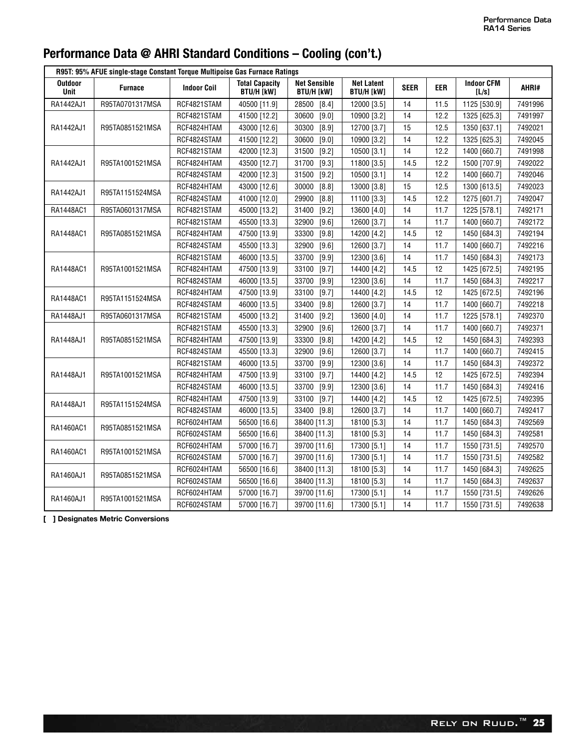## Performance Data @ AHRI Standard Conditions – Cooling (con't.)

| R95T: 95% AFUE single-stage Constant Torque Multipoise Gas Furnace Ratings | | | | | | | | | |
|---|---|---|---|---|---|---|---|---|---|
| **Outdoor Unit** | **Furnace** | **Indoor Coil** | **Total Capacity BTU/H [kW]** | **Net Sensible BTU/H [kW]** | **Net Latent BTU/H [kW]** | **SEER** | **EER** | **Indoor CFM [L/s]** | **AHRI#** |
| RA1442AJ1 | R95TA0701317MSA | RCF4821STAM | 40500 [11.9] | 28500 [8.4] | 12000 [3.5] | 14 | 11.5 | 1125 [530.9] | 7491996 |
| RA1442AJ1 | R95TA0851521MSA | RCF4821STAM | 41500 [12.2] | 30600 [9.0] | 10900 [3.2] | 14 | 12.2 | 1325 [625.3] | 7491997 |
| | | RCF4824HTAM | 43000 [12.6] | 30300 [8.9] | 12700 [3.7] | 15 | 12.5 | 1350 [637.1] | 7492021 |
| | | RCF4824STAM | 41500 [12.2] | 30600 [9.0] | 10900 [3.2] | 14 | 12.2 | 1325 [625.3] | 7492045 |
| RA1442AJ1 | R95TA1001521MSA | RCF4821STAM | 42000 [12.3] | 31500 [9.2] | 10500 [3.1] | 14 | 12.2 | 1400 [660.7] | 7491998 |
| | | RCF4824HTAM | 43500 [12.7] | 31700 [9.3] | 11800 [3.5] | 14.5 | 12.2 | 1500 [707.9] | 7492022 |
| | | RCF4824STAM | 42000 [12.3] | 31500 [9.2] | 10500 [3.1] | 14 | 12.2 | 1400 [660.7] | 7492046 |
| RA1442AJ1 | R95TA1151524MSA | RCF4824HTAM | 43000 [12.6] | 30000 [8.8] | 13000 [3.8] | 15 | 12.5 | 1300 [613.5] | 7492023 |
| | | RCF4824STAM | 41000 [12.0] | 29900 [8.8] | 11100 [3.3] | 14.5 | 12.2 | 1275 [601.7] | 7492047 |
| RA1448AC1 | R95TA0601317MSA | RCF4821STAM | 45000 [13.2] | 31400 [9.2] | 13600 [4.0] | 14 | 11.7 | 1225 [578.1] | 7492171 |
| RA1448AC1 | R95TA0851521MSA | RCF4821STAM | 45500 [13.3] | 32900 [9.6] | 12600 [3.7] | 14 | 11.7 | 1400 [660.7] | 7492172 |
| | | RCF4824HTAM | 47500 [13.9] | 33300 [9.8] | 14200 [4.2] | 14.5 | 12 | 1450 [684.3] | 7492194 |
| | | RCF4824STAM | 45500 [13.3] | 32900 [9.6] | 12600 [3.7] | 14 | 11.7 | 1400 [660.7] | 7492216 |
| RA1448AC1 | R95TA1001521MSA | RCF4821STAM | 46000 [13.5] | 33700 [9.9] | 12300 [3.6] | 14 | 11.7 | 1450 [684.3] | 7492173 |
| | | RCF4824HTAM | 47500 [13.9] | 33100 [9.7] | 14400 [4.2] | 14.5 | 12 | 1425 [672.5] | 7492195 |
| | | RCF4824STAM | 46000 [13.5] | 33700 [9.9] | 12300 [3.6] | 14 | 11.7 | 1450 [684.3] | 7492217 |
| RA1448AC1 | R95TA1151524MSA | RCF4824HTAM | 47500 [13.9] | 33100 [9.7] | 14400 [4.2] | 14.5 | 12 | 1425 [672.5] | 7492196 |
| | | RCF4824STAM | 46000 [13.5] | 33400 [9.8] | 12600 [3.7] | 14 | 11.7 | 1400 [660.7] | 7492218 |
| RA1448AJ1 | R95TA0601317MSA | RCF4821STAM | 45000 [13.2] | 31400 [9.2] | 13600 [4.0] | 14 | 11.7 | 1225 [578.1] | 7492370 |
| RA1448AJ1 | R95TA0851521MSA | RCF4821STAM | 45500 [13.3] | 32900 [9.6] | 12600 [3.7] | 14 | 11.7 | 1400 [660.7] | 7492371 |
| | | RCF4824HTAM | 47500 [13.9] | 33300 [9.8] | 14200 [4.2] | 14.5 | 12 | 1450 [684.3] | 7492393 |
| | | RCF4824STAM | 45500 [13.3] | 32900 [9.6] | 12600 [3.7] | 14 | 11.7 | 1400 [660.7] | 7492415 |
| RA1448AJ1 | R95TA1001521MSA | RCF4821STAM | 46000 [13.5] | 33700 [9.9] | 12300 [3.6] | 14 | 11.7 | 1450 [684.3] | 7492372 |
| | | RCF4824HTAM | 47500 [13.9] | 33100 [9.7] | 14400 [4.2] | 14.5 | 12 | 1425 [672.5] | 7492394 |
| | | RCF4824STAM | 46000 [13.5] | 33700 [9.9] | 12300 [3.6] | 14 | 11.7 | 1450 [684.3] | 7492416 |
| RA1448AJ1 | R95TA1151524MSA | RCF4824HTAM | 47500 [13.9] | 33100 [9.7] | 14400 [4.2] | 14.5 | 12 | 1425 [672.5] | 7492395 |
| | | RCF4824STAM | 46000 [13.5] | 33400 [9.8] | 12600 [3.7] | 14 | 11.7 | 1400 [660.7] | 7492417 |
| RA1460AC1 | R95TA0851521MSA | RCF6024HTAM | 56500 [16.6] | 38400 [11.3] | 18100 [5.3] | 14 | 11.7 | 1450 [684.3] | 7492569 |
| | | RCF6024STAM | 56500 [16.6] | 38400 [11.3] | 18100 [5.3] | 14 | 11.7 | 1450 [684.3] | 7492581 |
| RA1460AC1 | R95TA1001521MSA | RCF6024HTAM | 57000 [16.7] | 39700 [11.6] | 17300 [5.1] | 14 | 11.7 | 1550 [731.5] | 7492570 |
| | | RCF6024STAM | 57000 [16.7] | 39700 [11.6] | 17300 [5.1] | 14 | 11.7 | 1550 [731.5] | 7492582 |
| RA1460AJ1 | R95TA0851521MSA | RCF6024HTAM | 56500 [16.6] | 38400 [11.3] | 18100 [5.3] | 14 | 11.7 | 1450 [684.3] | 7492625 |
| | | RCF6024STAM | 56500 [16.6] | 38400 [11.3] | 18100 [5.3] | 14 | 11.7 | 1450 [684.3] | 7492637 |
| RA1460AJ1 | R95TA1001521MSA | RCF6024HTAM | 57000 [16.7] | 39700 [11.6] | 17300 [5.1] | 14 | 11.7 | 1550 [731.5] | 7492626 |
| | | RCF6024STAM | 57000 [16.7] | 39700 [11.6] | 17300 [5.1] | 14 | 11.7 | 1550 [731.5] | 7492638 |

**[ ] Designates Metric Conversions**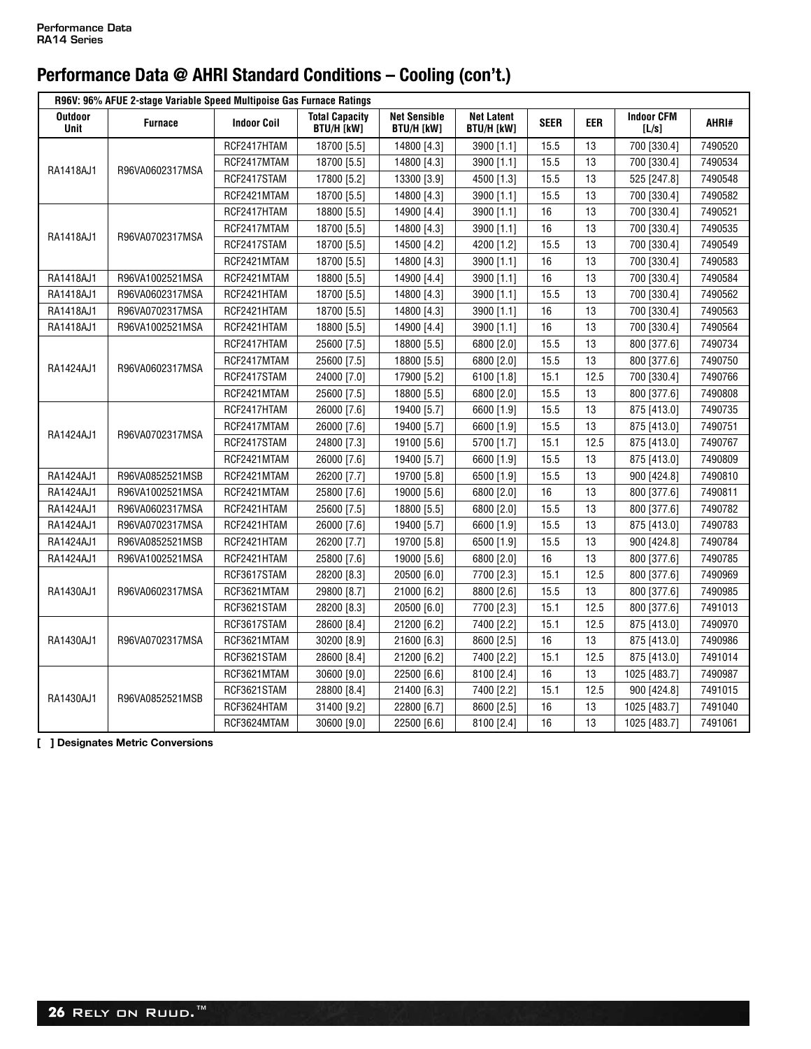## Performance Data @ AHRI Standard Conditions – Cooling (con't.)

| R96V: 96% AFUE 2-stage Variable Speed Multipoise Gas Furnace Ratings | | | | | | | | | |
|---|---|---|---|---|---|---|---|---|---|
| Outdoor Unit | Furnace | Indoor Coil | Total Capacity BTU/H [kW] | Net Sensible BTU/H [kW] | Net Latent BTU/H [kW] | SEER | EER | Indoor CFM [L/s] | AHRI# |
| RA1418AJ1 | R96VA0602317MSA | RCF2417HTAM | 18700 [5.5] | 14800 [4.3] | 3900 [1.1] | 15.5 | 13 | 700 [330.4] | 7490520 |
| | | RCF2417MTAM | 18700 [5.5] | 14800 [4.3] | 3900 [1.1] | 15.5 | 13 | 700 [330.4] | 7490534 |
| | | RCF2417STAM | 17800 [5.2] | 13300 [3.9] | 4500 [1.3] | 15.5 | 13 | 525 [247.8] | 7490548 |
| | | RCF2421MTAM | 18700 [5.5] | 14800 [4.3] | 3900 [1.1] | 15.5 | 13 | 700 [330.4] | 7490582 |
| RA1418AJ1 | R96VA0702317MSA | RCF2417HTAM | 18800 [5.5] | 14900 [4.4] | 3900 [1.1] | 16 | 13 | 700 [330.4] | 7490521 |
| | | RCF2417MTAM | 18700 [5.5] | 14800 [4.3] | 3900 [1.1] | 16 | 13 | 700 [330.4] | 7490535 |
| | | RCF2417STAM | 18700 [5.5] | 14500 [4.2] | 4200 [1.2] | 15.5 | 13 | 700 [330.4] | 7490549 |
| | | RCF2421MTAM | 18700 [5.5] | 14800 [4.3] | 3900 [1.1] | 16 | 13 | 700 [330.4] | 7490583 |
| RA1418AJ1 | R96VA1002521MSA | RCF2421MTAM | 18800 [5.5] | 14900 [4.4] | 3900 [1.1] | 16 | 13 | 700 [330.4] | 7490584 |
| RA1418AJ1 | R96VA0602317MSA | RCF2421HTAM | 18700 [5.5] | 14800 [4.3] | 3900 [1.1] | 15.5 | 13 | 700 [330.4] | 7490562 |
| RA1418AJ1 | R96VA0702317MSA | RCF2421HTAM | 18700 [5.5] | 14800 [4.3] | 3900 [1.1] | 16 | 13 | 700 [330.4] | 7490563 |
| RA1418AJ1 | R96VA1002521MSA | RCF2421HTAM | 18800 [5.5] | 14900 [4.4] | 3900 [1.1] | 16 | 13 | 700 [330.4] | 7490564 |
| RA1424AJ1 | R96VA0602317MSA | RCF2417HTAM | 25600 [7.5] | 18800 [5.5] | 6800 [2.0] | 15.5 | 13 | 800 [377.6] | 7490734 |
| | | RCF2417MTAM | 25600 [7.5] | 18800 [5.5] | 6800 [2.0] | 15.5 | 13 | 800 [377.6] | 7490750 |
| | | RCF2417STAM | 24000 [7.0] | 17900 [5.2] | 6100 [1.8] | 15.1 | 12.5 | 700 [330.4] | 7490766 |
| | | RCF2421MTAM | 25600 [7.5] | 18800 [5.5] | 6800 [2.0] | 15.5 | 13 | 800 [377.6] | 7490808 |
| RA1424AJ1 | R96VA0702317MSA | RCF2417HTAM | 26000 [7.6] | 19400 [5.7] | 6600 [1.9] | 15.5 | 13 | 875 [413.0] | 7490735 |
| | | RCF2417MTAM | 26000 [7.6] | 19400 [5.7] | 6600 [1.9] | 15.5 | 13 | 875 [413.0] | 7490751 |
| | | RCF2417STAM | 24800 [7.3] | 19100 [5.6] | 5700 [1.7] | 15.1 | 12.5 | 875 [413.0] | 7490767 |
| | | RCF2421MTAM | 26000 [7.6] | 19400 [5.7] | 6600 [1.9] | 15.5 | 13 | 875 [413.0] | 7490809 |
| RA1424AJ1 | R96VA0852521MSB | RCF2421MTAM | 26200 [7.7] | 19700 [5.8] | 6500 [1.9] | 15.5 | 13 | 900 [424.8] | 7490810 |
| RA1424AJ1 | R96VA1002521MSA | RCF2421MTAM | 25800 [7.6] | 19000 [5.6] | 6800 [2.0] | 16 | 13 | 800 [377.6] | 7490811 |
| RA1424AJ1 | R96VA0602317MSA | RCF2421HTAM | 25600 [7.5] | 18800 [5.5] | 6800 [2.0] | 15.5 | 13 | 800 [377.6] | 7490782 |
| RA1424AJ1 | R96VA0702317MSA | RCF2421HTAM | 26000 [7.6] | 19400 [5.7] | 6600 [1.9] | 15.5 | 13 | 875 [413.0] | 7490783 |
| RA1424AJ1 | R96VA0852521MSB | RCF2421HTAM | 26200 [7.7] | 19700 [5.8] | 6500 [1.9] | 15.5 | 13 | 900 [424.8] | 7490784 |
| RA1424AJ1 | R96VA1002521MSA | RCF2421HTAM | 25800 [7.6] | 19000 [5.6] | 6800 [2.0] | 16 | 13 | 800 [377.6] | 7490785 |
| RA1430AJ1 | R96VA0602317MSA | RCF3617STAM | 28200 [8.3] | 20500 [6.0] | 7700 [2.3] | 15.1 | 12.5 | 800 [377.6] | 7490969 |
| | | RCF3621MTAM | 29800 [8.7] | 21000 [6.2] | 8800 [2.6] | 15.5 | 13 | 800 [377.6] | 7490985 |
| | | RCF3621STAM | 28200 [8.3] | 20500 [6.0] | 7700 [2.3] | 15.1 | 12.5 | 800 [377.6] | 7491013 |
| RA1430AJ1 | R96VA0702317MSA | RCF3617STAM | 28600 [8.4] | 21200 [6.2] | 7400 [2.2] | 15.1 | 12.5 | 875 [413.0] | 7490970 |
| | | RCF3621MTAM | 30200 [8.9] | 21600 [6.3] | 8600 [2.5] | 16 | 13 | 875 [413.0] | 7490986 |
| | | RCF3621STAM | 28600 [8.4] | 21200 [6.2] | 7400 [2.2] | 15.1 | 12.5 | 875 [413.0] | 7491014 |
| RA1430AJ1 | R96VA0852521MSB | RCF3621MTAM | 30600 [9.0] | 22500 [6.6] | 8100 [2.4] | 16 | 13 | 1025 [483.7] | 7490987 |
| | | RCF3621STAM | 28800 [8.4] | 21400 [6.3] | 7400 [2.2] | 15.1 | 12.5 | 900 [424.8] | 7491015 |
| | | RCF3624HTAM | 31400 [9.2] | 22800 [6.7] | 8600 [2.5] | 16 | 13 | 1025 [483.7] | 7491040 |
| | | RCF3624MTAM | 30600 [9.0] | 22500 [6.6] | 8100 [2.4] | 16 | 13 | 1025 [483.7] | 7491061 |

**[ ] Designates Metric Conversions**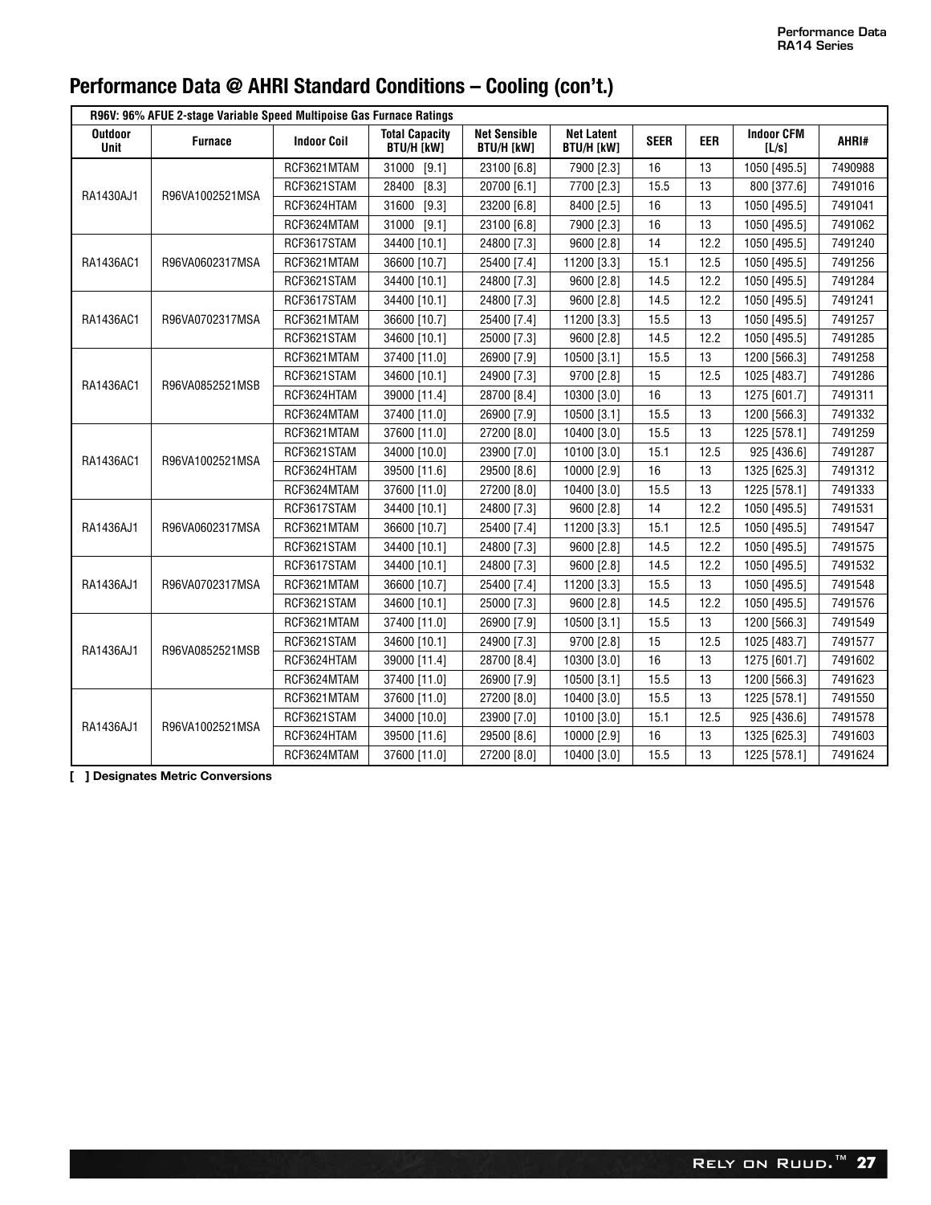# Performance Data @ AHRI Standard Conditions – Cooling (con't.)

| R96V: 96% AFUE 2-stage Variable Speed Multipoise Gas Furnace Ratings | | | | | | | | | |
|---|---|---|---|---|---|---|---|---|---|
| Outdoor Unit | Furnace | Indoor Coil | Total Capacity BTU/H [kW] | Net Sensible BTU/H [kW] | Net Latent BTU/H [kW] | SEER | EER | Indoor CFM [L/s] | AHRI# |
| RA1430AJ1 | R96VA1002521MSA | RCF3621MTAM | 31000 [9.1] | 23100 [6.8] | 7900 [2.3] | 16 | 13 | 1050 [495.5] | 7490988 |
| | | RCF3621STAM | 28400 [8.3] | 20700 [6.1] | 7700 [2.3] | 15.5 | 13 | 800 [377.6] | 7491016 |
| | | RCF3624HTAM | 31600 [9.3] | 23200 [6.8] | 8400 [2.5] | 16 | 13 | 1050 [495.5] | 7491041 |
| | | RCF3624MTAM | 31000 [9.1] | 23100 [6.8] | 7900 [2.3] | 16 | 13 | 1050 [495.5] | 7491062 |
| RA1436AC1 | R96VA0602317MSA | RCF3617STAM | 34400 [10.1] | 24800 [7.3] | 9600 [2.8] | 14 | 12.2 | 1050 [495.5] | 7491240 |
| | | RCF3621MTAM | 36600 [10.7] | 25400 [7.4] | 11200 [3.3] | 15.1 | 12.5 | 1050 [495.5] | 7491256 |
| | | RCF3621STAM | 34400 [10.1] | 24800 [7.3] | 9600 [2.8] | 14.5 | 12.2 | 1050 [495.5] | 7491284 |
| RA1436AC1 | R96VA0702317MSA | RCF3617STAM | 34400 [10.1] | 24800 [7.3] | 9600 [2.8] | 14.5 | 12.2 | 1050 [495.5] | 7491241 |
| | | RCF3621MTAM | 36600 [10.7] | 25400 [7.4] | 11200 [3.3] | 15.5 | 13 | 1050 [495.5] | 7491257 |
| | | RCF3621STAM | 34600 [10.1] | 25000 [7.3] | 9600 [2.8] | 14.5 | 12.2 | 1050 [495.5] | 7491285 |
| RA1436AC1 | R96VA0852521MSB | RCF3621MTAM | 37400 [11.0] | 26900 [7.9] | 10500 [3.1] | 15.5 | 13 | 1200 [566.3] | 7491258 |
| | | RCF3621STAM | 34600 [10.1] | 24900 [7.3] | 9700 [2.8] | 15 | 12.5 | 1025 [483.7] | 7491286 |
| | | RCF3624HTAM | 39000 [11.4] | 28700 [8.4] | 10300 [3.0] | 16 | 13 | 1275 [601.7] | 7491311 |
| | | RCF3624MTAM | 37400 [11.0] | 26900 [7.9] | 10500 [3.1] | 15.5 | 13 | 1200 [566.3] | 7491332 |
| RA1436AC1 | R96VA1002521MSA | RCF3621MTAM | 37600 [11.0] | 27200 [8.0] | 10400 [3.0] | 15.5 | 13 | 1225 [578.1] | 7491259 |
| | | RCF3621STAM | 34000 [10.0] | 23900 [7.0] | 10100 [3.0] | 15.1 | 12.5 | 925 [436.6] | 7491287 |
| | | RCF3624HTAM | 39500 [11.6] | 29500 [8.6] | 10000 [2.9] | 16 | 13 | 1325 [625.3] | 7491312 |
| | | RCF3624MTAM | 37600 [11.0] | 27200 [8.0] | 10400 [3.0] | 15.5 | 13 | 1225 [578.1] | 7491333 |
| RA1436AJ1 | R96VA0602317MSA | RCF3617STAM | 34400 [10.1] | 24800 [7.3] | 9600 [2.8] | 14 | 12.2 | 1050 [495.5] | 7491531 |
| | | RCF3621MTAM | 36600 [10.7] | 25400 [7.4] | 11200 [3.3] | 15.1 | 12.5 | 1050 [495.5] | 7491547 |
| | | RCF3621STAM | 34400 [10.1] | 24800 [7.3] | 9600 [2.8] | 14.5 | 12.2 | 1050 [495.5] | 7491575 |
| RA1436AJ1 | R96VA0702317MSA | RCF3617STAM | 34400 [10.1] | 24800 [7.3] | 9600 [2.8] | 14.5 | 12.2 | 1050 [495.5] | 7491532 |
| | | RCF3621MTAM | 36600 [10.7] | 25400 [7.4] | 11200 [3.3] | 15.5 | 13 | 1050 [495.5] | 7491548 |
| | | RCF3621STAM | 34600 [10.1] | 25000 [7.3] | 9600 [2.8] | 14.5 | 12.2 | 1050 [495.5] | 7491576 |
| RA1436AJ1 | R96VA0852521MSB | RCF3621MTAM | 37400 [11.0] | 26900 [7.9] | 10500 [3.1] | 15.5 | 13 | 1200 [566.3] | 7491549 |
| | | RCF3621STAM | 34600 [10.1] | 24900 [7.3] | 9700 [2.8] | 15 | 12.5 | 1025 [483.7] | 7491577 |
| | | RCF3624HTAM | 39000 [11.4] | 28700 [8.4] | 10300 [3.0] | 16 | 13 | 1275 [601.7] | 7491602 |
| | | RCF3624MTAM | 37400 [11.0] | 26900 [7.9] | 10500 [3.1] | 15.5 | 13 | 1200 [566.3] | 7491623 |
| RA1436AJ1 | R96VA1002521MSA | RCF3621MTAM | 37600 [11.0] | 27200 [8.0] | 10400 [3.0] | 15.5 | 13 | 1225 [578.1] | 7491550 |
| | | RCF3621STAM | 34000 [10.0] | 23900 [7.0] | 10100 [3.0] | 15.1 | 12.5 | 925 [436.6] | 7491578 |
| | | RCF3624HTAM | 39500 [11.6] | 29500 [8.6] | 10000 [2.9] | 16 | 13 | 1325 [625.3] | 7491603 |
| | | RCF3624MTAM | 37600 [11.0] | 27200 [8.0] | 10400 [3.0] | 15.5 | 13 | 1225 [578.1] | 7491624 |

**[ ] Designates Metric Conversions**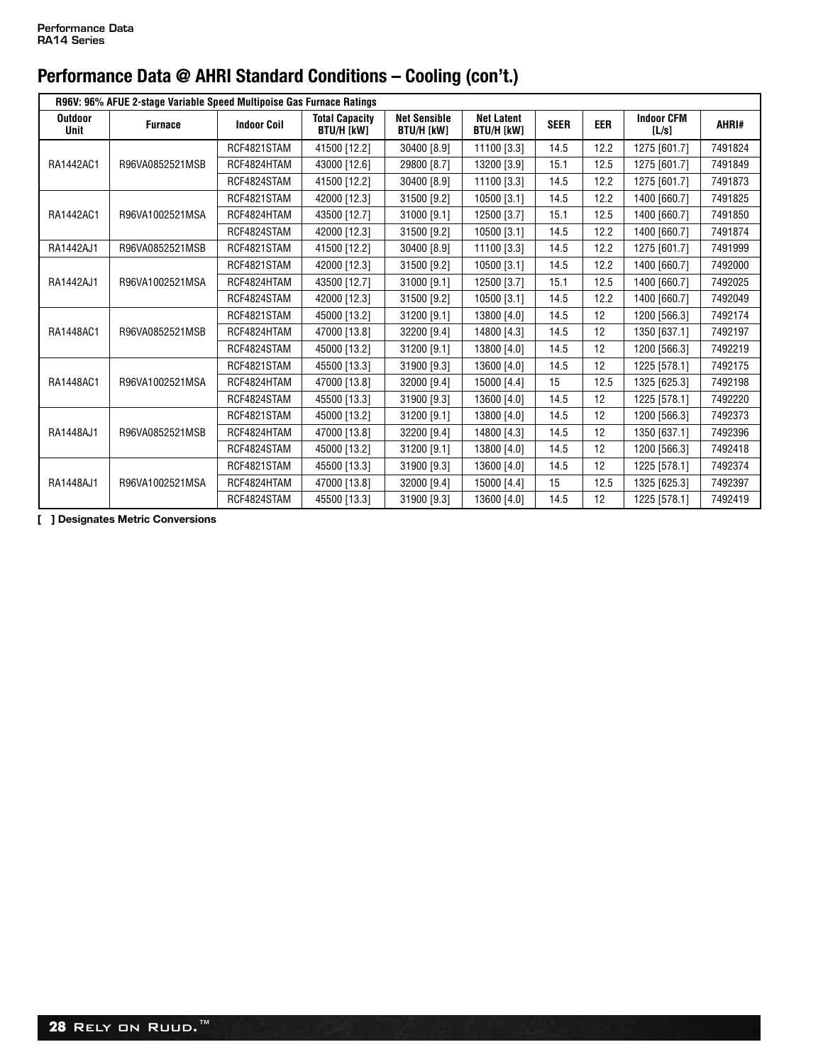## Performance Data @ AHRI Standard Conditions – Cooling (con't.)

| R96V: 96% AFUE 2-stage Variable Speed Multipoise Gas Furnace Ratings | | | | | | | | | |
|---|---|---|---|---|---|---|---|---|---|
| Outdoor Unit | Furnace | Indoor Coil | Total Capacity BTU/H [kW] | Net Sensible BTU/H [kW] | Net Latent BTU/H [kW] | SEER | EER | Indoor CFM [L/s] | AHRI# |
| RA1442AC1 | R96VA0852521MSB | RCF4821STAM | 41500 [12.2] | 30400 [8.9] | 11100 [3.3] | 14.5 | 12.2 | 1275 [601.7] | 7491824 |
| | | RCF4824HTAM | 43000 [12.6] | 29800 [8.7] | 13200 [3.9] | 15.1 | 12.5 | 1275 [601.7] | 7491849 |
| | | RCF4824STAM | 41500 [12.2] | 30400 [8.9] | 11100 [3.3] | 14.5 | 12.2 | 1275 [601.7] | 7491873 |
| RA1442AC1 | R96VA1002521MSA | RCF4821STAM | 42000 [12.3] | 31500 [9.2] | 10500 [3.1] | 14.5 | 12.2 | 1400 [660.7] | 7491825 |
| | | RCF4824HTAM | 43500 [12.7] | 31000 [9.1] | 12500 [3.7] | 15.1 | 12.5 | 1400 [660.7] | 7491850 |
| | | RCF4824STAM | 42000 [12.3] | 31500 [9.2] | 10500 [3.1] | 14.5 | 12.2 | 1400 [660.7] | 7491874 |
| RA1442AJ1 | R96VA0852521MSB | RCF4821STAM | 41500 [12.2] | 30400 [8.9] | 11100 [3.3] | 14.5 | 12.2 | 1275 [601.7] | 7491999 |
| RA1442AJ1 | R96VA1002521MSA | RCF4821STAM | 42000 [12.3] | 31500 [9.2] | 10500 [3.1] | 14.5 | 12.2 | 1400 [660.7] | 7492000 |
| | | RCF4824HTAM | 43500 [12.7] | 31000 [9.1] | 12500 [3.7] | 15.1 | 12.5 | 1400 [660.7] | 7492025 |
| | | RCF4824STAM | 42000 [12.3] | 31500 [9.2] | 10500 [3.1] | 14.5 | 12.2 | 1400 [660.7] | 7492049 |
| RA1448AC1 | R96VA0852521MSB | RCF4821STAM | 45000 [13.2] | 31200 [9.1] | 13800 [4.0] | 14.5 | 12 | 1200 [566.3] | 7492174 |
| | | RCF4824HTAM | 47000 [13.8] | 32200 [9.4] | 14800 [4.3] | 14.5 | 12 | 1350 [637.1] | 7492197 |
| | | RCF4824STAM | 45000 [13.2] | 31200 [9.1] | 13800 [4.0] | 14.5 | 12 | 1200 [566.3] | 7492219 |
| RA1448AC1 | R96VA1002521MSA | RCF4821STAM | 45500 [13.3] | 31900 [9.3] | 13600 [4.0] | 14.5 | 12 | 1225 [578.1] | 7492175 |
| | | RCF4824HTAM | 47000 [13.8] | 32000 [9.4] | 15000 [4.4] | 15 | 12.5 | 1325 [625.3] | 7492198 |
| | | RCF4824STAM | 45500 [13.3] | 31900 [9.3] | 13600 [4.0] | 14.5 | 12 | 1225 [578.1] | 7492220 |
| RA1448AJ1 | R96VA0852521MSB | RCF4821STAM | 45000 [13.2] | 31200 [9.1] | 13800 [4.0] | 14.5 | 12 | 1200 [566.3] | 7492373 |
| | | RCF4824HTAM | 47000 [13.8] | 32200 [9.4] | 14800 [4.3] | 14.5 | 12 | 1350 [637.1] | 7492396 |
| | | RCF4824STAM | 45000 [13.2] | 31200 [9.1] | 13800 [4.0] | 14.5 | 12 | 1200 [566.3] | 7492418 |
| RA1448AJ1 | R96VA1002521MSA | RCF4821STAM | 45500 [13.3] | 31900 [9.3] | 13600 [4.0] | 14.5 | 12 | 1225 [578.1] | 7492374 |
| | | RCF4824HTAM | 47000 [13.8] | 32000 [9.4] | 15000 [4.4] | 15 | 12.5 | 1325 [625.3] | 7492397 |
| | | RCF4824STAM | 45500 [13.3] | 31900 [9.3] | 13600 [4.0] | 14.5 | 12 | 1225 [578.1] | 7492419 |

**[ ] Designates Metric Conversions**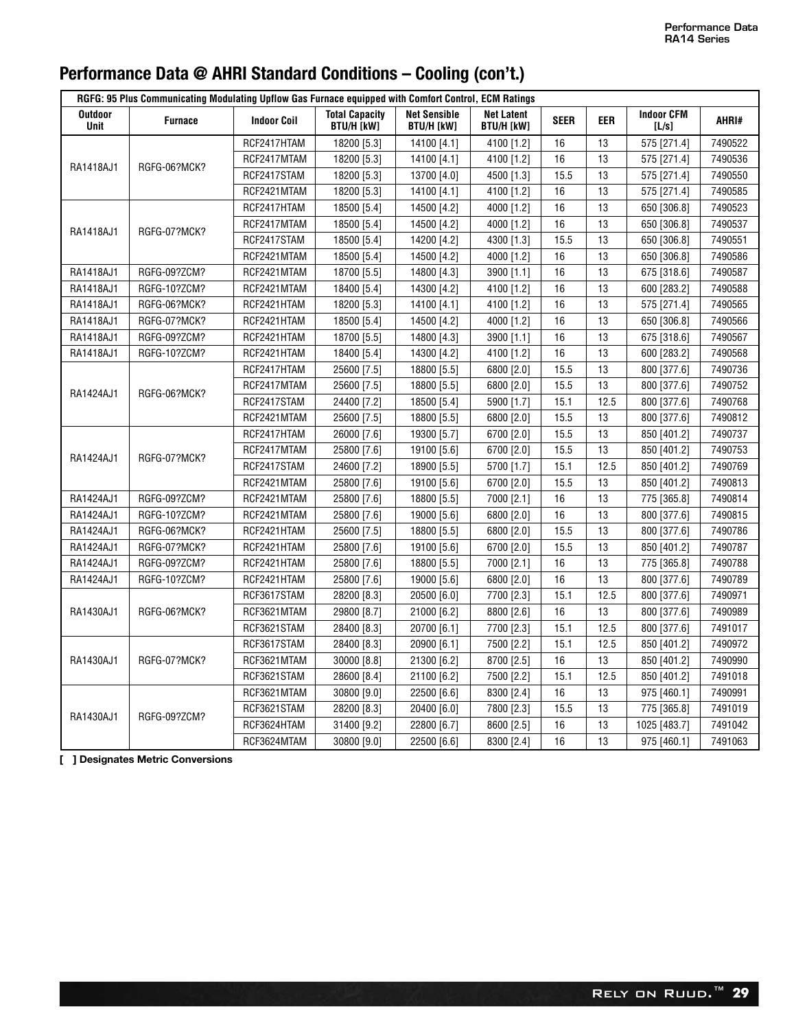# Performance Data @ AHRI Standard Conditions – Cooling (con't.)

| RGFG: 95 Plus Communicating Modulating Upflow Gas Furnace equipped with Comfort Control, ECM Ratings | | | | | | | | | |
|---|---|---|---|---|---|---|---|---|---|
| Outdoor Unit | Furnace | Indoor Coil | Total Capacity BTU/H [kW] | Net Sensible BTU/H [kW] | Net Latent BTU/H [kW] | SEER | EER | Indoor CFM [L/s] | AHRI# |
| RA1418AJ1 | RGFG-06?MCK? | RCF2417HTAM | 18200 [5.3] | 14100 [4.1] | 4100 [1.2] | 16 | 13 | 575 [271.4] | 7490522 |
| | | RCF2417MTAM | 18200 [5.3] | 14100 [4.1] | 4100 [1.2] | 16 | 13 | 575 [271.4] | 7490536 |
| | | RCF2417STAM | 18200 [5.3] | 13700 [4.0] | 4500 [1.3] | 15.5 | 13 | 575 [271.4] | 7490550 |
| | | RCF2421MTAM | 18200 [5.3] | 14100 [4.1] | 4100 [1.2] | 16 | 13 | 575 [271.4] | 7490585 |
| RA1418AJ1 | RGFG-07?MCK? | RCF2417HTAM | 18500 [5.4] | 14500 [4.2] | 4000 [1.2] | 16 | 13 | 650 [306.8] | 7490523 |
| | | RCF2417MTAM | 18500 [5.4] | 14500 [4.2] | 4000 [1.2] | 16 | 13 | 650 [306.8] | 7490537 |
| | | RCF2417STAM | 18500 [5.4] | 14200 [4.2] | 4300 [1.3] | 15.5 | 13 | 650 [306.8] | 7490551 |
| | | RCF2421MTAM | 18500 [5.4] | 14500 [4.2] | 4000 [1.2] | 16 | 13 | 650 [306.8] | 7490586 |
| RA1418AJ1 | RGFG-09?ZCM? | RCF2421MTAM | 18700 [5.5] | 14800 [4.3] | 3900 [1.1] | 16 | 13 | 675 [318.6] | 7490587 |
| RA1418AJ1 | RGFG-10?ZCM? | RCF2421MTAM | 18400 [5.4] | 14300 [4.2] | 4100 [1.2] | 16 | 13 | 600 [283.2] | 7490588 |
| RA1418AJ1 | RGFG-06?MCK? | RCF2421HTAM | 18200 [5.3] | 14100 [4.1] | 4100 [1.2] | 16 | 13 | 575 [271.4] | 7490565 |
| RA1418AJ1 | RGFG-07?MCK? | RCF2421HTAM | 18500 [5.4] | 14500 [4.2] | 4000 [1.2] | 16 | 13 | 650 [306.8] | 7490566 |
| RA1418AJ1 | RGFG-09?ZCM? | RCF2421HTAM | 18700 [5.5] | 14800 [4.3] | 3900 [1.1] | 16 | 13 | 675 [318.6] | 7490567 |
| RA1418AJ1 | RGFG-10?ZCM? | RCF2421HTAM | 18400 [5.4] | 14300 [4.2] | 4100 [1.2] | 16 | 13 | 600 [283.2] | 7490568 |
| RA1424AJ1 | RGFG-06?MCK? | RCF2417HTAM | 25600 [7.5] | 18800 [5.5] | 6800 [2.0] | 15.5 | 13 | 800 [377.6] | 7490736 |
| | | RCF2417MTAM | 25600 [7.5] | 18800 [5.5] | 6800 [2.0] | 15.5 | 13 | 800 [377.6] | 7490752 |
| | | RCF2417STAM | 24400 [7.2] | 18500 [5.4] | 5900 [1.7] | 15.1 | 12.5 | 800 [377.6] | 7490768 |
| | | RCF2421MTAM | 25600 [7.5] | 18800 [5.5] | 6800 [2.0] | 15.5 | 13 | 800 [377.6] | 7490812 |
| RA1424AJ1 | RGFG-07?MCK? | RCF2417HTAM | 26000 [7.6] | 19300 [5.7] | 6700 [2.0] | 15.5 | 13 | 850 [401.2] | 7490737 |
| | | RCF2417MTAM | 25800 [7.6] | 19100 [5.6] | 6700 [2.0] | 15.5 | 13 | 850 [401.2] | 7490753 |
| | | RCF2417STAM | 24600 [7.2] | 18900 [5.5] | 5700 [1.7] | 15.1 | 12.5 | 850 [401.2] | 7490769 |
| | | RCF2421MTAM | 25800 [7.6] | 19100 [5.6] | 6700 [2.0] | 15.5 | 13 | 850 [401.2] | 7490813 |
| RA1424AJ1 | RGFG-09?ZCM? | RCF2421MTAM | 25800 [7.6] | 18800 [5.5] | 7000 [2.1] | 16 | 13 | 775 [365.8] | 7490814 |
| RA1424AJ1 | RGFG-10?ZCM? | RCF2421MTAM | 25800 [7.6] | 19000 [5.6] | 6800 [2.0] | 16 | 13 | 800 [377.6] | 7490815 |
| RA1424AJ1 | RGFG-06?MCK? | RCF2421HTAM | 25600 [7.5] | 18800 [5.5] | 6800 [2.0] | 15.5 | 13 | 800 [377.6] | 7490786 |
| RA1424AJ1 | RGFG-07?MCK? | RCF2421HTAM | 25800 [7.6] | 19100 [5.6] | 6700 [2.0] | 15.5 | 13 | 850 [401.2] | 7490787 |
| RA1424AJ1 | RGFG-09?ZCM? | RCF2421HTAM | 25800 [7.6] | 18800 [5.5] | 7000 [2.1] | 16 | 13 | 775 [365.8] | 7490788 |
| RA1424AJ1 | RGFG-10?ZCM? | RCF2421HTAM | 25800 [7.6] | 19000 [5.6] | 6800 [2.0] | 16 | 13 | 800 [377.6] | 7490789 |
| RA1430AJ1 | RGFG-06?MCK? | RCF3617STAM | 28200 [8.3] | 20500 [6.0] | 7700 [2.3] | 15.1 | 12.5 | 800 [377.6] | 7490971 |
| | | RCF3621MTAM | 29800 [8.7] | 21000 [6.2] | 8800 [2.6] | 16 | 13 | 800 [377.6] | 7490989 |
| | | RCF3621STAM | 28400 [8.3] | 20700 [6.1] | 7700 [2.3] | 15.1 | 12.5 | 800 [377.6] | 7491017 |
| RA1430AJ1 | RGFG-07?MCK? | RCF3617STAM | 28400 [8.3] | 20900 [6.1] | 7500 [2.2] | 15.1 | 12.5 | 850 [401.2] | 7490972 |
| | | RCF3621MTAM | 30000 [8.8] | 21300 [6.2] | 8700 [2.5] | 16 | 13 | 850 [401.2] | 7490990 |
| | | RCF3621STAM | 28600 [8.4] | 21100 [6.2] | 7500 [2.2] | 15.1 | 12.5 | 850 [401.2] | 7491018 |
| RA1430AJ1 | RGFG-09?ZCM? | RCF3621MTAM | 30800 [9.0] | 22500 [6.6] | 8300 [2.4] | 16 | 13 | 975 [460.1] | 7490991 |
| | | RCF3621STAM | 28200 [8.3] | 20400 [6.0] | 7800 [2.3] | 15.5 | 13 | 775 [365.8] | 7491019 |
| | | RCF3624HTAM | 31400 [9.2] | 22800 [6.7] | 8600 [2.5] | 16 | 13 | 1025 [483.7] | 7491042 |
| | | RCF3624MTAM | 30800 [9.0] | 22500 [6.6] | 8300 [2.4] | 16 | 13 | 975 [460.1] | 7491063 |

**[ ] Designates Metric Conversions**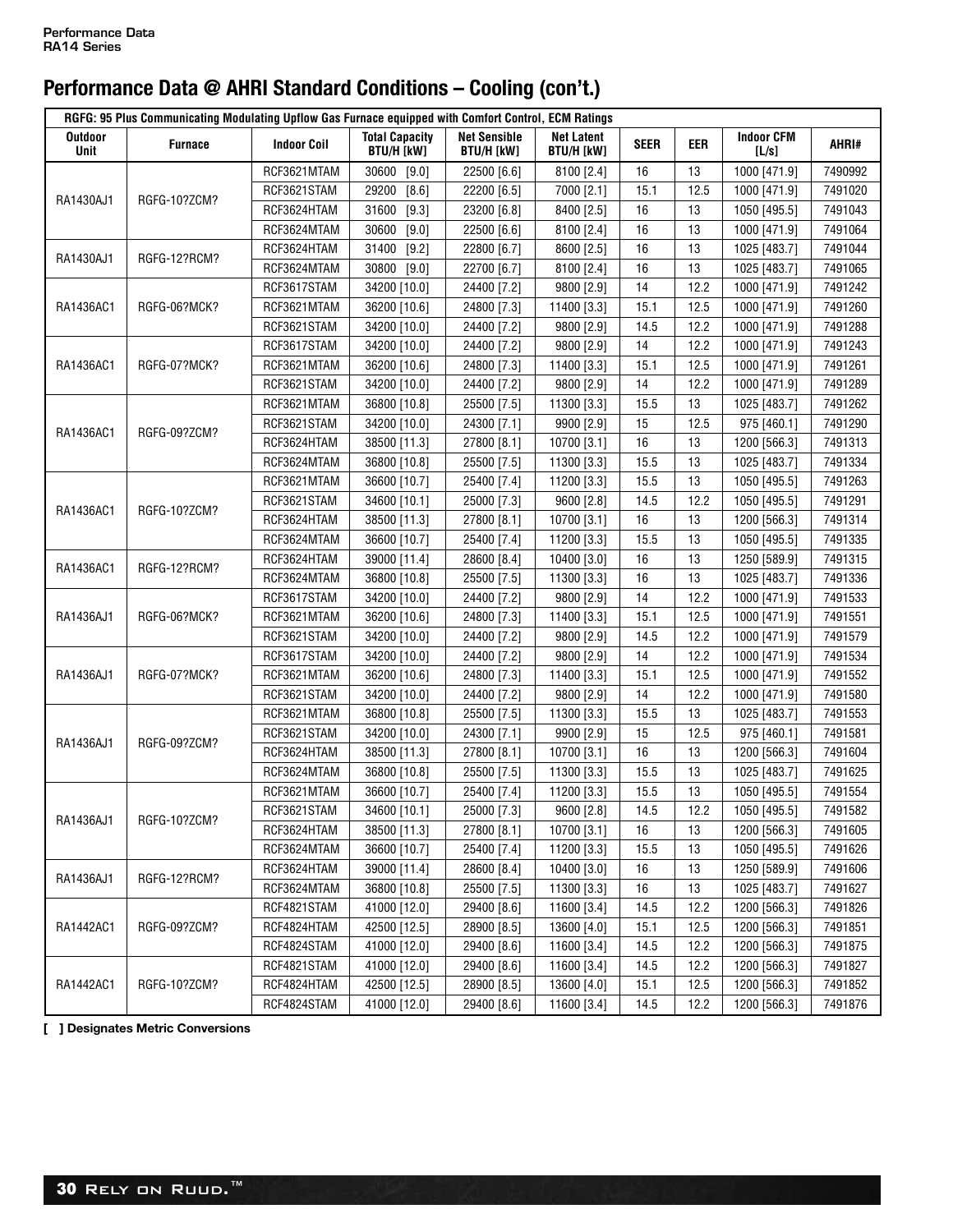# Performance Data @ AHRI Standard Conditions – Cooling (con't.)

| RGFG: 95 Plus Communicating Modulating Upflow Gas Furnace equipped with Comfort Control, ECM Ratings | | | | | | | | | |
|---|---|---|---|---|---|---|---|---|---|
| Outdoor Unit | Furnace | Indoor Coil | Total Capacity BTU/H [kW] | Net Sensible BTU/H [kW] | Net Latent BTU/H [kW] | SEER | EER | Indoor CFM [L/s] | AHRI# |
| RA1430AJ1 | RGFG-10?ZCM? | RCF3621MTAM | 30600 [9.0] | 22500 [6.6] | 8100 [2.4] | 16 | 13 | 1000 [471.9] | 7490992 |
| | | RCF3621STAM | 29200 [8.6] | 22200 [6.5] | 7000 [2.1] | 15.1 | 12.5 | 1000 [471.9] | 7491020 |
| | | RCF3624HTAM | 31600 [9.3] | 23200 [6.8] | 8400 [2.5] | 16 | 13 | 1050 [495.5] | 7491043 |
| | | RCF3624MTAM | 30600 [9.0] | 22500 [6.6] | 8100 [2.4] | 16 | 13 | 1000 [471.9] | 7491064 |
| RA1430AJ1 | RGFG-12?RCM? | RCF3624HTAM | 31400 [9.2] | 22800 [6.7] | 8600 [2.5] | 16 | 13 | 1025 [483.7] | 7491044 |
| | | RCF3624MTAM | 30800 [9.0] | 22700 [6.7] | 8100 [2.4] | 16 | 13 | 1025 [483.7] | 7491065 |
| RA1436AC1 | RGFG-06?MCK? | RCF3617STAM | 34200 [10.0] | 24400 [7.2] | 9800 [2.9] | 14 | 12.2 | 1000 [471.9] | 7491242 |
| | | RCF3621MTAM | 36200 [10.6] | 24800 [7.3] | 11400 [3.3] | 15.1 | 12.5 | 1000 [471.9] | 7491260 |
| | | RCF3621STAM | 34200 [10.0] | 24400 [7.2] | 9800 [2.9] | 14.5 | 12.2 | 1000 [471.9] | 7491288 |
| RA1436AC1 | RGFG-07?MCK? | RCF3617STAM | 34200 [10.0] | 24400 [7.2] | 9800 [2.9] | 14 | 12.2 | 1000 [471.9] | 7491243 |
| | | RCF3621MTAM | 36200 [10.6] | 24800 [7.3] | 11400 [3.3] | 15.1 | 12.5 | 1000 [471.9] | 7491261 |
| | | RCF3621STAM | 34200 [10.0] | 24400 [7.2] | 9800 [2.9] | 14 | 12.2 | 1000 [471.9] | 7491289 |
| RA1436AC1 | RGFG-09?ZCM? | RCF3621MTAM | 36800 [10.8] | 25500 [7.5] | 11300 [3.3] | 15.5 | 13 | 1025 [483.7] | 7491262 |
| | | RCF3621STAM | 34200 [10.0] | 24300 [7.1] | 9900 [2.9] | 15 | 12.5 | 975 [460.1] | 7491290 |
| | | RCF3624HTAM | 38500 [11.3] | 27800 [8.1] | 10700 [3.1] | 16 | 13 | 1200 [566.3] | 7491313 |
| | | RCF3624MTAM | 36800 [10.8] | 25500 [7.5] | 11300 [3.3] | 15.5 | 13 | 1025 [483.7] | 7491334 |
| RA1436AC1 | RGFG-10?ZCM? | RCF3621MTAM | 36600 [10.7] | 25400 [7.4] | 11200 [3.3] | 15.5 | 13 | 1050 [495.5] | 7491263 |
| | | RCF3621STAM | 34600 [10.1] | 25000 [7.3] | 9600 [2.8] | 14.5 | 12.2 | 1050 [495.5] | 7491291 |
| | | RCF3624HTAM | 38500 [11.3] | 27800 [8.1] | 10700 [3.1] | 16 | 13 | 1200 [566.3] | 7491314 |
| | | RCF3624MTAM | 36600 [10.7] | 25400 [7.4] | 11200 [3.3] | 15.5 | 13 | 1050 [495.5] | 7491335 |
| RA1436AC1 | RGFG-12?RCM? | RCF3624HTAM | 39000 [11.4] | 28600 [8.4] | 10400 [3.0] | 16 | 13 | 1250 [589.9] | 7491315 |
| | | RCF3624MTAM | 36800 [10.8] | 25500 [7.5] | 11300 [3.3] | 16 | 13 | 1025 [483.7] | 7491336 |
| RA1436AJ1 | RGFG-06?MCK? | RCF3617STAM | 34200 [10.0] | 24400 [7.2] | 9800 [2.9] | 14 | 12.2 | 1000 [471.9] | 7491533 |
| | | RCF3621MTAM | 36200 [10.6] | 24800 [7.3] | 11400 [3.3] | 15.1 | 12.5 | 1000 [471.9] | 7491551 |
| | | RCF3621STAM | 34200 [10.0] | 24400 [7.2] | 9800 [2.9] | 14.5 | 12.2 | 1000 [471.9] | 7491579 |
| RA1436AJ1 | RGFG-07?MCK? | RCF3617STAM | 34200 [10.0] | 24400 [7.2] | 9800 [2.9] | 14 | 12.2 | 1000 [471.9] | 7491534 |
| | | RCF3621MTAM | 36200 [10.6] | 24800 [7.3] | 11400 [3.3] | 15.1 | 12.5 | 1000 [471.9] | 7491552 |
| | | RCF3621STAM | 34200 [10.0] | 24400 [7.2] | 9800 [2.9] | 14 | 12.2 | 1000 [471.9] | 7491580 |
| RA1436AJ1 | RGFG-09?ZCM? | RCF3621MTAM | 36800 [10.8] | 25500 [7.5] | 11300 [3.3] | 15.5 | 13 | 1025 [483.7] | 7491553 |
| | | RCF3621STAM | 34200 [10.0] | 24300 [7.1] | 9900 [2.9] | 15 | 12.5 | 975 [460.1] | 7491581 |
| | | RCF3624HTAM | 38500 [11.3] | 27800 [8.1] | 10700 [3.1] | 16 | 13 | 1200 [566.3] | 7491604 |
| | | RCF3624MTAM | 36800 [10.8] | 25500 [7.5] | 11300 [3.3] | 15.5 | 13 | 1025 [483.7] | 7491625 |
| RA1436AJ1 | RGFG-10?ZCM? | RCF3621MTAM | 36600 [10.7] | 25400 [7.4] | 11200 [3.3] | 15.5 | 13 | 1050 [495.5] | 7491554 |
| | | RCF3621STAM | 34600 [10.1] | 25000 [7.3] | 9600 [2.8] | 14.5 | 12.2 | 1050 [495.5] | 7491582 |
| | | RCF3624HTAM | 38500 [11.3] | 27800 [8.1] | 10700 [3.1] | 16 | 13 | 1200 [566.3] | 7491605 |
| | | RCF3624MTAM | 36600 [10.7] | 25400 [7.4] | 11200 [3.3] | 15.5 | 13 | 1050 [495.5] | 7491626 |
| RA1436AJ1 | RGFG-12?RCM? | RCF3624HTAM | 39000 [11.4] | 28600 [8.4] | 10400 [3.0] | 16 | 13 | 1250 [589.9] | 7491606 |
| | | RCF3624MTAM | 36800 [10.8] | 25500 [7.5] | 11300 [3.3] | 16 | 13 | 1025 [483.7] | 7491627 |
| RA1442AC1 | RGFG-09?ZCM? | RCF4821STAM | 41000 [12.0] | 29400 [8.6] | 11600 [3.4] | 14.5 | 12.2 | 1200 [566.3] | 7491826 |
| | | RCF4824HTAM | 42500 [12.5] | 28900 [8.5] | 13600 [4.0] | 15.1 | 12.5 | 1200 [566.3] | 7491851 |
| | | RCF4824STAM | 41000 [12.0] | 29400 [8.6] | 11600 [3.4] | 14.5 | 12.2 | 1200 [566.3] | 7491875 |
| RA1442AC1 | RGFG-10?ZCM? | RCF4821STAM | 41000 [12.0] | 29400 [8.6] | 11600 [3.4] | 14.5 | 12.2 | 1200 [566.3] | 7491827 |
| | | RCF4824HTAM | 42500 [12.5] | 28900 [8.5] | 13600 [4.0] | 15.1 | 12.5 | 1200 [566.3] | 7491852 |
| | | RCF4824STAM | 41000 [12.0] | 29400 [8.6] | 11600 [3.4] | 14.5 | 12.2 | 1200 [566.3] | 7491876 |

**[ ] Designates Metric Conversions**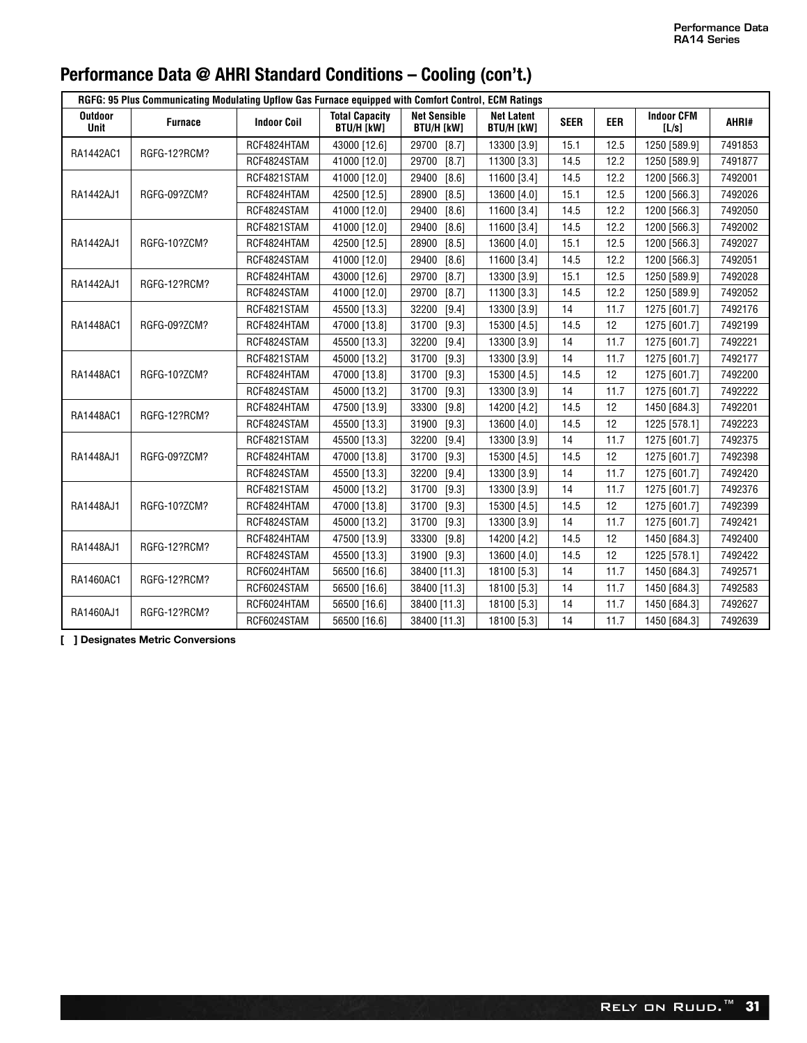## Performance Data @ AHRI Standard Conditions – Cooling (con't.)

| RGFG: 95 Plus Communicating Modulating Upflow Gas Furnace equipped with Comfort Control, ECM Ratings | | | | | | | | | |
|---|---|---|---|---|---|---|---|---|---|
| **Outdoor Unit** | **Furnace** | **Indoor Coil** | **Total Capacity BTU/H [kW]** | **Net Sensible BTU/H [kW]** | **Net Latent BTU/H [kW]** | **SEER** | **EER** | **Indoor CFM [L/s]** | **AHRI#** |
| RA1442AC1 | RGFG-12?RCM? | RCF4824HTAM | 43000 [12.6] | 29700 [8.7] | 13300 [3.9] | 15.1 | 12.5 | 1250 [589.9] | 7491853 |
| | | RCF4824STAM | 41000 [12.0] | 29700 [8.7] | 11300 [3.3] | 14.5 | 12.2 | 1250 [589.9] | 7491877 |
| RA1442AJ1 | RGFG-09?ZCM? | RCF4821STAM | 41000 [12.0] | 29400 [8.6] | 11600 [3.4] | 14.5 | 12.2 | 1200 [566.3] | 7492001 |
| | | RCF4824HTAM | 42500 [12.5] | 28900 [8.5] | 13600 [4.0] | 15.1 | 12.5 | 1200 [566.3] | 7492026 |
| | | RCF4824STAM | 41000 [12.0] | 29400 [8.6] | 11600 [3.4] | 14.5 | 12.2 | 1200 [566.3] | 7492050 |
| RA1442AJ1 | RGFG-10?ZCM? | RCF4821STAM | 41000 [12.0] | 29400 [8.6] | 11600 [3.4] | 14.5 | 12.2 | 1200 [566.3] | 7492002 |
| | | RCF4824HTAM | 42500 [12.5] | 28900 [8.5] | 13600 [4.0] | 15.1 | 12.5 | 1200 [566.3] | 7492027 |
| | | RCF4824STAM | 41000 [12.0] | 29400 [8.6] | 11600 [3.4] | 14.5 | 12.2 | 1200 [566.3] | 7492051 |
| RA1442AJ1 | RGFG-12?RCM? | RCF4824HTAM | 43000 [12.6] | 29700 [8.7] | 13300 [3.9] | 15.1 | 12.5 | 1250 [589.9] | 7492028 |
| | | RCF4824STAM | 41000 [12.0] | 29700 [8.7] | 11300 [3.3] | 14.5 | 12.2 | 1250 [589.9] | 7492052 |
| RA1448AC1 | RGFG-09?ZCM? | RCF4821STAM | 45500 [13.3] | 32200 [9.4] | 13300 [3.9] | 14 | 11.7 | 1275 [601.7] | 7492176 |
| | | RCF4824HTAM | 47000 [13.8] | 31700 [9.3] | 15300 [4.5] | 14.5 | 12 | 1275 [601.7] | 7492199 |
| | | RCF4824STAM | 45500 [13.3] | 32200 [9.4] | 13300 [3.9] | 14 | 11.7 | 1275 [601.7] | 7492221 |
| RA1448AC1 | RGFG-10?ZCM? | RCF4821STAM | 45000 [13.2] | 31700 [9.3] | 13300 [3.9] | 14 | 11.7 | 1275 [601.7] | 7492177 |
| | | RCF4824HTAM | 47000 [13.8] | 31700 [9.3] | 15300 [4.5] | 14.5 | 12 | 1275 [601.7] | 7492200 |
| | | RCF4824STAM | 45000 [13.2] | 31700 [9.3] | 13300 [3.9] | 14 | 11.7 | 1275 [601.7] | 7492222 |
| RA1448AC1 | RGFG-12?RCM? | RCF4824HTAM | 47500 [13.9] | 33300 [9.8] | 14200 [4.2] | 14.5 | 12 | 1450 [684.3] | 7492201 |
| | | RCF4824STAM | 45500 [13.3] | 31900 [9.3] | 13600 [4.0] | 14.5 | 12 | 1225 [578.1] | 7492223 |
| RA1448AJ1 | RGFG-09?ZCM? | RCF4821STAM | 45500 [13.3] | 32200 [9.4] | 13300 [3.9] | 14 | 11.7 | 1275 [601.7] | 7492375 |
| | | RCF4824HTAM | 47000 [13.8] | 31700 [9.3] | 15300 [4.5] | 14.5 | 12 | 1275 [601.7] | 7492398 |
| | | RCF4824STAM | 45500 [13.3] | 32200 [9.4] | 13300 [3.9] | 14 | 11.7 | 1275 [601.7] | 7492420 |
| RA1448AJ1 | RGFG-10?ZCM? | RCF4821STAM | 45000 [13.2] | 31700 [9.3] | 13300 [3.9] | 14 | 11.7 | 1275 [601.7] | 7492376 |
| | | RCF4824HTAM | 47000 [13.8] | 31700 [9.3] | 15300 [4.5] | 14.5 | 12 | 1275 [601.7] | 7492399 |
| | | RCF4824STAM | 45000 [13.2] | 31700 [9.3] | 13300 [3.9] | 14 | 11.7 | 1275 [601.7] | 7492421 |
| RA1448AJ1 | RGFG-12?RCM? | RCF4824HTAM | 47500 [13.9] | 33300 [9.8] | 14200 [4.2] | 14.5 | 12 | 1450 [684.3] | 7492400 |
| | | RCF4824STAM | 45500 [13.3] | 31900 [9.3] | 13600 [4.0] | 14.5 | 12 | 1225 [578.1] | 7492422 |
| RA1460AC1 | RGFG-12?RCM? | RCF6024HTAM | 56500 [16.6] | 38400 [11.3] | 18100 [5.3] | 14 | 11.7 | 1450 [684.3] | 7492571 |
| | | RCF6024STAM | 56500 [16.6] | 38400 [11.3] | 18100 [5.3] | 14 | 11.7 | 1450 [684.3] | 7492583 |
| RA1460AJ1 | RGFG-12?RCM? | RCF6024HTAM | 56500 [16.6] | 38400 [11.3] | 18100 [5.3] | 14 | 11.7 | 1450 [684.3] | 7492627 |
| | | RCF6024STAM | 56500 [16.6] | 38400 [11.3] | 18100 [5.3] | 14 | 11.7 | 1450 [684.3] | 7492639 |

**[ ] Designates Metric Conversions**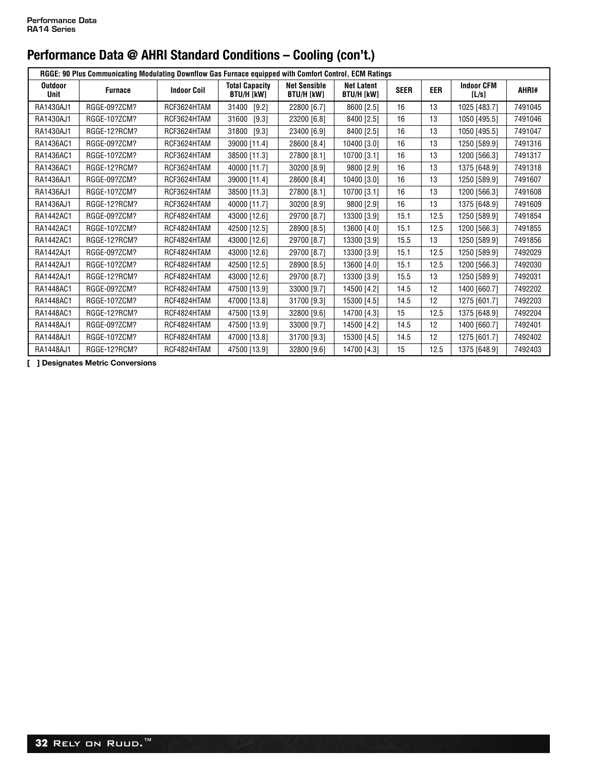# Performance Data @ AHRI Standard Conditions – Cooling (con't.)

| RGGE: 90 Plus Communicating Modulating Downflow Gas Furnace equipped with Comfort Control, ECM Ratings | | | | | | | | | |
|---|---|---|---|---|---|---|---|---|---|
| Outdoor Unit | Furnace | Indoor Coil | Total Capacity BTU/H [kW] | Net Sensible BTU/H [kW] | Net Latent BTU/H [kW] | SEER | EER | Indoor CFM [L/s] | AHRI# |
| RA1430AJ1 | RGGE-09?ZCM? | RCF3624HTAM | 31400 [9.2] | 22800 [6.7] | 8600 [2.5] | 16 | 13 | 1025 [483.7] | 7491045 |
| RA1430AJ1 | RGGE-10?ZCM? | RCF3624HTAM | 31600 [9.3] | 23200 [6.8] | 8400 [2.5] | 16 | 13 | 1050 [495.5] | 7491046 |
| RA1430AJ1 | RGGE-12?RCM? | RCF3624HTAM | 31800 [9.3] | 23400 [6.9] | 8400 [2.5] | 16 | 13 | 1050 [495.5] | 7491047 |
| RA1436AC1 | RGGE-09?ZCM? | RCF3624HTAM | 39000 [11.4] | 28600 [8.4] | 10400 [3.0] | 16 | 13 | 1250 [589.9] | 7491316 |
| RA1436AC1 | RGGE-10?ZCM? | RCF3624HTAM | 38500 [11.3] | 27800 [8.1] | 10700 [3.1] | 16 | 13 | 1200 [566.3] | 7491317 |
| RA1436AC1 | RGGE-12?RCM? | RCF3624HTAM | 40000 [11.7] | 30200 [8.9] | 9800 [2.9] | 16 | 13 | 1375 [648.9] | 7491318 |
| RA1436AJ1 | RGGE-09?ZCM? | RCF3624HTAM | 39000 [11.4] | 28600 [8.4] | 10400 [3.0] | 16 | 13 | 1250 [589.9] | 7491607 |
| RA1436AJ1 | RGGE-10?ZCM? | RCF3624HTAM | 38500 [11.3] | 27800 [8.1] | 10700 [3.1] | 16 | 13 | 1200 [566.3] | 7491608 |
| RA1436AJ1 | RGGE-12?RCM? | RCF3624HTAM | 40000 [11.7] | 30200 [8.9] | 9800 [2.9] | 16 | 13 | 1375 [648.9] | 7491609 |
| RA1442AC1 | RGGE-09?ZCM? | RCF4824HTAM | 43000 [12.6] | 29700 [8.7] | 13300 [3.9] | 15.1 | 12.5 | 1250 [589.9] | 7491854 |
| RA1442AC1 | RGGE-10?ZCM? | RCF4824HTAM | 42500 [12.5] | 28900 [8.5] | 13600 [4.0] | 15.1 | 12.5 | 1200 [566.3] | 7491855 |
| RA1442AC1 | RGGE-12?RCM? | RCF4824HTAM | 43000 [12.6] | 29700 [8.7] | 13300 [3.9] | 15.5 | 13 | 1250 [589.9] | 7491856 |
| RA1442AJ1 | RGGE-09?ZCM? | RCF4824HTAM | 43000 [12.6] | 29700 [8.7] | 13300 [3.9] | 15.1 | 12.5 | 1250 [589.9] | 7492029 |
| RA1442AJ1 | RGGE-10?ZCM? | RCF4824HTAM | 42500 [12.5] | 28900 [8.5] | 13600 [4.0] | 15.1 | 12.5 | 1200 [566.3] | 7492030 |
| RA1442AJ1 | RGGE-12?RCM? | RCF4824HTAM | 43000 [12.6] | 29700 [8.7] | 13300 [3.9] | 15.5 | 13 | 1250 [589.9] | 7492031 |
| RA1448AC1 | RGGE-09?ZCM? | RCF4824HTAM | 47500 [13.9] | 33000 [9.7] | 14500 [4.2] | 14.5 | 12 | 1400 [660.7] | 7492202 |
| RA1448AC1 | RGGE-10?ZCM? | RCF4824HTAM | 47000 [13.8] | 31700 [9.3] | 15300 [4.5] | 14.5 | 12 | 1275 [601.7] | 7492203 |
| RA1448AC1 | RGGE-12?RCM? | RCF4824HTAM | 47500 [13.9] | 32800 [9.6] | 14700 [4.3] | 15 | 12.5 | 1375 [648.9] | 7492204 |
| RA1448AJ1 | RGGE-09?ZCM? | RCF4824HTAM | 47500 [13.9] | 33000 [9.7] | 14500 [4.2] | 14.5 | 12 | 1400 [660.7] | 7492401 |
| RA1448AJ1 | RGGE-10?ZCM? | RCF4824HTAM | 47000 [13.8] | 31700 [9.3] | 15300 [4.5] | 14.5 | 12 | 1275 [601.7] | 7492402 |
| RA1448AJ1 | RGGE-12?RCM? | RCF4824HTAM | 47500 [13.9] | 32800 [9.6] | 14700 [4.3] | 15 | 12.5 | 1375 [648.9] | 7492403 |

**[ ] Designates Metric Conversions**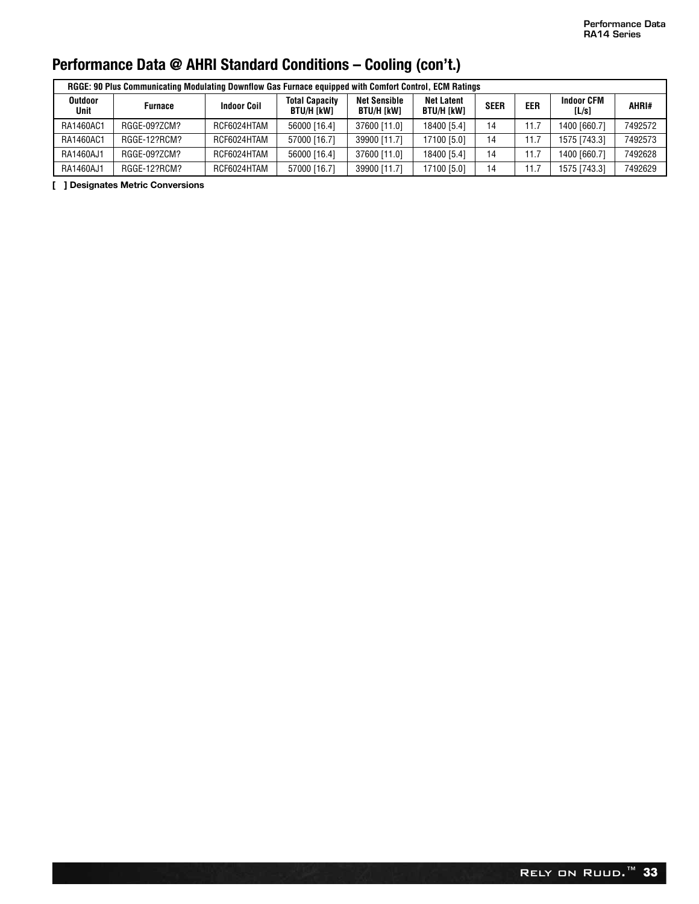## Performance Data @ AHRI Standard Conditions – Cooling (con't.)

| RGGE: 90 Plus Communicating Modulating Downflow Gas Furnace equipped with Comfort Control, ECM Ratings | | | | | | | | | |
|---|---|---|---|---|---|---|---|---|---|
| Outdoor Unit | Furnace | Indoor Coil | Total Capacity BTU/H [kW] | Net Sensible BTU/H [kW] | Net Latent BTU/H [kW] | SEER | EER | Indoor CFM [L/s] | AHRI# |
| RA1460AC1 | RGGE-09?ZCM? | RCF6024HTAM | 56000 [16.4] | 37600 [11.0] | 18400 [5.4] | 14 | 11.7 | 1400 [660.7] | 7492572 |
| RA1460AC1 | RGGE-12?RCM? | RCF6024HTAM | 57000 [16.7] | 39900 [11.7] | 17100 [5.0] | 14 | 11.7 | 1575 [743.3] | 7492573 |
| RA1460AJ1 | RGGE-09?ZCM? | RCF6024HTAM | 56000 [16.4] | 37600 [11.0] | 18400 [5.4] | 14 | 11.7 | 1400 [660.7] | 7492628 |
| RA1460AJ1 | RGGE-12?RCM? | RCF6024HTAM | 57000 [16.7] | 39900 [11.7] | 17100 [5.0] | 14 | 11.7 | 1575 [743.3] | 7492629 |

**[ ] Designates Metric Conversions**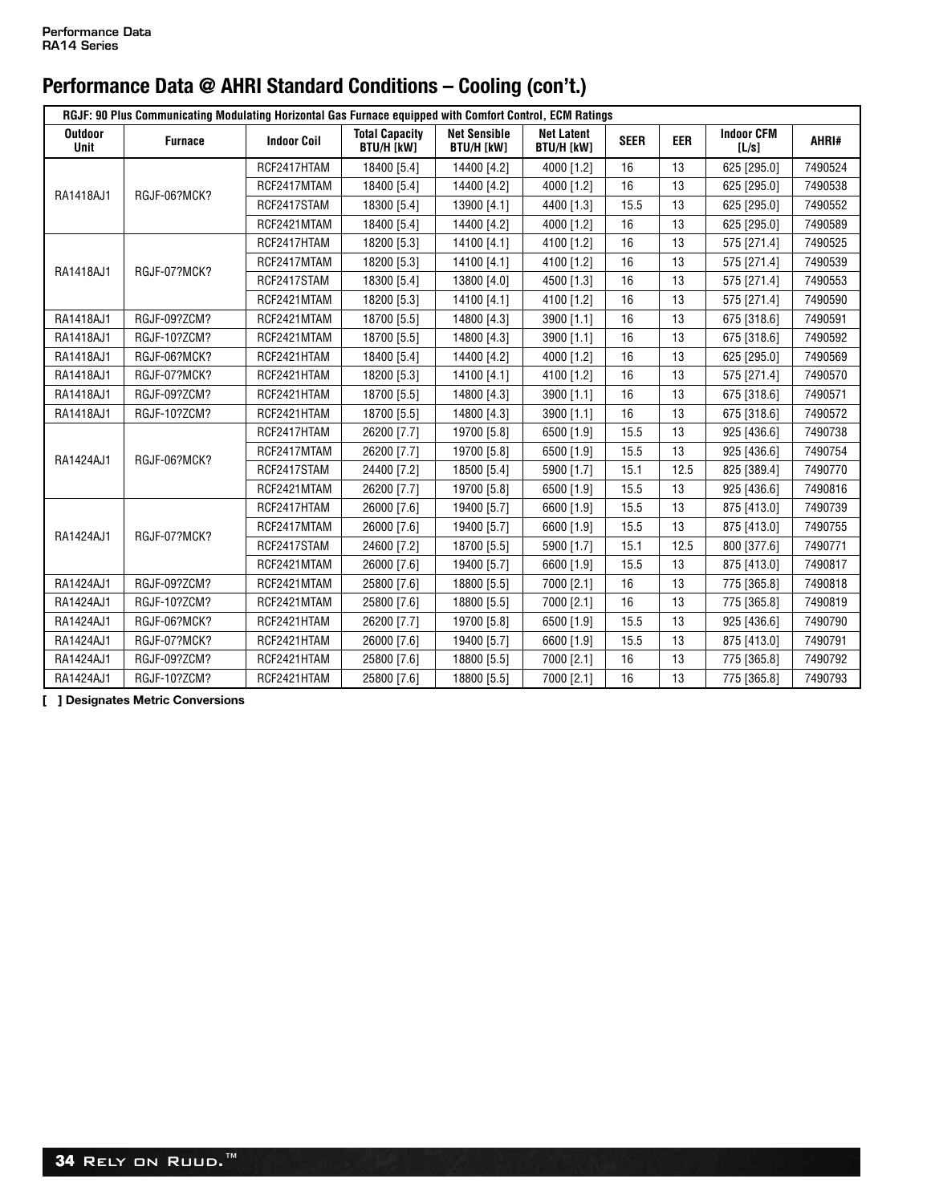## Performance Data @ AHRI Standard Conditions – Cooling (con't.)

| RGJF: 90 Plus Communicating Modulating Horizontal Gas Furnace equipped with Comfort Control, ECM Ratings | | | | | | | | | |
|---|---|---|---|---|---|---|---|---|---|
| Outdoor Unit | Furnace | Indoor Coil | Total Capacity BTU/H [kW] | Net Sensible BTU/H [kW] | Net Latent BTU/H [kW] | SEER | EER | Indoor CFM [L/s] | AHRI# |
| RA1418AJ1 | RGJF-06?MCK? | RCF2417HTAM | 18400 [5.4] | 14400 [4.2] | 4000 [1.2] | 16 | 13 | 625 [295.0] | 7490524 |
| | | RCF2417MTAM | 18400 [5.4] | 14400 [4.2] | 4000 [1.2] | 16 | 13 | 625 [295.0] | 7490538 |
| | | RCF2417STAM | 18300 [5.4] | 13900 [4.1] | 4400 [1.3] | 15.5 | 13 | 625 [295.0] | 7490552 |
| | | RCF2421MTAM | 18400 [5.4] | 14400 [4.2] | 4000 [1.2] | 16 | 13 | 625 [295.0] | 7490589 |
| RA1418AJ1 | RGJF-07?MCK? | RCF2417HTAM | 18200 [5.3] | 14100 [4.1] | 4100 [1.2] | 16 | 13 | 575 [271.4] | 7490525 |
| | | RCF2417MTAM | 18200 [5.3] | 14100 [4.1] | 4100 [1.2] | 16 | 13 | 575 [271.4] | 7490539 |
| | | RCF2417STAM | 18300 [5.4] | 13800 [4.0] | 4500 [1.3] | 16 | 13 | 575 [271.4] | 7490553 |
| | | RCF2421MTAM | 18200 [5.3] | 14100 [4.1] | 4100 [1.2] | 16 | 13 | 575 [271.4] | 7490590 |
| RA1418AJ1 | RGJF-09?ZCM? | RCF2421MTAM | 18700 [5.5] | 14800 [4.3] | 3900 [1.1] | 16 | 13 | 675 [318.6] | 7490591 |
| RA1418AJ1 | RGJF-10?ZCM? | RCF2421MTAM | 18700 [5.5] | 14800 [4.3] | 3900 [1.1] | 16 | 13 | 675 [318.6] | 7490592 |
| RA1418AJ1 | RGJF-06?MCK? | RCF2421HTAM | 18400 [5.4] | 14400 [4.2] | 4000 [1.2] | 16 | 13 | 625 [295.0] | 7490569 |
| RA1418AJ1 | RGJF-07?MCK? | RCF2421HTAM | 18200 [5.3] | 14100 [4.1] | 4100 [1.2] | 16 | 13 | 575 [271.4] | 7490570 |
| RA1418AJ1 | RGJF-09?ZCM? | RCF2421HTAM | 18700 [5.5] | 14800 [4.3] | 3900 [1.1] | 16 | 13 | 675 [318.6] | 7490571 |
| RA1418AJ1 | RGJF-10?ZCM? | RCF2421HTAM | 18700 [5.5] | 14800 [4.3] | 3900 [1.1] | 16 | 13 | 675 [318.6] | 7490572 |
| RA1424AJ1 | RGJF-06?MCK? | RCF2417HTAM | 26200 [7.7] | 19700 [5.8] | 6500 [1.9] | 15.5 | 13 | 925 [436.6] | 7490738 |
| | | RCF2417MTAM | 26200 [7.7] | 19700 [5.8] | 6500 [1.9] | 15.5 | 13 | 925 [436.6] | 7490754 |
| | | RCF2417STAM | 24400 [7.2] | 18500 [5.4] | 5900 [1.7] | 15.1 | 12.5 | 825 [389.4] | 7490770 |
| | | RCF2421MTAM | 26200 [7.7] | 19700 [5.8] | 6500 [1.9] | 15.5 | 13 | 925 [436.6] | 7490816 |
| RA1424AJ1 | RGJF-07?MCK? | RCF2417HTAM | 26000 [7.6] | 19400 [5.7] | 6600 [1.9] | 15.5 | 13 | 875 [413.0] | 7490739 |
| | | RCF2417MTAM | 26000 [7.6] | 19400 [5.7] | 6600 [1.9] | 15.5 | 13 | 875 [413.0] | 7490755 |
| | | RCF2417STAM | 24600 [7.2] | 18700 [5.5] | 5900 [1.7] | 15.1 | 12.5 | 800 [377.6] | 7490771 |
| | | RCF2421MTAM | 26000 [7.6] | 19400 [5.7] | 6600 [1.9] | 15.5 | 13 | 875 [413.0] | 7490817 |
| RA1424AJ1 | RGJF-09?ZCM? | RCF2421MTAM | 25800 [7.6] | 18800 [5.5] | 7000 [2.1] | 16 | 13 | 775 [365.8] | 7490818 |
| RA1424AJ1 | RGJF-10?ZCM? | RCF2421MTAM | 25800 [7.6] | 18800 [5.5] | 7000 [2.1] | 16 | 13 | 775 [365.8] | 7490819 |
| RA1424AJ1 | RGJF-06?MCK? | RCF2421HTAM | 26200 [7.7] | 19700 [5.8] | 6500 [1.9] | 15.5 | 13 | 925 [436.6] | 7490790 |
| RA1424AJ1 | RGJF-07?MCK? | RCF2421HTAM | 26000 [7.6] | 19400 [5.7] | 6600 [1.9] | 15.5 | 13 | 875 [413.0] | 7490791 |
| RA1424AJ1 | RGJF-09?ZCM? | RCF2421HTAM | 25800 [7.6] | 18800 [5.5] | 7000 [2.1] | 16 | 13 | 775 [365.8] | 7490792 |
| RA1424AJ1 | RGJF-10?ZCM? | RCF2421HTAM | 25800 [7.6] | 18800 [5.5] | 7000 [2.1] | 16 | 13 | 775 [365.8] | 7490793 |

**[ ] Designates Metric Conversions**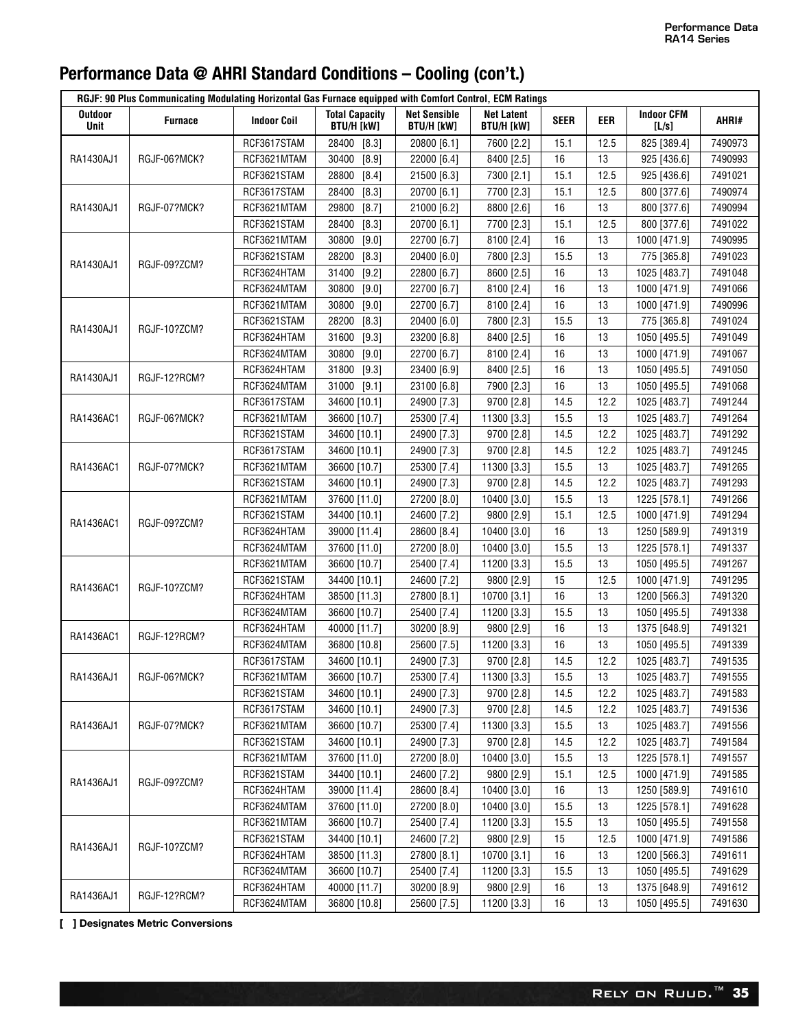# Performance Data @ AHRI Standard Conditions – Cooling (con't.)

| RGJF: 90 Plus Communicating Modulating Horizontal Gas Furnace equipped with Comfort Control, ECM Ratings | | | | | | | | | |
|---|---|---|---|---|---|---|---|---|---|
| Outdoor Unit | Furnace | Indoor Coil | Total Capacity BTU/H [kW] | Net Sensible BTU/H [kW] | Net Latent BTU/H [kW] | SEER | EER | Indoor CFM [L/s] | AHRI# |
| RA1430AJ1 | RGJF-06?MCK? | RCF3617STAM | 28400 [8.3] | 20800 [6.1] | 7600 [2.2] | 15.1 | 12.5 | 825 [389.4] | 7490973 |
| | | RCF3621MTAM | 30400 [8.9] | 22000 [6.4] | 8400 [2.5] | 16 | 13 | 925 [436.6] | 7490993 |
| | | RCF3621STAM | 28800 [8.4] | 21500 [6.3] | 7300 [2.1] | 15.1 | 12.5 | 925 [436.6] | 7491021 |
| RA1430AJ1 | RGJF-07?MCK? | RCF3617STAM | 28400 [8.3] | 20700 [6.1] | 7700 [2.3] | 15.1 | 12.5 | 800 [377.6] | 7490974 |
| | | RCF3621MTAM | 29800 [8.7] | 21000 [6.2] | 8800 [2.6] | 16 | 13 | 800 [377.6] | 7490994 |
| | | RCF3621STAM | 28400 [8.3] | 20700 [6.1] | 7700 [2.3] | 15.1 | 12.5 | 800 [377.6] | 7491022 |
| RA1430AJ1 | RGJF-09?ZCM? | RCF3621MTAM | 30800 [9.0] | 22700 [6.7] | 8100 [2.4] | 16 | 13 | 1000 [471.9] | 7490995 |
| | | RCF3621STAM | 28200 [8.3] | 20400 [6.0] | 7800 [2.3] | 15.5 | 13 | 775 [365.8] | 7491023 |
| | | RCF3624HTAM | 31400 [9.2] | 22800 [6.7] | 8600 [2.5] | 16 | 13 | 1025 [483.7] | 7491048 |
| | | RCF3624MTAM | 30800 [9.0] | 22700 [6.7] | 8100 [2.4] | 16 | 13 | 1000 [471.9] | 7491066 |
| RA1430AJ1 | RGJF-10?ZCM? | RCF3621MTAM | 30800 [9.0] | 22700 [6.7] | 8100 [2.4] | 16 | 13 | 1000 [471.9] | 7490996 |
| | | RCF3621STAM | 28200 [8.3] | 20400 [6.0] | 7800 [2.3] | 15.5 | 13 | 775 [365.8] | 7491024 |
| | | RCF3624HTAM | 31600 [9.3] | 23200 [6.8] | 8400 [2.5] | 16 | 13 | 1050 [495.5] | 7491049 |
| | | RCF3624MTAM | 30800 [9.0] | 22700 [6.7] | 8100 [2.4] | 16 | 13 | 1000 [471.9] | 7491067 |
| RA1430AJ1 | RGJF-12?RCM? | RCF3624HTAM | 31800 [9.3] | 23400 [6.9] | 8400 [2.5] | 16 | 13 | 1050 [495.5] | 7491050 |
| | | RCF3624MTAM | 31000 [9.1] | 23100 [6.8] | 7900 [2.3] | 16 | 13 | 1050 [495.5] | 7491068 |
| RA1436AC1 | RGJF-06?MCK? | RCF3617STAM | 34600 [10.1] | 24900 [7.3] | 9700 [2.8] | 14.5 | 12.2 | 1025 [483.7] | 7491244 |
| | | RCF3621MTAM | 36600 [10.7] | 25300 [7.4] | 11300 [3.3] | 15.5 | 13 | 1025 [483.7] | 7491264 |
| | | RCF3621STAM | 34600 [10.1] | 24900 [7.3] | 9700 [2.8] | 14.5 | 12.2 | 1025 [483.7] | 7491292 |
| RA1436AC1 | RGJF-07?MCK? | RCF3617STAM | 34600 [10.1] | 24900 [7.3] | 9700 [2.8] | 14.5 | 12.2 | 1025 [483.7] | 7491245 |
| | | RCF3621MTAM | 36600 [10.7] | 25300 [7.4] | 11300 [3.3] | 15.5 | 13 | 1025 [483.7] | 7491265 |
| | | RCF3621STAM | 34600 [10.1] | 24900 [7.3] | 9700 [2.8] | 14.5 | 12.2 | 1025 [483.7] | 7491293 |
| RA1436AC1 | RGJF-09?ZCM? | RCF3621MTAM | 37600 [11.0] | 27200 [8.0] | 10400 [3.0] | 15.5 | 13 | 1225 [578.1] | 7491266 |
| | | RCF3621STAM | 34400 [10.1] | 24600 [7.2] | 9800 [2.9] | 15.1 | 12.5 | 1000 [471.9] | 7491294 |
| | | RCF3624HTAM | 39000 [11.4] | 28600 [8.4] | 10400 [3.0] | 16 | 13 | 1250 [589.9] | 7491319 |
| | | RCF3624MTAM | 37600 [11.0] | 27200 [8.0] | 10400 [3.0] | 15.5 | 13 | 1225 [578.1] | 7491337 |
| RA1436AC1 | RGJF-10?ZCM? | RCF3621MTAM | 36600 [10.7] | 25400 [7.4] | 11200 [3.3] | 15.5 | 13 | 1050 [495.5] | 7491267 |
| | | RCF3621STAM | 34400 [10.1] | 24600 [7.2] | 9800 [2.9] | 15 | 12.5 | 1000 [471.9] | 7491295 |
| | | RCF3624HTAM | 38500 [11.3] | 27800 [8.1] | 10700 [3.1] | 16 | 13 | 1200 [566.3] | 7491320 |
| | | RCF3624MTAM | 36600 [10.7] | 25400 [7.4] | 11200 [3.3] | 15.5 | 13 | 1050 [495.5] | 7491338 |
| RA1436AC1 | RGJF-12?RCM? | RCF3624HTAM | 40000 [11.7] | 30200 [8.9] | 9800 [2.9] | 16 | 13 | 1375 [648.9] | 7491321 |
| | | RCF3624MTAM | 36800 [10.8] | 25600 [7.5] | 11200 [3.3] | 16 | 13 | 1050 [495.5] | 7491339 |
| RA1436AJ1 | RGJF-06?MCK? | RCF3617STAM | 34600 [10.1] | 24900 [7.3] | 9700 [2.8] | 14.5 | 12.2 | 1025 [483.7] | 7491535 |
| | | RCF3621MTAM | 36600 [10.7] | 25300 [7.4] | 11300 [3.3] | 15.5 | 13 | 1025 [483.7] | 7491555 |
| | | RCF3621STAM | 34600 [10.1] | 24900 [7.3] | 9700 [2.8] | 14.5 | 12.2 | 1025 [483.7] | 7491583 |
| RA1436AJ1 | RGJF-07?MCK? | RCF3617STAM | 34600 [10.1] | 24900 [7.3] | 9700 [2.8] | 14.5 | 12.2 | 1025 [483.7] | 7491536 |
| | | RCF3621MTAM | 36600 [10.7] | 25300 [7.4] | 11300 [3.3] | 15.5 | 13 | 1025 [483.7] | 7491556 |
| | | RCF3621STAM | 34600 [10.1] | 24900 [7.3] | 9700 [2.8] | 14.5 | 12.2 | 1025 [483.7] | 7491584 |
| RA1436AJ1 | RGJF-09?ZCM? | RCF3621MTAM | 37600 [11.0] | 27200 [8.0] | 10400 [3.0] | 15.5 | 13 | 1225 [578.1] | 7491557 |
| | | RCF3621STAM | 34400 [10.1] | 24600 [7.2] | 9800 [2.9] | 15.1 | 12.5 | 1000 [471.9] | 7491585 |
| | | RCF3624HTAM | 39000 [11.4] | 28600 [8.4] | 10400 [3.0] | 16 | 13 | 1250 [589.9] | 7491610 |
| | | RCF3624MTAM | 37600 [11.0] | 27200 [8.0] | 10400 [3.0] | 15.5 | 13 | 1225 [578.1] | 7491628 |
| RA1436AJ1 | RGJF-10?ZCM? | RCF3621MTAM | 36600 [10.7] | 25400 [7.4] | 11200 [3.3] | 15.5 | 13 | 1050 [495.5] | 7491558 |
| | | RCF3621STAM | 34400 [10.1] | 24600 [7.2] | 9800 [2.9] | 15 | 12.5 | 1000 [471.9] | 7491586 |
| | | RCF3624HTAM | 38500 [11.3] | 27800 [8.1] | 10700 [3.1] | 16 | 13 | 1200 [566.3] | 7491611 |
| | | RCF3624MTAM | 36600 [10.7] | 25400 [7.4] | 11200 [3.3] | 15.5 | 13 | 1050 [495.5] | 7491629 |
| RA1436AJ1 | RGJF-12?RCM? | RCF3624HTAM | 40000 [11.7] | 30200 [8.9] | 9800 [2.9] | 16 | 13 | 1375 [648.9] | 7491612 |
| | | RCF3624MTAM | 36800 [10.8] | 25600 [7.5] | 11200 [3.3] | 16 | 13 | 1050 [495.5] | 7491630 |

**[ ] Designates Metric Conversions**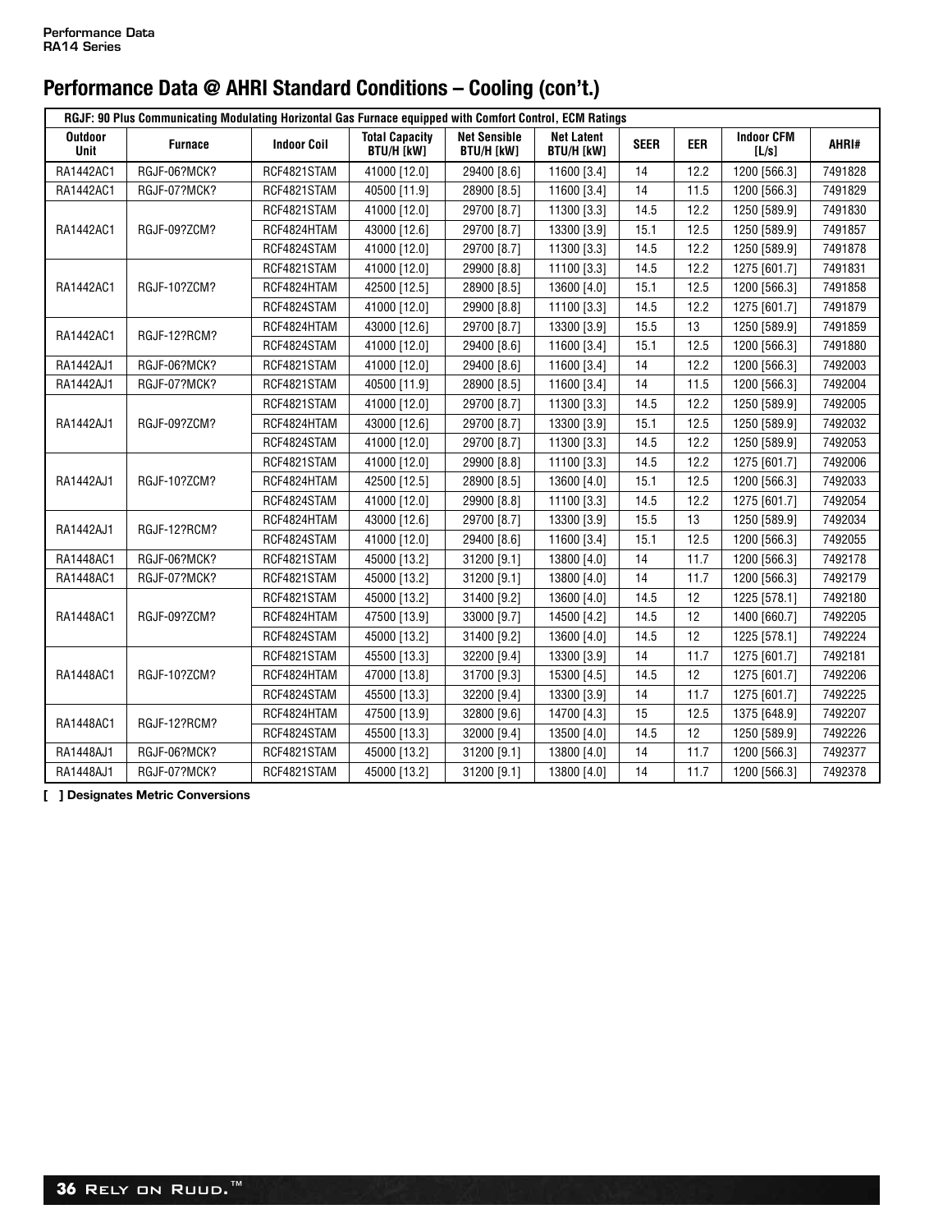# Performance Data @ AHRI Standard Conditions – Cooling (con't.)

| RGJF: 90 Plus Communicating Modulating Horizontal Gas Furnace equipped with Comfort Control, ECM Ratings | | | | | | | | | |
|---|---|---|---|---|---|---|---|---|---|
| **Outdoor Unit** | **Furnace** | **Indoor Coil** | **Total Capacity BTU/H [kW]** | **Net Sensible BTU/H [kW]** | **Net Latent BTU/H [kW]** | **SEER** | **EER** | **Indoor CFM [L/s]** | **AHRI#** |
| RA1442AC1 | RGJF-06?MCK? | RCF4821STAM | 41000 [12.0] | 29400 [8.6] | 11600 [3.4] | 14 | 12.2 | 1200 [566.3] | 7491828 |
| RA1442AC1 | RGJF-07?MCK? | RCF4821STAM | 40500 [11.9] | 28900 [8.5] | 11600 [3.4] | 14 | 11.5 | 1200 [566.3] | 7491829 |
| RA1442AC1 | RGJF-09?ZCM? | RCF4821STAM | 41000 [12.0] | 29700 [8.7] | 11300 [3.3] | 14.5 | 12.2 | 1250 [589.9] | 7491830 |
| | | RCF4824HTAM | 43000 [12.6] | 29700 [8.7] | 13300 [3.9] | 15.1 | 12.5 | 1250 [589.9] | 7491857 |
| | | RCF4824STAM | 41000 [12.0] | 29700 [8.7] | 11300 [3.3] | 14.5 | 12.2 | 1250 [589.9] | 7491878 |
| RA1442AC1 | RGJF-10?ZCM? | RCF4821STAM | 41000 [12.0] | 29900 [8.8] | 11100 [3.3] | 14.5 | 12.2 | 1275 [601.7] | 7491831 |
| | | RCF4824HTAM | 42500 [12.5] | 28900 [8.5] | 13600 [4.0] | 15.1 | 12.5 | 1200 [566.3] | 7491858 |
| | | RCF4824STAM | 41000 [12.0] | 29900 [8.8] | 11100 [3.3] | 14.5 | 12.2 | 1275 [601.7] | 7491879 |
| RA1442AC1 | RGJF-12?RCM? | RCF4824HTAM | 43000 [12.6] | 29700 [8.7] | 13300 [3.9] | 15.5 | 13 | 1250 [589.9] | 7491859 |
| | | RCF4824STAM | 41000 [12.0] | 29400 [8.6] | 11600 [3.4] | 15.1 | 12.5 | 1200 [566.3] | 7491880 |
| RA1442AJ1 | RGJF-06?MCK? | RCF4821STAM | 41000 [12.0] | 29400 [8.6] | 11600 [3.4] | 14 | 12.2 | 1200 [566.3] | 7492003 |
| RA1442AJ1 | RGJF-07?MCK? | RCF4821STAM | 40500 [11.9] | 28900 [8.5] | 11600 [3.4] | 14 | 11.5 | 1200 [566.3] | 7492004 |
| RA1442AJ1 | RGJF-09?ZCM? | RCF4821STAM | 41000 [12.0] | 29700 [8.7] | 11300 [3.3] | 14.5 | 12.2 | 1250 [589.9] | 7492005 |
| | | RCF4824HTAM | 43000 [12.6] | 29700 [8.7] | 13300 [3.9] | 15.1 | 12.5 | 1250 [589.9] | 7492032 |
| | | RCF4824STAM | 41000 [12.0] | 29700 [8.7] | 11300 [3.3] | 14.5 | 12.2 | 1250 [589.9] | 7492053 |
| RA1442AJ1 | RGJF-10?ZCM? | RCF4821STAM | 41000 [12.0] | 29900 [8.8] | 11100 [3.3] | 14.5 | 12.2 | 1275 [601.7] | 7492006 |
| | | RCF4824HTAM | 42500 [12.5] | 28900 [8.5] | 13600 [4.0] | 15.1 | 12.5 | 1200 [566.3] | 7492033 |
| | | RCF4824STAM | 41000 [12.0] | 29900 [8.8] | 11100 [3.3] | 14.5 | 12.2 | 1275 [601.7] | 7492054 |
| RA1442AJ1 | RGJF-12?RCM? | RCF4824HTAM | 43000 [12.6] | 29700 [8.7] | 13300 [3.9] | 15.5 | 13 | 1250 [589.9] | 7492034 |
| | | RCF4824STAM | 41000 [12.0] | 29400 [8.6] | 11600 [3.4] | 15.1 | 12.5 | 1200 [566.3] | 7492055 |
| RA1448AC1 | RGJF-06?MCK? | RCF4821STAM | 45000 [13.2] | 31200 [9.1] | 13800 [4.0] | 14 | 11.7 | 1200 [566.3] | 7492178 |
| RA1448AC1 | RGJF-07?MCK? | RCF4821STAM | 45000 [13.2] | 31200 [9.1] | 13800 [4.0] | 14 | 11.7 | 1200 [566.3] | 7492179 |
| RA1448AC1 | RGJF-09?ZCM? | RCF4821STAM | 45000 [13.2] | 31400 [9.2] | 13600 [4.0] | 14.5 | 12 | 1225 [578.1] | 7492180 |
| | | RCF4824HTAM | 47500 [13.9] | 33000 [9.7] | 14500 [4.2] | 14.5 | 12 | 1400 [660.7] | 7492205 |
| | | RCF4824STAM | 45000 [13.2] | 31400 [9.2] | 13600 [4.0] | 14.5 | 12 | 1225 [578.1] | 7492224 |
| RA1448AC1 | RGJF-10?ZCM? | RCF4821STAM | 45500 [13.3] | 32200 [9.4] | 13300 [3.9] | 14 | 11.7 | 1275 [601.7] | 7492181 |
| | | RCF4824HTAM | 47000 [13.8] | 31700 [9.3] | 15300 [4.5] | 14.5 | 12 | 1275 [601.7] | 7492206 |
| | | RCF4824STAM | 45500 [13.3] | 32200 [9.4] | 13300 [3.9] | 14 | 11.7 | 1275 [601.7] | 7492225 |
| RA1448AC1 | RGJF-12?RCM? | RCF4824HTAM | 47500 [13.9] | 32800 [9.6] | 14700 [4.3] | 15 | 12.5 | 1375 [648.9] | 7492207 |
| | | RCF4824STAM | 45500 [13.3] | 32000 [9.4] | 13500 [4.0] | 14.5 | 12 | 1250 [589.9] | 7492226 |
| RA1448AJ1 | RGJF-06?MCK? | RCF4821STAM | 45000 [13.2] | 31200 [9.1] | 13800 [4.0] | 14 | 11.7 | 1200 [566.3] | 7492377 |
| RA1448AJ1 | RGJF-07?MCK? | RCF4821STAM | 45000 [13.2] | 31200 [9.1] | 13800 [4.0] | 14 | 11.7 | 1200 [566.3] | 7492378 |

**[ ] Designates Metric Conversions**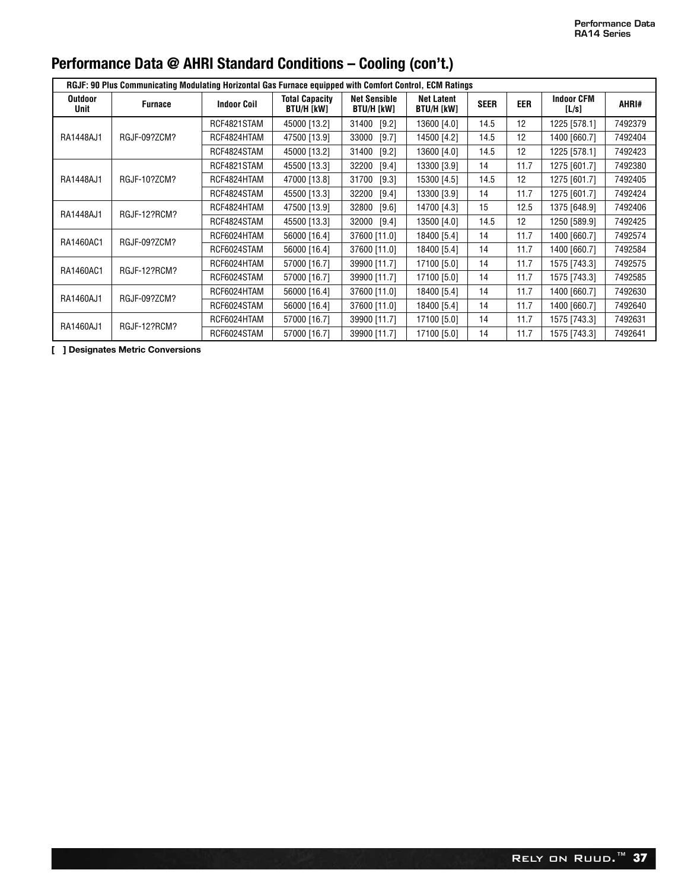## Performance Data @ AHRI Standard Conditions – Cooling (con't.)

| RGJF: 90 Plus Communicating Modulating Horizontal Gas Furnace equipped with Comfort Control, ECM Ratings | | | | | | | | | |
|---|---|---|---|---|---|---|---|---|---|
| **Outdoor Unit** | **Furnace** | **Indoor Coil** | **Total Capacity BTU/H [kW]** | **Net Sensible BTU/H [kW]** | **Net Latent BTU/H [kW]** | **SEER** | **EER** | **Indoor CFM [L/s]** | **AHRI#** |
| RA1448AJ1 | RGJF-09?ZCM? | RCF4821STAM | 45000 [13.2] | 31400 [9.2] | 13600 [4.0] | 14.5 | 12 | 1225 [578.1] | 7492379 |
| | | RCF4824HTAM | 47500 [13.9] | 33000 [9.7] | 14500 [4.2] | 14.5 | 12 | 1400 [660.7] | 7492404 |
| | | RCF4824STAM | 45000 [13.2] | 31400 [9.2] | 13600 [4.0] | 14.5 | 12 | 1225 [578.1] | 7492423 |
| RA1448AJ1 | RGJF-10?ZCM? | RCF4821STAM | 45500 [13.3] | 32200 [9.4] | 13300 [3.9] | 14 | 11.7 | 1275 [601.7] | 7492380 |
| | | RCF4824HTAM | 47000 [13.8] | 31700 [9.3] | 15300 [4.5] | 14.5 | 12 | 1275 [601.7] | 7492405 |
| | | RCF4824STAM | 45500 [13.3] | 32200 [9.4] | 13300 [3.9] | 14 | 11.7 | 1275 [601.7] | 7492424 |
| RA1448AJ1 | RGJF-12?RCM? | RCF4824HTAM | 47500 [13.9] | 32800 [9.6] | 14700 [4.3] | 15 | 12.5 | 1375 [648.9] | 7492406 |
| | | RCF4824STAM | 45500 [13.3] | 32000 [9.4] | 13500 [4.0] | 14.5 | 12 | 1250 [589.9] | 7492425 |
| RA1460AC1 | RGJF-09?ZCM? | RCF6024HTAM | 56000 [16.4] | 37600 [11.0] | 18400 [5.4] | 14 | 11.7 | 1400 [660.7] | 7492574 |
| | | RCF6024STAM | 56000 [16.4] | 37600 [11.0] | 18400 [5.4] | 14 | 11.7 | 1400 [660.7] | 7492584 |
| RA1460AC1 | RGJF-12?RCM? | RCF6024HTAM | 57000 [16.7] | 39900 [11.7] | 17100 [5.0] | 14 | 11.7 | 1575 [743.3] | 7492575 |
| | | RCF6024STAM | 57000 [16.7] | 39900 [11.7] | 17100 [5.0] | 14 | 11.7 | 1575 [743.3] | 7492585 |
| RA1460AJ1 | RGJF-09?ZCM? | RCF6024HTAM | 56000 [16.4] | 37600 [11.0] | 18400 [5.4] | 14 | 11.7 | 1400 [660.7] | 7492630 |
| | | RCF6024STAM | 56000 [16.4] | 37600 [11.0] | 18400 [5.4] | 14 | 11.7 | 1400 [660.7] | 7492640 |
| RA1460AJ1 | RGJF-12?RCM? | RCF6024HTAM | 57000 [16.7] | 39900 [11.7] | 17100 [5.0] | 14 | 11.7 | 1575 [743.3] | 7492631 |
| | | RCF6024STAM | 57000 [16.7] | 39900 [11.7] | 17100 [5.0] | 14 | 11.7 | 1575 [743.3] | 7492641 |

**[ ] Designates Metric Conversions**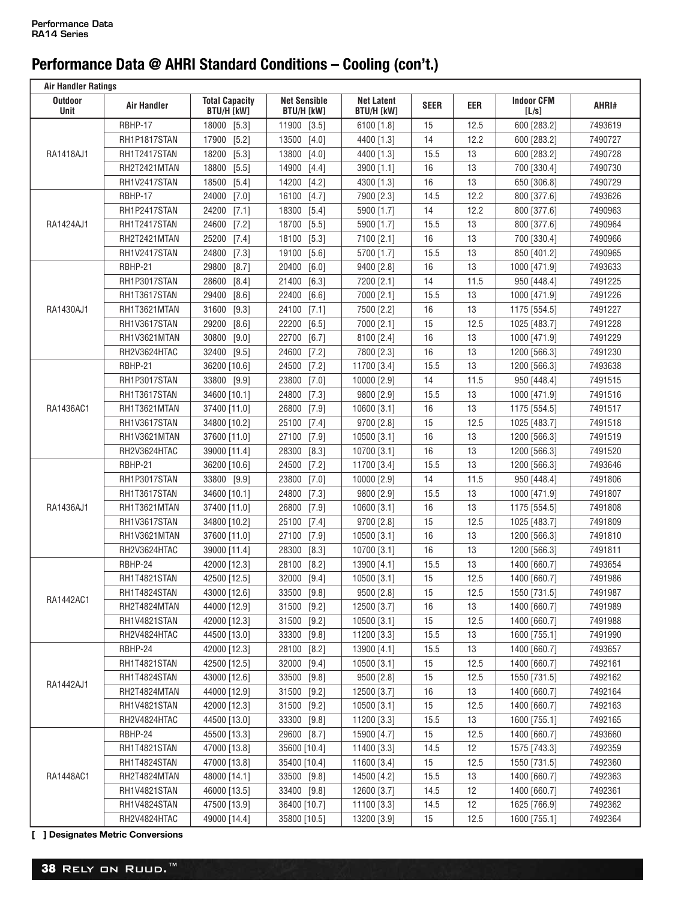## Performance Data @ AHRI Standard Conditions – Cooling (con't.)

| Air Handler Ratings | | | | | | | | |
|---|---|---|---|---|---|---|---|---|
| Outdoor Unit | Air Handler | Total Capacity BTU/H [kW] | Net Sensible BTU/H [kW] | Net Latent BTU/H [kW] | SEER | EER | Indoor CFM [L/s] | AHRI# |
| RA1418AJ1 | RBHP-17 | 18000 [5.3] | 11900 [3.5] | 6100 [1.8] | 15 | 12.5 | 600 [283.2] | 7493619 |
| | RH1P1817STAN | 17900 [5.2] | 13500 [4.0] | 4400 [1.3] | 14 | 12.2 | 600 [283.2] | 7490727 |
| | RH1T2417STAN | 18200 [5.3] | 13800 [4.0] | 4400 [1.3] | 15.5 | 13 | 600 [283.2] | 7490728 |
| | RH2T2421MTAN | 18800 [5.5] | 14900 [4.4] | 3900 [1.1] | 16 | 13 | 700 [330.4] | 7490730 |
| | RH1V2417STAN | 18500 [5.4] | 14200 [4.2] | 4300 [1.3] | 16 | 13 | 650 [306.8] | 7490729 |
| RA1424AJ1 | RBHP-17 | 24000 [7.0] | 16100 [4.7] | 7900 [2.3] | 14.5 | 12.2 | 800 [377.6] | 7493626 |
| | RH1P2417STAN | 24200 [7.1] | 18300 [5.4] | 5900 [1.7] | 14 | 12.2 | 800 [377.6] | 7490963 |
| | RH1T2417STAN | 24600 [7.2] | 18700 [5.5] | 5900 [1.7] | 15.5 | 13 | 800 [377.6] | 7490964 |
| | RH2T2421MTAN | 25200 [7.4] | 18100 [5.3] | 7100 [2.1] | 16 | 13 | 700 [330.4] | 7490966 |
| | RH1V2417STAN | 24800 [7.3] | 19100 [5.6] | 5700 [1.7] | 15.5 | 13 | 850 [401.2] | 7490965 |
| RA1430AJ1 | RBHP-21 | 29800 [8.7] | 20400 [6.0] | 9400 [2.8] | 16 | 13 | 1000 [471.9] | 7493633 |
| | RH1P3017STAN | 28600 [8.4] | 21400 [6.3] | 7200 [2.1] | 14 | 11.5 | 950 [448.4] | 7491225 |
| | RH1T3617STAN | 29400 [8.6] | 22400 [6.6] | 7000 [2.1] | 15.5 | 13 | 1000 [471.9] | 7491226 |
| | RH1T3621MTAN | 31600 [9.3] | 24100 [7.1] | 7500 [2.2] | 16 | 13 | 1175 [554.5] | 7491227 |
| | RH1V3617STAN | 29200 [8.6] | 22200 [6.5] | 7000 [2.1] | 15 | 12.5 | 1025 [483.7] | 7491228 |
| | RH1V3621MTAN | 30800 [9.0] | 22700 [6.7] | 8100 [2.4] | 16 | 13 | 1000 [471.9] | 7491229 |
| | RH2V3624HTAC | 32400 [9.5] | 24600 [7.2] | 7800 [2.3] | 16 | 13 | 1200 [566.3] | 7491230 |
| RA1436AC1 | RBHP-21 | 36200 [10.6] | 24500 [7.2] | 11700 [3.4] | 15.5 | 13 | 1200 [566.3] | 7493638 |
| | RH1P3017STAN | 33800 [9.9] | 23800 [7.0] | 10000 [2.9] | 14 | 11.5 | 950 [448.4] | 7491515 |
| | RH1T3617STAN | 34600 [10.1] | 24800 [7.3] | 9800 [2.9] | 15.5 | 13 | 1000 [471.9] | 7491516 |
| | RH1T3621MTAN | 37400 [11.0] | 26800 [7.9] | 10600 [3.1] | 16 | 13 | 1175 [554.5] | 7491517 |
| | RH1V3617STAN | 34800 [10.2] | 25100 [7.4] | 9700 [2.8] | 15 | 12.5 | 1025 [483.7] | 7491518 |
| | RH1V3621MTAN | 37600 [11.0] | 27100 [7.9] | 10500 [3.1] | 16 | 13 | 1200 [566.3] | 7491519 |
| | RH2V3624HTAC | 39000 [11.4] | 28300 [8.3] | 10700 [3.1] | 16 | 13 | 1200 [566.3] | 7491520 |
| RA1436AJ1 | RBHP-21 | 36200 [10.6] | 24500 [7.2] | 11700 [3.4] | 15.5 | 13 | 1200 [566.3] | 7493646 |
| | RH1P3017STAN | 33800 [9.9] | 23800 [7.0] | 10000 [2.9] | 14 | 11.5 | 950 [448.4] | 7491806 |
| | RH1T3617STAN | 34600 [10.1] | 24800 [7.3] | 9800 [2.9] | 15.5 | 13 | 1000 [471.9] | 7491807 |
| | RH1T3621MTAN | 37400 [11.0] | 26800 [7.9] | 10600 [3.1] | 16 | 13 | 1175 [554.5] | 7491808 |
| | RH1V3617STAN | 34800 [10.2] | 25100 [7.4] | 9700 [2.8] | 15 | 12.5 | 1025 [483.7] | 7491809 |
| | RH1V3621MTAN | 37600 [11.0] | 27100 [7.9] | 10500 [3.1] | 16 | 13 | 1200 [566.3] | 7491810 |
| | RH2V3624HTAC | 39000 [11.4] | 28300 [8.3] | 10700 [3.1] | 16 | 13 | 1200 [566.3] | 7491811 |
| RA1442AC1 | RBHP-24 | 42000 [12.3] | 28100 [8.2] | 13900 [4.1] | 15.5 | 13 | 1400 [660.7] | 7493654 |
| | RH1T4821STAN | 42500 [12.5] | 32000 [9.4] | 10500 [3.1] | 15 | 12.5 | 1400 [660.7] | 7491986 |
| | RH1T4824STAN | 43000 [12.6] | 33500 [9.8] | 9500 [2.8] | 15 | 12.5 | 1550 [731.5] | 7491987 |
| | RH2T4824MTAN | 44000 [12.9] | 31500 [9.2] | 12500 [3.7] | 16 | 13 | 1400 [660.7] | 7491989 |
| | RH1V4821STAN | 42000 [12.3] | 31500 [9.2] | 10500 [3.1] | 15 | 12.5 | 1400 [660.7] | 7491988 |
| | RH2V4824HTAC | 44500 [13.0] | 33300 [9.8] | 11200 [3.3] | 15.5 | 13 | 1600 [755.1] | 7491990 |
| RA1442AJ1 | RBHP-24 | 42000 [12.3] | 28100 [8.2] | 13900 [4.1] | 15.5 | 13 | 1400 [660.7] | 7493657 |
| | RH1T4821STAN | 42500 [12.5] | 32000 [9.4] | 10500 [3.1] | 15 | 12.5 | 1400 [660.7] | 7492161 |
| | RH1T4824STAN | 43000 [12.6] | 33500 [9.8] | 9500 [2.8] | 15 | 12.5 | 1550 [731.5] | 7492162 |
| | RH2T4824MTAN | 44000 [12.9] | 31500 [9.2] | 12500 [3.7] | 16 | 13 | 1400 [660.7] | 7492164 |
| | RH1V4821STAN | 42000 [12.3] | 31500 [9.2] | 10500 [3.1] | 15 | 12.5 | 1400 [660.7] | 7492163 |
| | RH2V4824HTAC | 44500 [13.0] | 33300 [9.8] | 11200 [3.3] | 15.5 | 13 | 1600 [755.1] | 7492165 |
| RA1448AC1 | RBHP-24 | 45500 [13.3] | 29600 [8.7] | 15900 [4.7] | 15 | 12.5 | 1400 [660.7] | 7493660 |
| | RH1T4821STAN | 47000 [13.8] | 35600 [10.4] | 11400 [3.3] | 14.5 | 12 | 1575 [743.3] | 7492359 |
| | RH1T4824STAN | 47000 [13.8] | 35400 [10.4] | 11600 [3.4] | 15 | 12.5 | 1550 [731.5] | 7492360 |
| | RH2T4824MTAN | 48000 [14.1] | 33500 [9.8] | 14500 [4.2] | 15.5 | 13 | 1400 [660.7] | 7492363 |
| | RH1V4821STAN | 46000 [13.5] | 33400 [9.8] | 12600 [3.7] | 14.5 | 12 | 1400 [660.7] | 7492361 |
| | RH1V4824STAN | 47500 [13.9] | 36400 [10.7] | 11100 [3.3] | 14.5 | 12 | 1625 [766.9] | 7492362 |
| | RH2V4824HTAC | 49000 [14.4] | 35800 [10.5] | 13200 [3.9] | 15 | 12.5 | 1600 [755.1] | 7492364 |

**[ ] Designates Metric Conversions**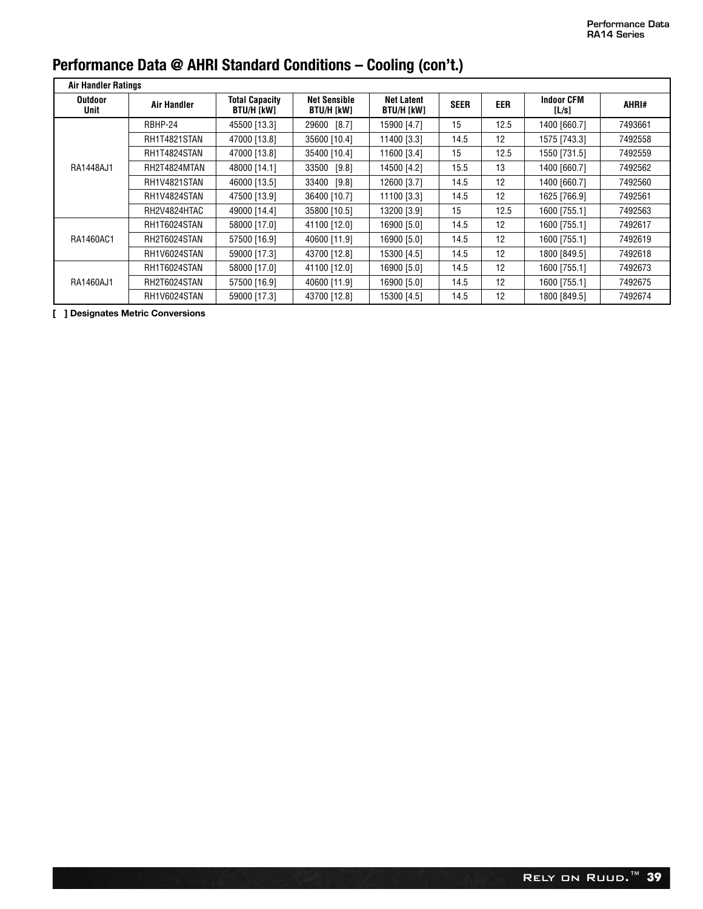# Performance Data @ AHRI Standard Conditions – Cooling (con't.)

| Air Handler Ratings | | | | | | | | |
|---|---|---|---|---|---|---|---|---|
| Outdoor Unit | Air Handler | Total Capacity BTU/H [kW] | Net Sensible BTU/H [kW] | Net Latent BTU/H [kW] | SEER | EER | Indoor CFM [L/s] | AHRI# |
| RA1448AJ1 | RBHP-24 | 45500 [13.3] | 29600 [8.7] | 15900 [4.7] | 15 | 12.5 | 1400 [660.7] | 7493661 |
| | RH1T4821STAN | 47000 [13.8] | 35600 [10.4] | 11400 [3.3] | 14.5 | 12 | 1575 [743.3] | 7492558 |
| | RH1T4824STAN | 47000 [13.8] | 35400 [10.4] | 11600 [3.4] | 15 | 12.5 | 1550 [731.5] | 7492559 |
| | RH2T4824MTAN | 48000 [14.1] | 33500 [9.8] | 14500 [4.2] | 15.5 | 13 | 1400 [660.7] | 7492562 |
| | RH1V4821STAN | 46000 [13.5] | 33400 [9.8] | 12600 [3.7] | 14.5 | 12 | 1400 [660.7] | 7492560 |
| | RH1V4824STAN | 47500 [13.9] | 36400 [10.7] | 11100 [3.3] | 14.5 | 12 | 1625 [766.9] | 7492561 |
| | RH2V4824HTAC | 49000 [14.4] | 35800 [10.5] | 13200 [3.9] | 15 | 12.5 | 1600 [755.1] | 7492563 |
| RA1460AC1 | RH1T6024STAN | 58000 [17.0] | 41100 [12.0] | 16900 [5.0] | 14.5 | 12 | 1600 [755.1] | 7492617 |
| | RH2T6024STAN | 57500 [16.9] | 40600 [11.9] | 16900 [5.0] | 14.5 | 12 | 1600 [755.1] | 7492619 |
| | RH1V6024STAN | 59000 [17.3] | 43700 [12.8] | 15300 [4.5] | 14.5 | 12 | 1800 [849.5] | 7492618 |
| RA1460AJ1 | RH1T6024STAN | 58000 [17.0] | 41100 [12.0] | 16900 [5.0] | 14.5 | 12 | 1600 [755.1] | 7492673 |
| | RH2T6024STAN | 57500 [16.9] | 40600 [11.9] | 16900 [5.0] | 14.5 | 12 | 1600 [755.1] | 7492675 |
| | RH1V6024STAN | 59000 [17.3] | 43700 [12.8] | 15300 [4.5] | 14.5 | 12 | 1800 [849.5] | 7492674 |

**[ ] Designates Metric Conversions**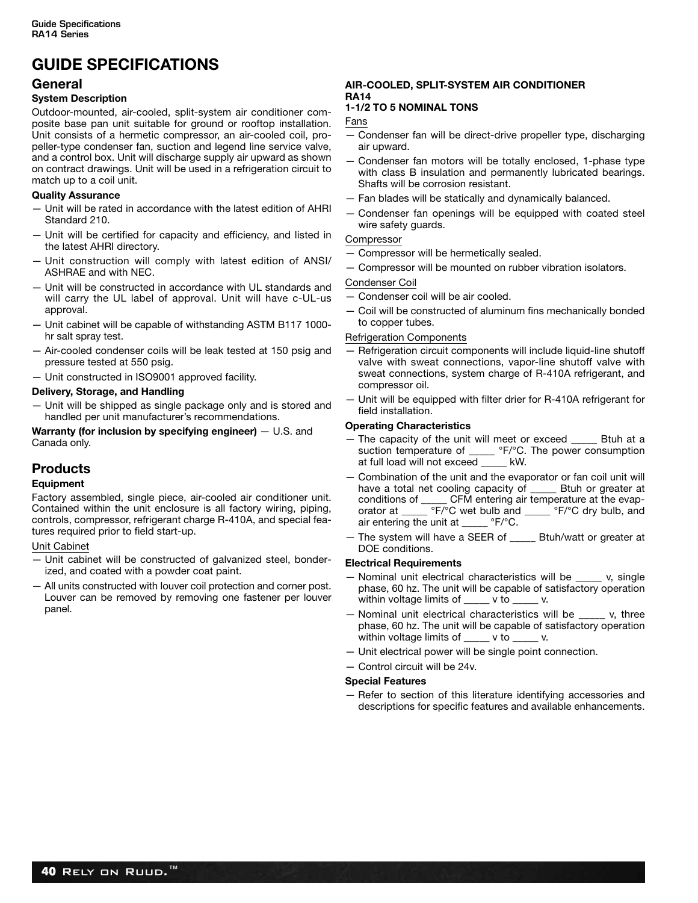# GUIDE SPECIFICATIONS

## General

### System Description

Outdoor-mounted, air-cooled, split-system air conditioner composite base pan unit suitable for ground or rooftop installation. Unit consists of a hermetic compressor, an air-cooled coil, propeller-type condenser fan, suction and legend line service valve, and a control box. Unit will discharge supply air upward as shown on contract drawings. Unit will be used in a refrigeration circuit to match up to a coil unit.

### Quality Assurance

- Unit will be rated in accordance with the latest edition of AHRI Standard 210.
- Unit will be certified for capacity and efficiency, and listed in the latest AHRI directory.
- Unit construction will comply with latest edition of ANSI/ ASHRAE and with NEC.
- Unit will be constructed in accordance with UL standards and will carry the UL label of approval. Unit will have c-UL-us approval.
- Unit cabinet will be capable of withstanding ASTM B117 1000-hr salt spray test.
- Air-cooled condenser coils will be leak tested at 150 psig and pressure tested at 550 psig.
- Unit constructed in ISO9001 approved facility.

### Delivery, Storage, and Handling

- Unit will be shipped as single package only and is stored and handled per unit manufacturer's recommendations.

**Warranty (for inclusion by specifying engineer)** — U.S. and Canada only.

## Products

### Equipment

Factory assembled, single piece, air-cooled air conditioner unit. Contained within the unit enclosure is all factory wiring, piping, controls, compressor, refrigerant charge R-410A, and special features required prior to field start-up.

Unit Cabinet

- Unit cabinet will be constructed of galvanized steel, bonderized, and coated with a powder coat paint.
- All units constructed with louver coil protection and corner post. Louver can be removed by removing one fastener per louver panel.

**AIR-COOLED, SPLIT-SYSTEM AIR CONDITIONER**
**RA14**
**1-1/2 TO 5 NOMINAL TONS**

Fans

- Condenser fan will be direct-drive propeller type, discharging air upward.
- Condenser fan motors will be totally enclosed, 1-phase type with class B insulation and permanently lubricated bearings. Shafts will be corrosion resistant.
- Fan blades will be statically and dynamically balanced.
- Condenser fan openings will be equipped with coated steel wire safety guards.

Compressor

- Compressor will be hermetically sealed.
- Compressor will be mounted on rubber vibration isolators.

Condenser Coil

- Condenser coil will be air cooled.
- Coil will be constructed of aluminum fins mechanically bonded to copper tubes.

Refrigeration Components

- Refrigeration circuit components will include liquid-line shutoff valve with sweat connections, vapor-line shutoff valve with sweat connections, system charge of R-410A refrigerant, and compressor oil.
- Unit will be equipped with filter drier for R-410A refrigerant for field installation.

### Operating Characteristics

- The capacity of the unit will meet or exceed _____ Btuh at a suction temperature of _____ °F/°C. The power consumption at full load will not exceed _____ kW.
- Combination of the unit and the evaporator or fan coil unit will have a total net cooling capacity of _____ Btuh or greater at conditions of _____ CFM entering air temperature at the evaporator at _____ °F/°C wet bulb and _____ °F/°C dry bulb, and air entering the unit at _____ °F/°C.
- The system will have a SEER of _____ Btuh/watt or greater at DOE conditions.

### Electrical Requirements

- Nominal unit electrical characteristics will be _____ v, single phase, 60 hz. The unit will be capable of satisfactory operation within voltage limits of _____ v to _____ v.
- Nominal unit electrical characteristics will be _____ v, three phase, 60 hz. The unit will be capable of satisfactory operation within voltage limits of _____ v to _____ v.
- Unit electrical power will be single point connection.
- Control circuit will be 24v.

### Special Features

- Refer to section of this literature identifying accessories and descriptions for specific features and available enhancements.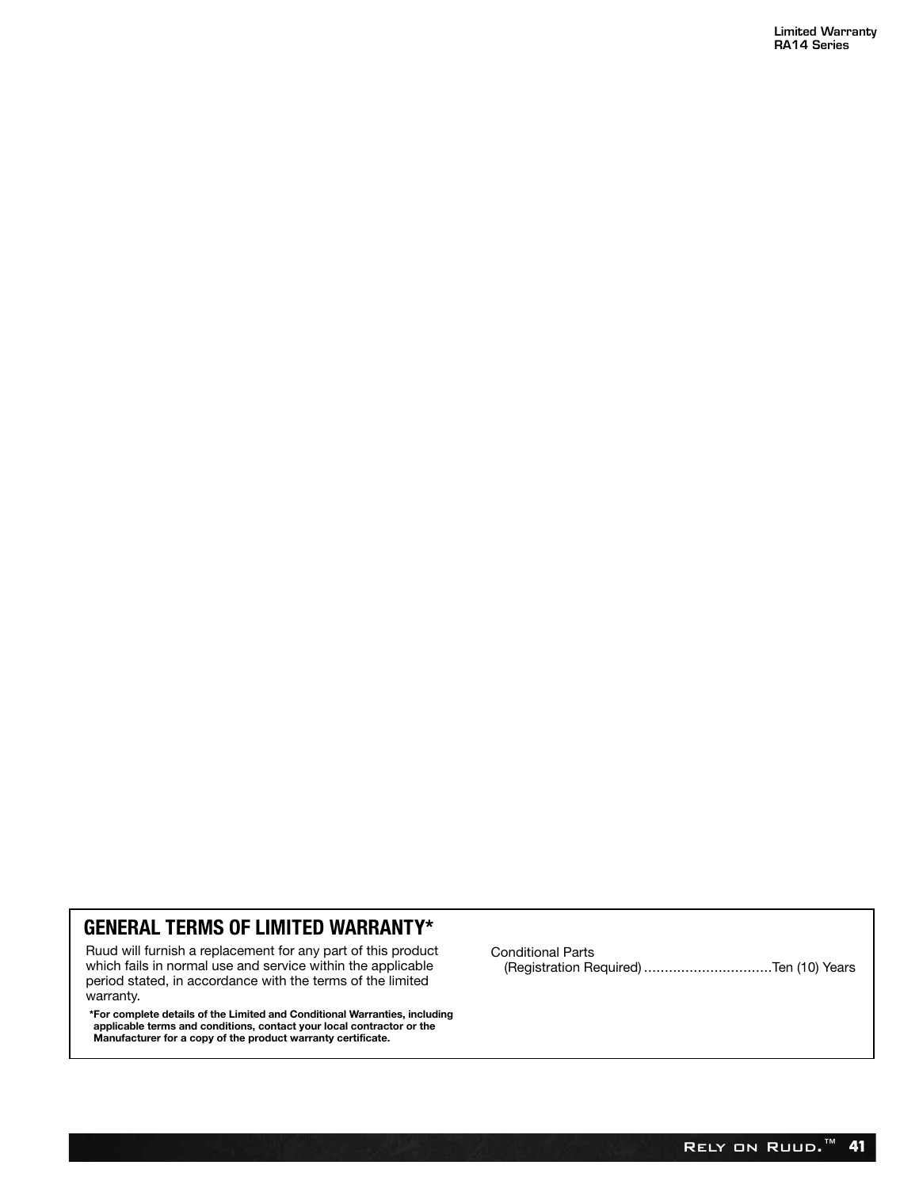## GENERAL TERMS OF LIMITED WARRANTY*

Ruud will furnish a replacement for any part of this product which fails in normal use and service within the applicable period stated, in accordance with the terms of the limited warranty.

**\*For complete details of the Limited and Conditional Warranties, including applicable terms and conditions, contact your local contractor or the Manufacturer for a copy of the product warranty certificate.**

Conditional Parts
(Registration Required) ...............................Ten (10) Years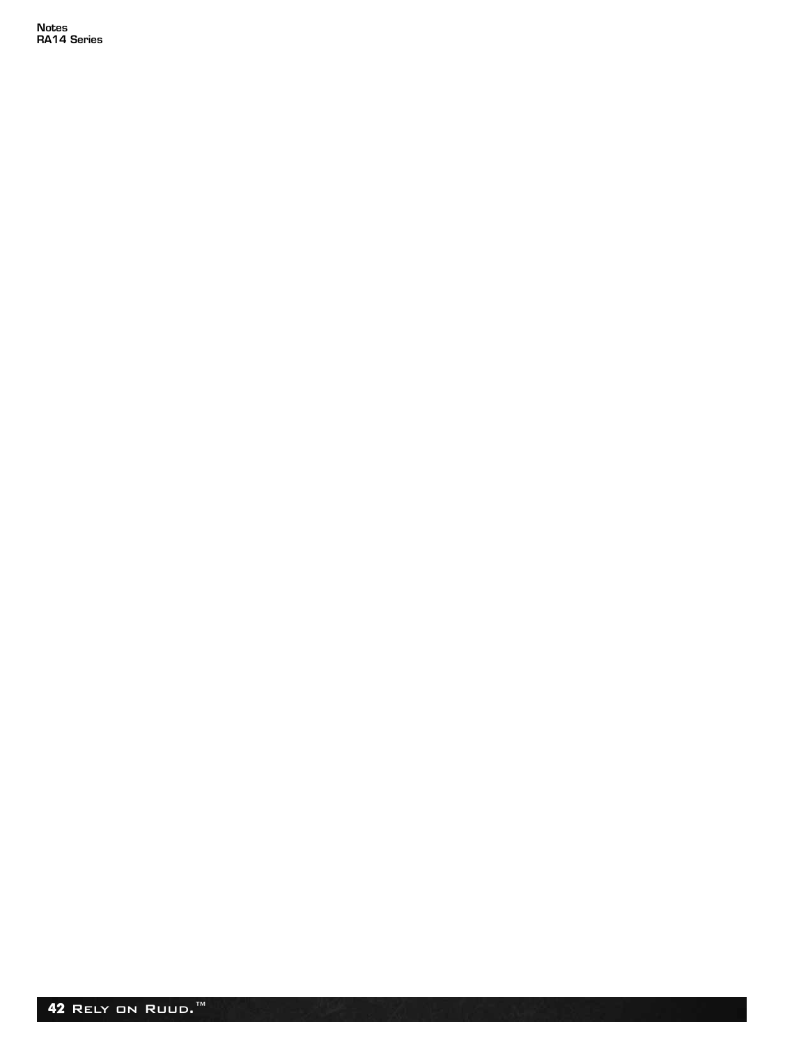# Notes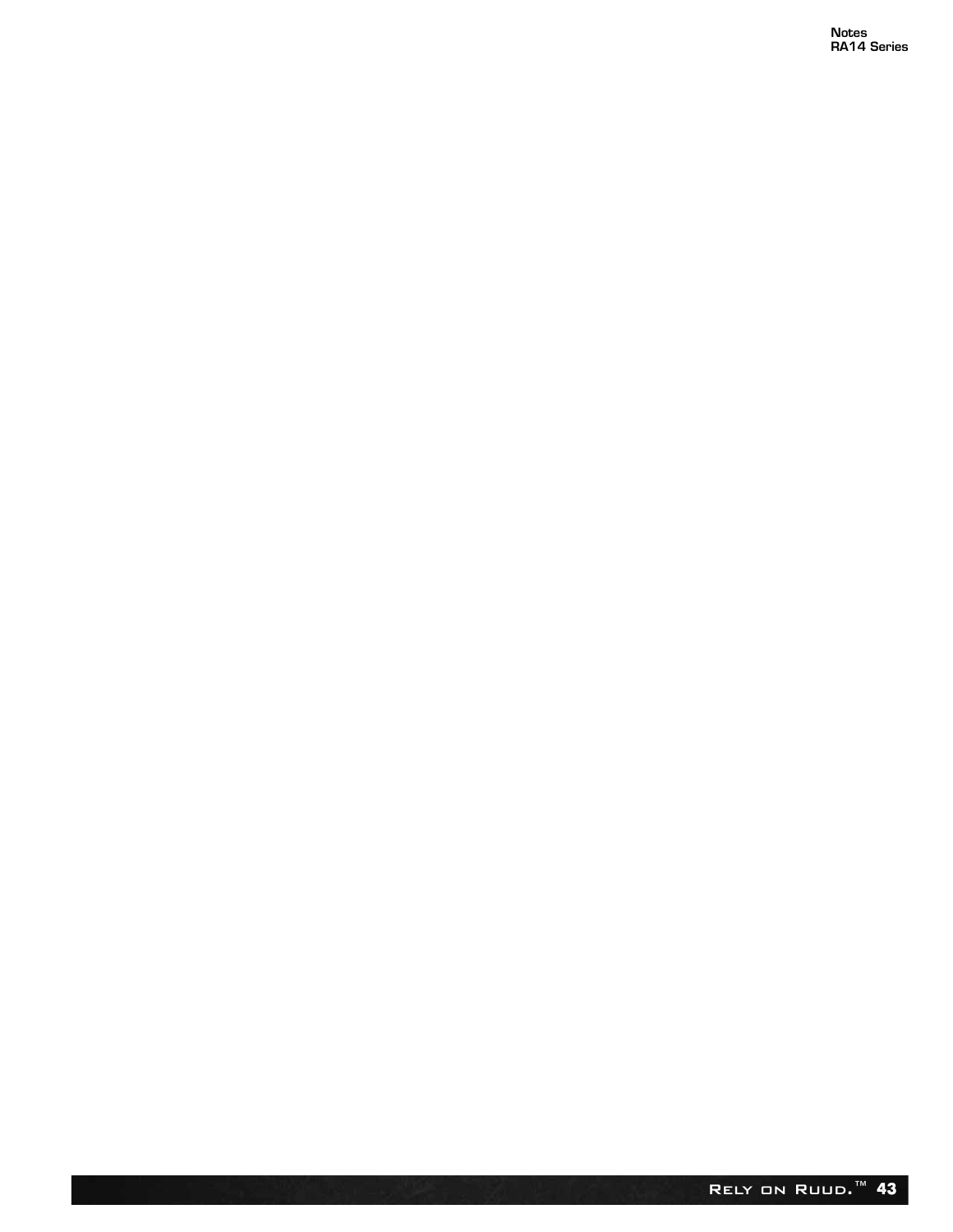# Notes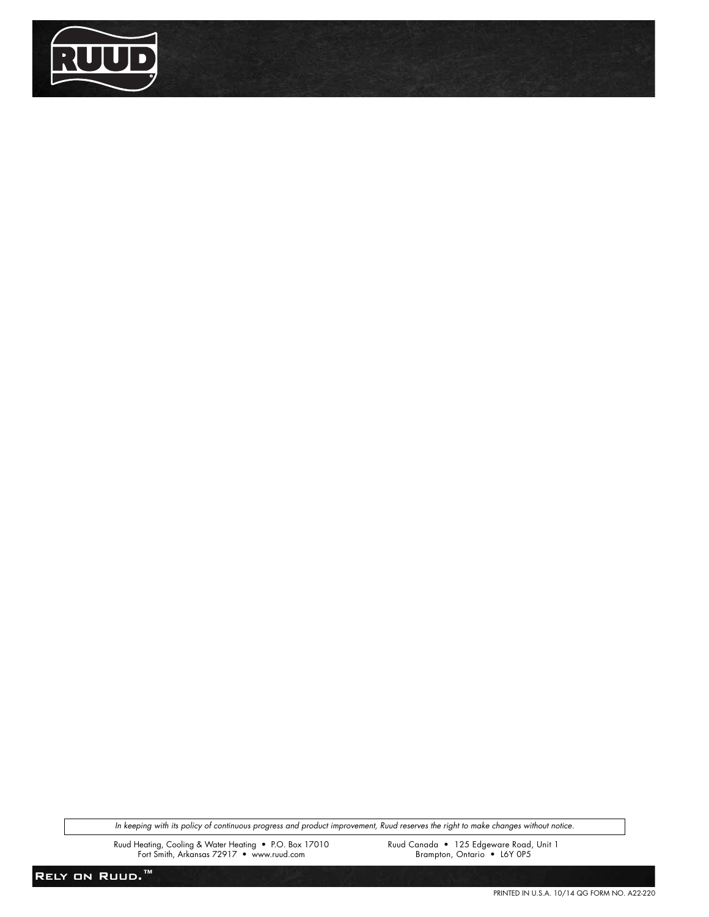*In keeping with its policy of continuous progress and product improvement, Ruud reserves the right to make changes without notice.*

Ruud Heating, Cooling & Water Heating • P.O. Box 17010
Fort Smith, Arkansas 72917 • www.ruud.com

Ruud Canada • 125 Edgeware Road, Unit 1
Brampton, Ontario • L6Y 0P5

RELY ON RUUD.™

PRINTED IN U.S.A. 10/14 QG FORM NO. A22-220